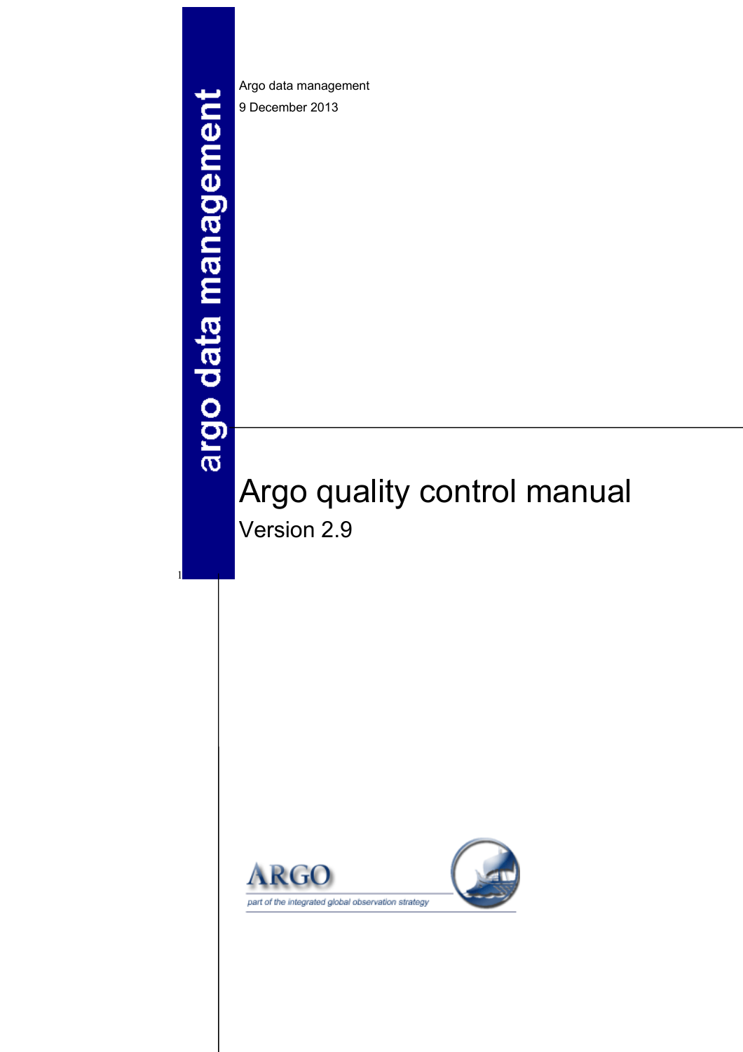argo data management

Argo data management

9 December 2013

# Argo quality control manual

## Version 2.9

ARGO

part of the integrated global observation strategy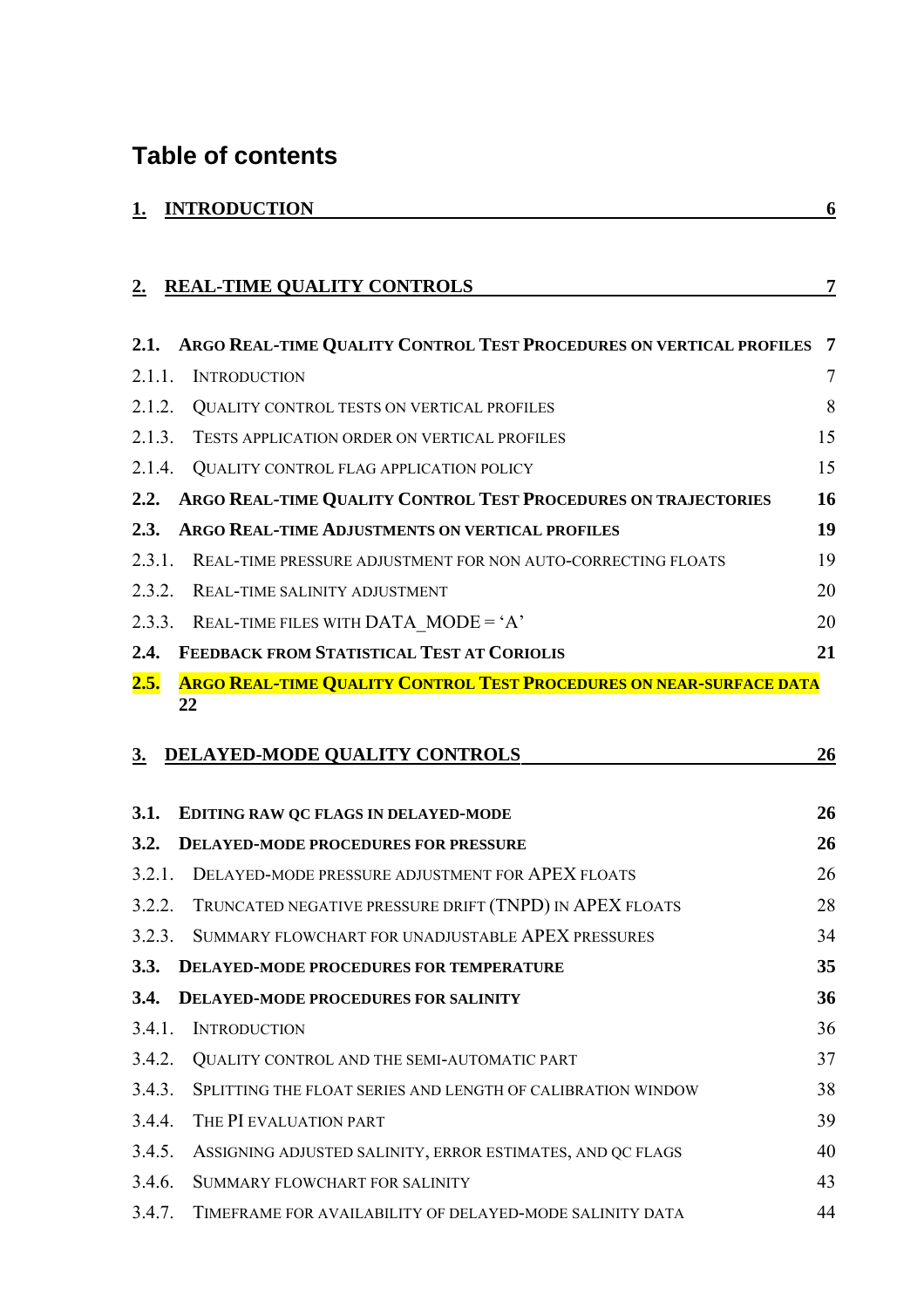# Table of contents

| | | |
|---|---|---|
| **1.** | **INTRODUCTION** | **6** |
| **2.** | **REAL-TIME QUALITY CONTROLS** | **7** |
| **2.1.** | **ARGO REAL-TIME QUALITY CONTROL TEST PROCEDURES ON VERTICAL PROFILES** | **7** |
| 2.1.1. | INTRODUCTION | 7 |
| 2.1.2. | QUALITY CONTROL TESTS ON VERTICAL PROFILES | 8 |
| 2.1.3. | TESTS APPLICATION ORDER ON VERTICAL PROFILES | 15 |
| 2.1.4. | QUALITY CONTROL FLAG APPLICATION POLICY | 15 |
| **2.2.** | **ARGO REAL-TIME QUALITY CONTROL TEST PROCEDURES ON TRAJECTORIES** | **16** |
| **2.3.** | **ARGO REAL-TIME ADJUSTMENTS ON VERTICAL PROFILES** | **19** |
| 2.3.1. | REAL-TIME PRESSURE ADJUSTMENT FOR NON AUTO-CORRECTING FLOATS | 19 |
| 2.3.2. | REAL-TIME SALINITY ADJUSTMENT | 20 |
| 2.3.3. | REAL-TIME FILES WITH DATA_MODE = 'A' | 20 |
| **2.4.** | **FEEDBACK FROM STATISTICAL TEST AT CORIOLIS** | **21** |
| **2.5.** | **ARGO REAL-TIME QUALITY CONTROL TEST PROCEDURES ON NEAR-SURFACE DATA** | **22** |
| **3.** | **DELAYED-MODE QUALITY CONTROLS** | **26** |
| **3.1.** | **EDITING RAW QC FLAGS IN DELAYED-MODE** | **26** |
| **3.2.** | **DELAYED-MODE PROCEDURES FOR PRESSURE** | **26** |
| 3.2.1. | DELAYED-MODE PRESSURE ADJUSTMENT FOR APEX FLOATS | 26 |
| 3.2.2. | TRUNCATED NEGATIVE PRESSURE DRIFT (TNPD) IN APEX FLOATS | 28 |
| 3.2.3. | SUMMARY FLOWCHART FOR UNADJUSTABLE APEX PRESSURES | 34 |
| **3.3.** | **DELAYED-MODE PROCEDURES FOR TEMPERATURE** | **35** |
| **3.4.** | **DELAYED-MODE PROCEDURES FOR SALINITY** | **36** |
| 3.4.1. | INTRODUCTION | 36 |
| 3.4.2. | QUALITY CONTROL AND THE SEMI-AUTOMATIC PART | 37 |
| 3.4.3. | SPLITTING THE FLOAT SERIES AND LENGTH OF CALIBRATION WINDOW | 38 |
| 3.4.4. | THE PI EVALUATION PART | 39 |
| 3.4.5. | ASSIGNING ADJUSTED SALINITY, ERROR ESTIMATES, AND QC FLAGS | 40 |
| 3.4.6. | SUMMARY FLOWCHART FOR SALINITY | 43 |
| 3.4.7. | TIMEFRAME FOR AVAILABILITY OF DELAYED-MODE SALINITY DATA | 44 |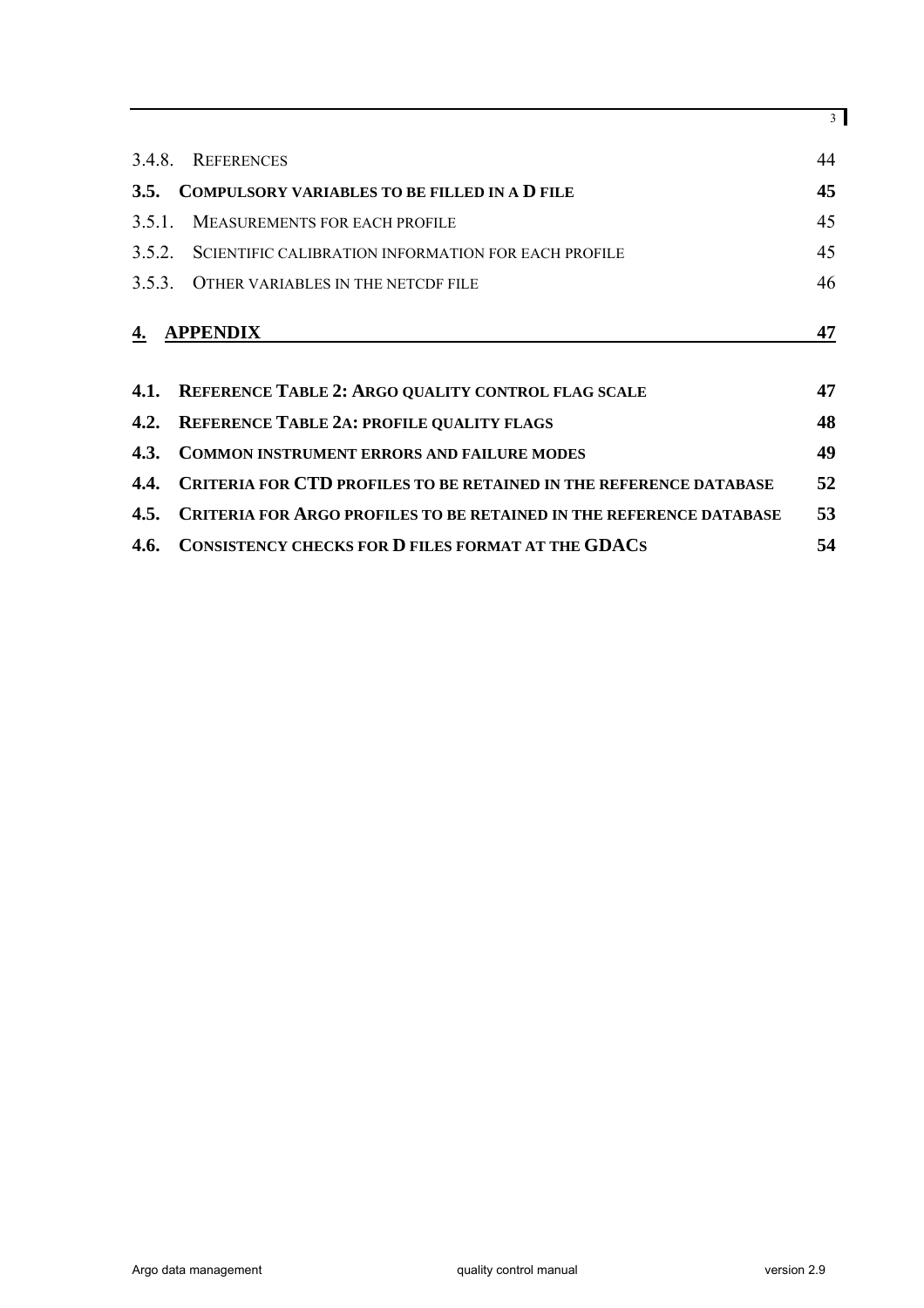| | | |
|---|---|---|
| 3.4.8. | REFERENCES | 44 |
| **3.5.** | **COMPULSORY VARIABLES TO BE FILLED IN A D FILE** | **45** |
| 3.5.1. | MEASUREMENTS FOR EACH PROFILE | 45 |
| 3.5.2. | SCIENTIFIC CALIBRATION INFORMATION FOR EACH PROFILE | 45 |
| 3.5.3. | OTHER VARIABLES IN THE NETCDF FILE | 46 |
| **4.** | **APPENDIX** | **47** |
| **4.1.** | **REFERENCE TABLE 2: ARGO QUALITY CONTROL FLAG SCALE** | **47** |
| **4.2.** | **REFERENCE TABLE 2A: PROFILE QUALITY FLAGS** | **48** |
| **4.3.** | **COMMON INSTRUMENT ERRORS AND FAILURE MODES** | **49** |
| **4.4.** | **CRITERIA FOR CTD PROFILES TO BE RETAINED IN THE REFERENCE DATABASE** | **52** |
| **4.5.** | **CRITERIA FOR ARGO PROFILES TO BE RETAINED IN THE REFERENCE DATABASE** | **53** |
| **4.6.** | **CONSISTENCY CHECKS FOR D FILES FORMAT AT THE GDACS** | **54** |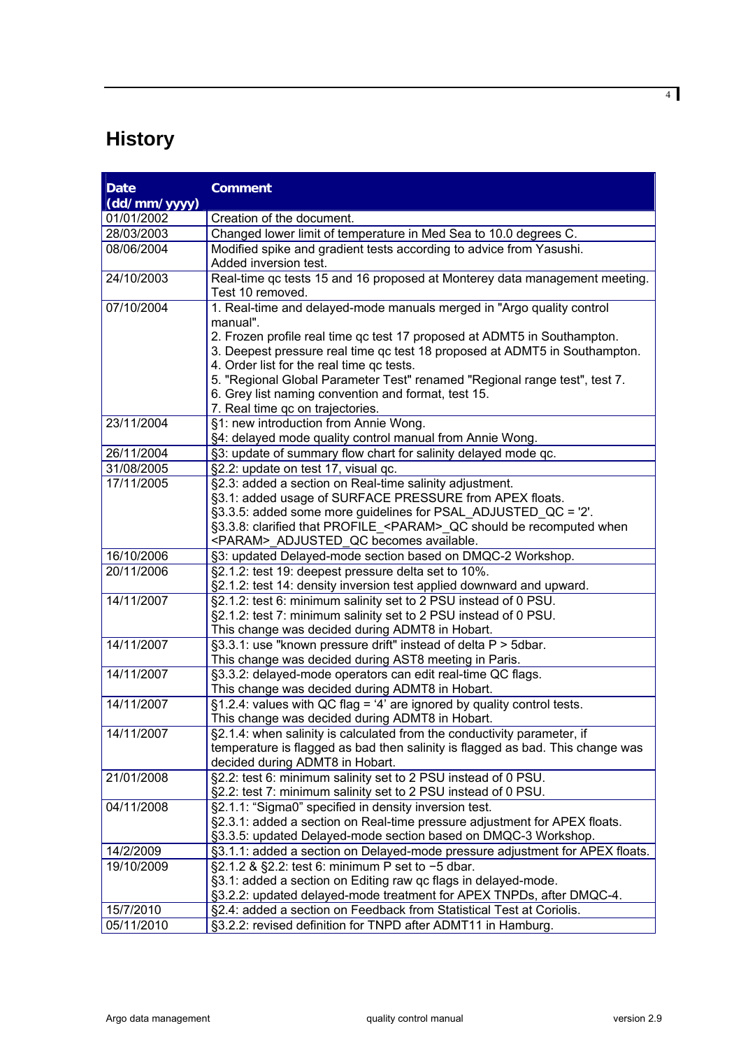# History

| Date (dd/mm/yyyy) | Comment |
|---|---|
| 01/01/2002 | Creation of the document. |
| 28/03/2003 | Changed lower limit of temperature in Med Sea to 10.0 degrees C. |
| 08/06/2004 | Modified spike and gradient tests according to advice from Yasushi.<br>Added inversion test. |
| 24/10/2003 | Real-time qc tests 15 and 16 proposed at Monterey data management meeting.<br>Test 10 removed. |
| 07/10/2004 | 1. Real-time and delayed-mode manuals merged in "Argo quality control manual".<br>2. Frozen profile real time qc test 17 proposed at ADMT5 in Southampton.<br>3. Deepest pressure real time qc test 18 proposed at ADMT5 in Southampton.<br>4. Order list for the real time qc tests.<br>5. "Regional Global Parameter Test" renamed "Regional range test", test 7.<br>6. Grey list naming convention and format, test 15.<br>7. Real time qc on trajectories. |
| 23/11/2004 | §1: new introduction from Annie Wong.<br>§4: delayed mode quality control manual from Annie Wong. |
| 26/11/2004 | §3: update of summary flow chart for salinity delayed mode qc. |
| 31/08/2005 | §2.2: update on test 17, visual qc. |
| 17/11/2005 | §2.3: added a section on Real-time salinity adjustment.<br>§3.1: added usage of SURFACE PRESSURE from APEX floats.<br>§3.3.5: added some more guidelines for PSAL_ADJUSTED_QC = '2'.<br>§3.3.8: clarified that PROFILE_<PARAM>_QC should be recomputed when <PARAM>_ADJUSTED_QC becomes available. |
| 16/10/2006 | §3: updated Delayed-mode section based on DMQC-2 Workshop. |
| 20/11/2006 | §2.1.2: test 19: deepest pressure delta set to 10%.<br>§2.1.2: test 14: density inversion test applied downward and upward. |
| 14/11/2007 | §2.1.2: test 6: minimum salinity set to 2 PSU instead of 0 PSU.<br>§2.1.2: test 7: minimum salinity set to 2 PSU instead of 0 PSU.<br>This change was decided during ADMT8 in Hobart. |
| 14/11/2007 | §3.3.1: use "known pressure drift" instead of delta P > 5dbar.<br>This change was decided during AST8 meeting in Paris. |
| 14/11/2007 | §3.3.2: delayed-mode operators can edit real-time QC flags.<br>This change was decided during ADMT8 in Hobart. |
| 14/11/2007 | §1.2.4: values with QC flag = '4' are ignored by quality control tests.<br>This change was decided during ADMT8 in Hobart. |
| 14/11/2007 | §2.1.4: when salinity is calculated from the conductivity parameter, if temperature is flagged as bad then salinity is flagged as bad. This change was decided during ADMT8 in Hobart. |
| 21/01/2008 | §2.2: test 6: minimum salinity set to 2 PSU instead of 0 PSU.<br>§2.2: test 7: minimum salinity set to 2 PSU instead of 0 PSU. |
| 04/11/2008 | §2.1.1: "Sigma0" specified in density inversion test.<br>§2.3.1: added a section on Real-time pressure adjustment for APEX floats.<br>§3.3.5: updated Delayed-mode section based on DMQC-3 Workshop. |
| 14/2/2009 | §3.1.1: added a section on Delayed-mode pressure adjustment for APEX floats. |
| 19/10/2009 | §2.1.2 & §2.2: test 6: minimum P set to −5 dbar.<br>§3.1: added a section on Editing raw qc flags in delayed-mode.<br>§3.2.2: updated delayed-mode treatment for APEX TNPDs, after DMQC-4. |
| 15/7/2010 | §2.4: added a section on Feedback from Statistical Test at Coriolis. |
| 05/11/2010 | §3.2.2: revised definition for TNPD after ADMT11 in Hamburg. |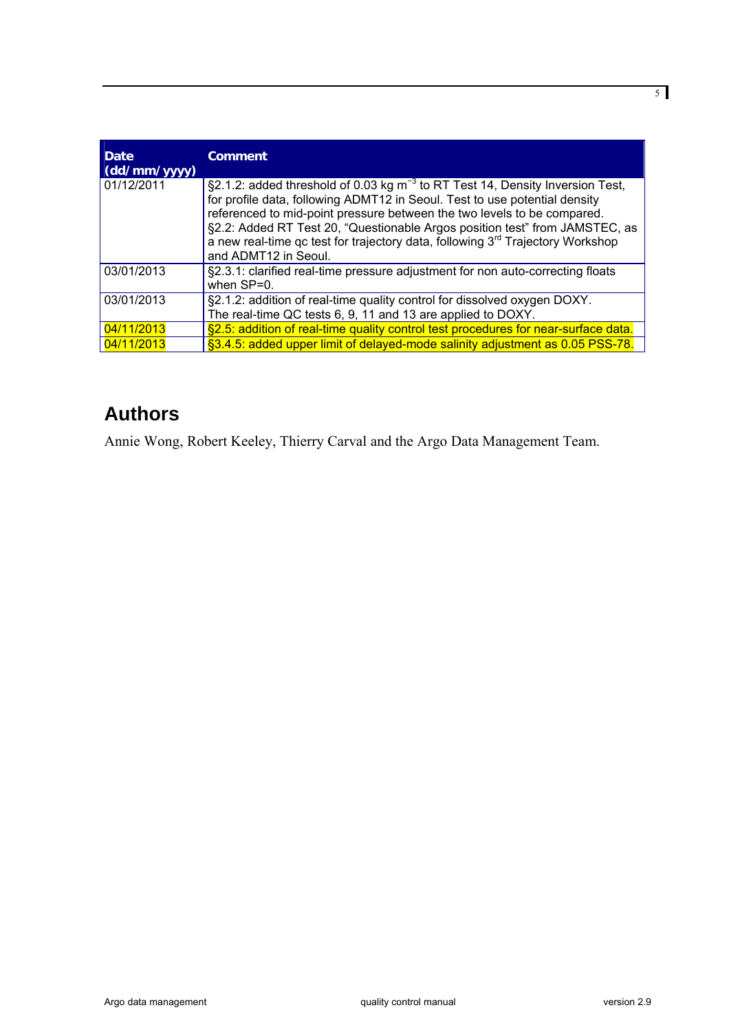| Date (dd/mm/yyyy) | Comment |
|---|---|
| 01/12/2011 | §2.1.2: added threshold of 0.03 kg $m^{-3}$ to RT Test 14, Density Inversion Test, for profile data, following ADMT12 in Seoul. Test to use potential density referenced to mid-point pressure between the two levels to be compared. §2.2: Added RT Test 20, “Questionable Argos position test” from JAMSTEC, as a new real-time qc test for trajectory data, following 3rd Trajectory Workshop and ADMT12 in Seoul. |
| 03/01/2013 | §2.3.1: clarified real-time pressure adjustment for non auto-correcting floats when SP=0. |
| 03/01/2013 | §2.1.2: addition of real-time quality control for dissolved oxygen DOXY. The real-time QC tests 6, 9, 11 and 13 are applied to DOXY. |
| 04/11/2013 | §2.5: addition of real-time quality control test procedures for near-surface data. |
| 04/11/2013 | §3.4.5: added upper limit of delayed-mode salinity adjustment as 0.05 PSS-78. |

## Authors

Annie Wong, Robert Keeley, Thierry Carval and the Argo Data Management Team.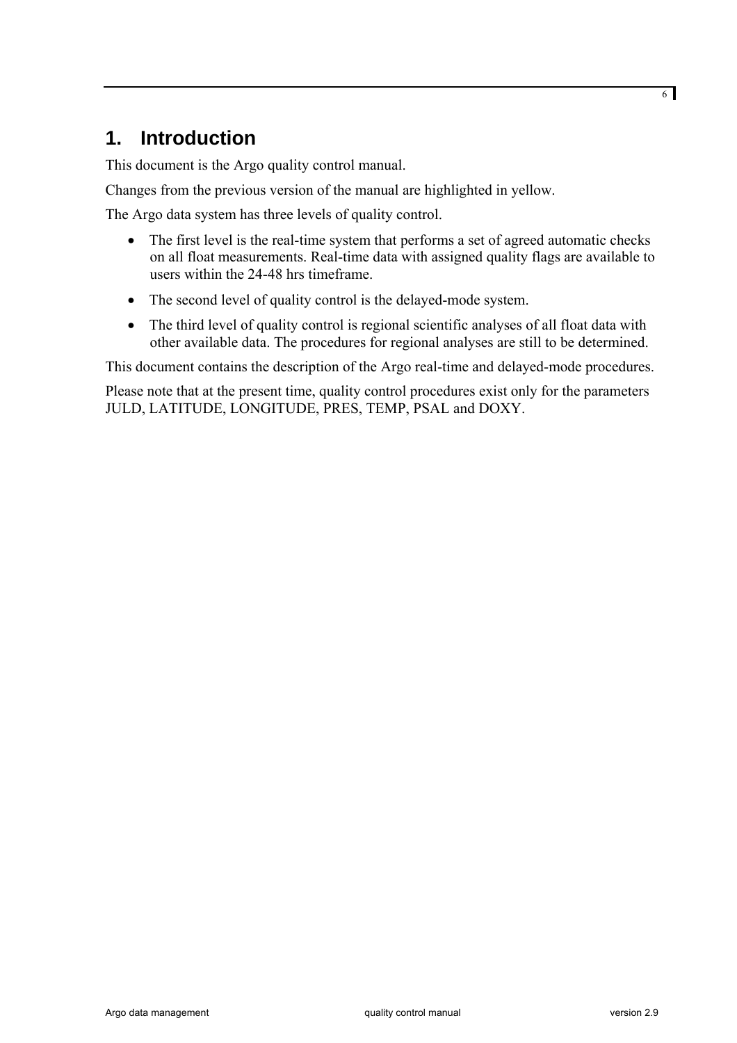# 1. Introduction

This document is the Argo quality control manual.

Changes from the previous version of the manual are highlighted in yellow.

The Argo data system has three levels of quality control.

- The first level is the real-time system that performs a set of agreed automatic checks on all float measurements. Real-time data with assigned quality flags are available to users within the 24-48 hrs timeframe.
- The second level of quality control is the delayed-mode system.
- The third level of quality control is regional scientific analyses of all float data with other available data. The procedures for regional analyses are still to be determined.

This document contains the description of the Argo real-time and delayed-mode procedures.

Please note that at the present time, quality control procedures exist only for the parameters JULD, LATITUDE, LONGITUDE, PRES, TEMP, PSAL and DOXY.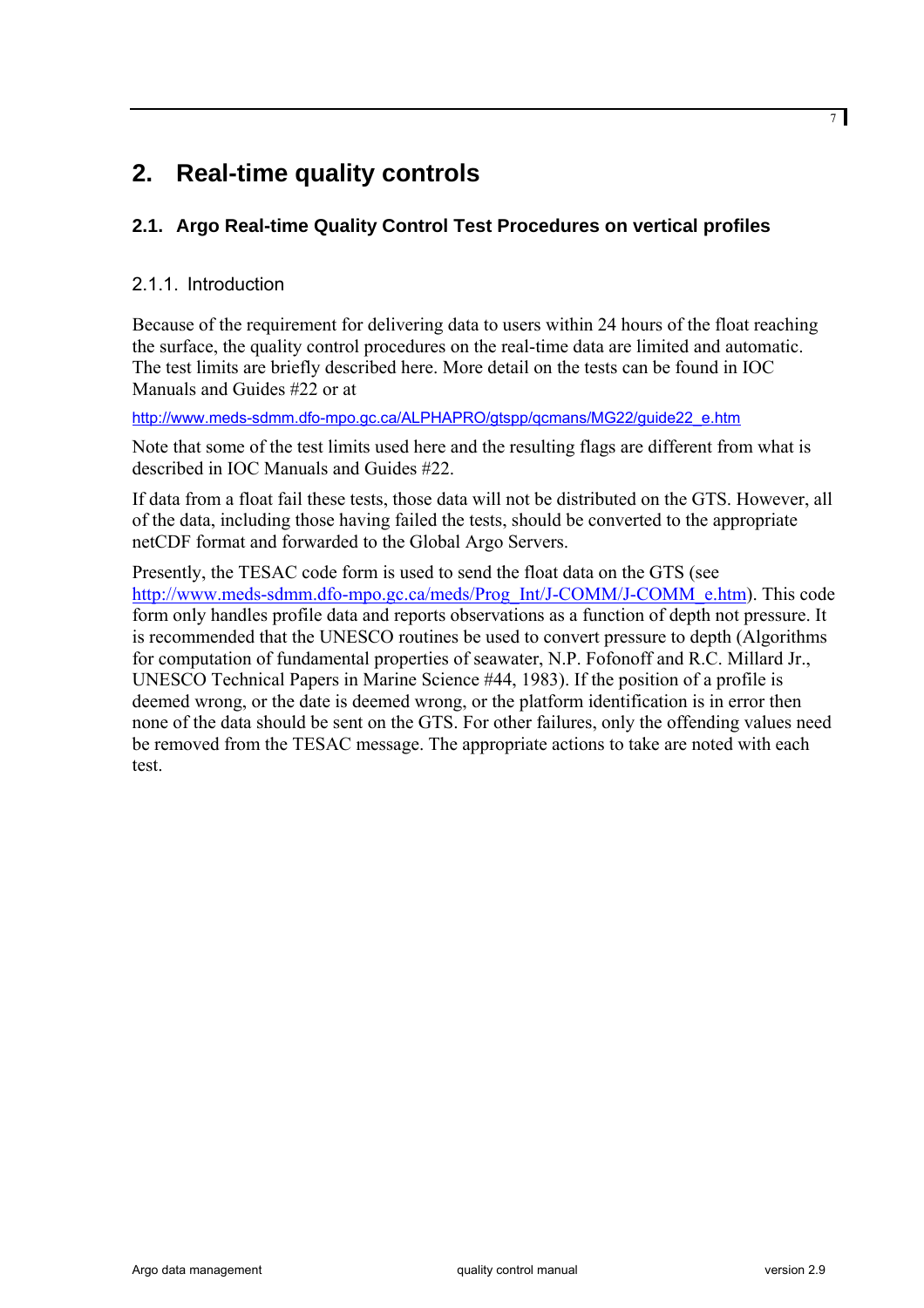# 2. Real-time quality controls

## 2.1. Argo Real-time Quality Control Test Procedures on vertical profiles

### 2.1.1. Introduction

Because of the requirement for delivering data to users within 24 hours of the float reaching the surface, the quality control procedures on the real-time data are limited and automatic. The test limits are briefly described here. More detail on the tests can be found in IOC Manuals and Guides #22 or at

http://www.meds-sdmm.dfo-mpo.gc.ca/ALPHAPRO/gtspp/qcmans/MG22/guide22_e.htm

Note that some of the test limits used here and the resulting flags are different from what is described in IOC Manuals and Guides #22.

If data from a float fail these tests, those data will not be distributed on the GTS. However, all of the data, including those having failed the tests, should be converted to the appropriate netCDF format and forwarded to the Global Argo Servers.

Presently, the TESAC code form is used to send the float data on the GTS (see http://www.meds-sdmm.dfo-mpo.gc.ca/meds/Prog_Int/J-COMM/J-COMM_e.htm). This code form only handles profile data and reports observations as a function of depth not pressure. It is recommended that the UNESCO routines be used to convert pressure to depth (Algorithms for computation of fundamental properties of seawater, N.P. Fofonoff and R.C. Millard Jr., UNESCO Technical Papers in Marine Science #44, 1983). If the position of a profile is deemed wrong, or the date is deemed wrong, or the platform identification is in error then none of the data should be sent on the GTS. For other failures, only the offending values need be removed from the TESAC message. The appropriate actions to take are noted with each test.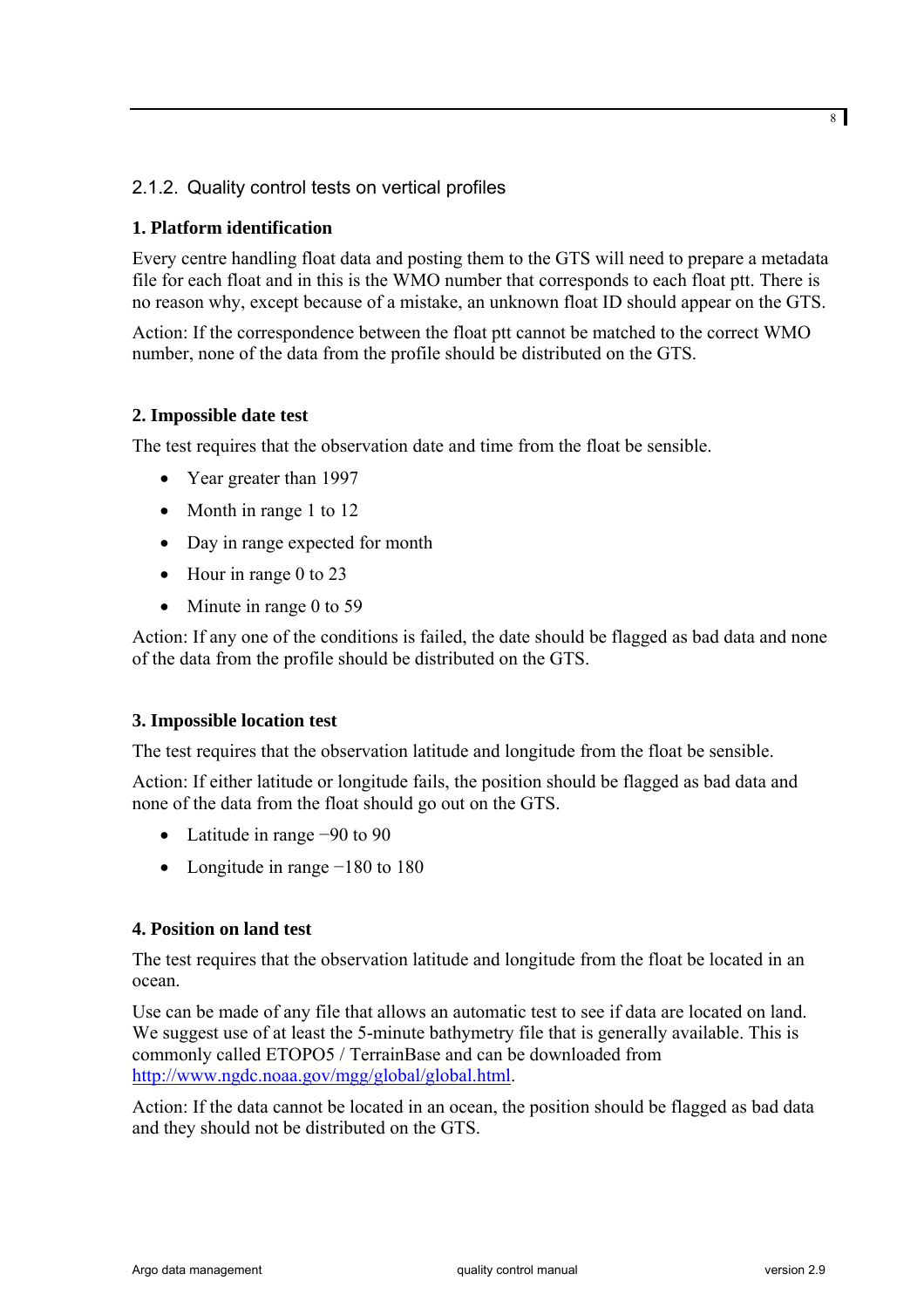### 2.1.2. Quality control tests on vertical profiles

**1. Platform identification**

Every centre handling float data and posting them to the GTS will need to prepare a metadata file for each float and in this is the WMO number that corresponds to each float ptt. There is no reason why, except because of a mistake, an unknown float ID should appear on the GTS.

Action: If the correspondence between the float ptt cannot be matched to the correct WMO number, none of the data from the profile should be distributed on the GTS.

**2. Impossible date test**

The test requires that the observation date and time from the float be sensible.

- Year greater than 1997
- Month in range 1 to 12
- Day in range expected for month
- Hour in range 0 to 23
- Minute in range 0 to 59

Action: If any one of the conditions is failed, the date should be flagged as bad data and none of the data from the profile should be distributed on the GTS.

**3. Impossible location test**

The test requires that the observation latitude and longitude from the float be sensible.

Action: If either latitude or longitude fails, the position should be flagged as bad data and none of the data from the float should go out on the GTS.

- Latitude in range −90 to 90
- Longitude in range −180 to 180

**4. Position on land test**

The test requires that the observation latitude and longitude from the float be located in an ocean.

Use can be made of any file that allows an automatic test to see if data are located on land. We suggest use of at least the 5-minute bathymetry file that is generally available. This is commonly called ETOPO5 / TerrainBase and can be downloaded from http://www.ngdc.noaa.gov/mgg/global/global.html.

Action: If the data cannot be located in an ocean, the position should be flagged as bad data and they should not be distributed on the GTS.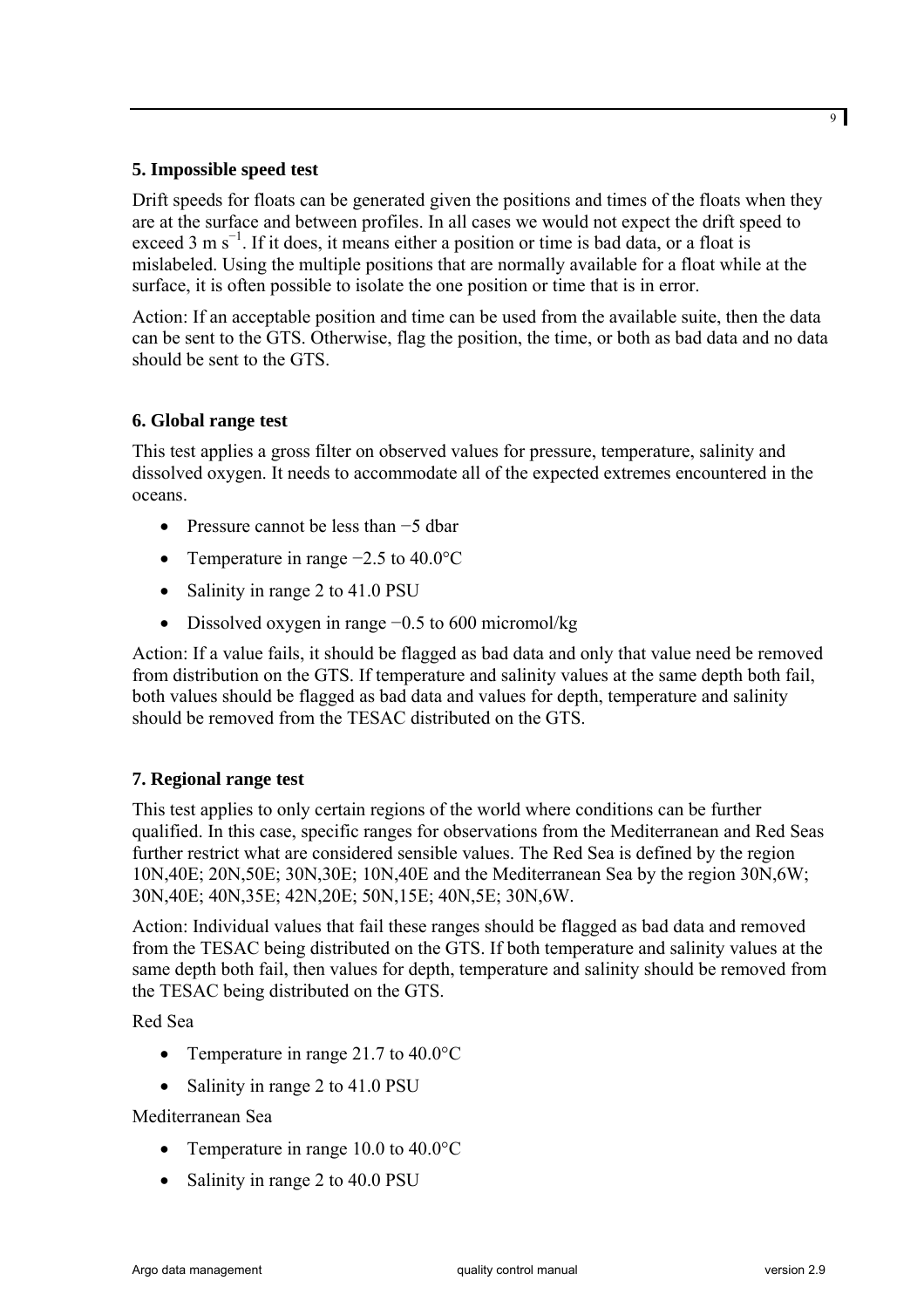### 5. Impossible speed test

Drift speeds for floats can be generated given the positions and times of the floats when they are at the surface and between profiles. In all cases we would not expect the drift speed to exceed 3 m $s^{-1}$. If it does, it means either a position or time is bad data, or a float is mislabeled. Using the multiple positions that are normally available for a float while at the surface, it is often possible to isolate the one position or time that is in error.

Action: If an acceptable position and time can be used from the available suite, then the data can be sent to the GTS. Otherwise, flag the position, the time, or both as bad data and no data should be sent to the GTS.

### 6. Global range test

This test applies a gross filter on observed values for pressure, temperature, salinity and dissolved oxygen. It needs to accommodate all of the expected extremes encountered in the oceans.

- Pressure cannot be less than −5 dbar
- Temperature in range −2.5 to 40.0°C
- Salinity in range 2 to 41.0 PSU
- Dissolved oxygen in range −0.5 to 600 micromol/kg

Action: If a value fails, it should be flagged as bad data and only that value need be removed from distribution on the GTS. If temperature and salinity values at the same depth both fail, both values should be flagged as bad data and values for depth, temperature and salinity should be removed from the TESAC distributed on the GTS.

### 7. Regional range test

This test applies to only certain regions of the world where conditions can be further qualified. In this case, specific ranges for observations from the Mediterranean and Red Seas further restrict what are considered sensible values. The Red Sea is defined by the region 10N,40E; 20N,50E; 30N,30E; 10N,40E and the Mediterranean Sea by the region 30N,6W; 30N,40E; 40N,35E; 42N,20E; 50N,15E; 40N,5E; 30N,6W.

Action: Individual values that fail these ranges should be flagged as bad data and removed from the TESAC being distributed on the GTS. If both temperature and salinity values at the same depth both fail, then values for depth, temperature and salinity should be removed from the TESAC being distributed on the GTS.

Red Sea

- Temperature in range 21.7 to 40.0°C
- Salinity in range 2 to 41.0 PSU

Mediterranean Sea

- Temperature in range 10.0 to 40.0°C
- Salinity in range 2 to 40.0 PSU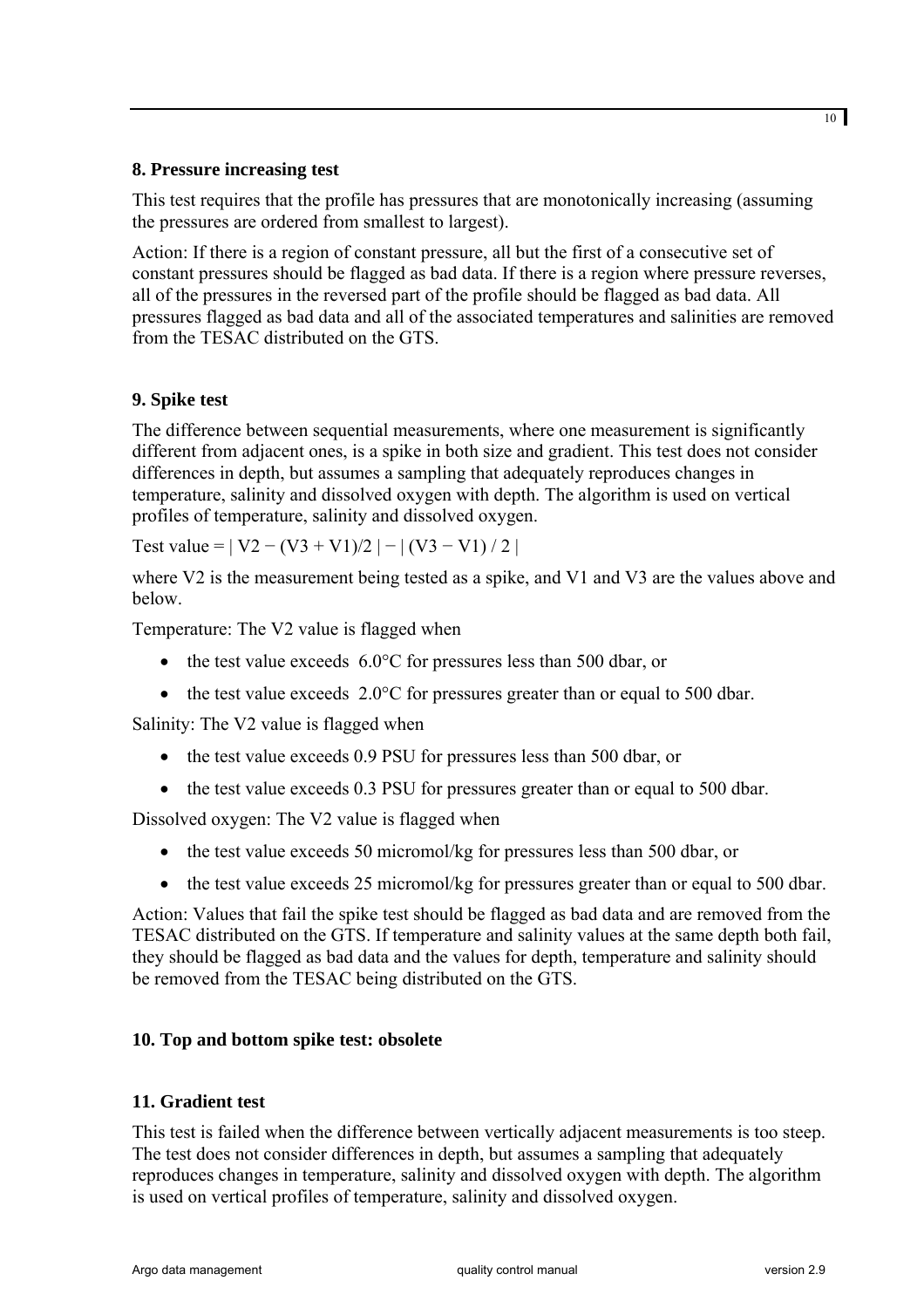### 8. Pressure increasing test

This test requires that the profile has pressures that are monotonically increasing (assuming the pressures are ordered from smallest to largest).

Action: If there is a region of constant pressure, all but the first of a consecutive set of constant pressures should be flagged as bad data. If there is a region where pressure reverses, all of the pressures in the reversed part of the profile should be flagged as bad data. All pressures flagged as bad data and all of the associated temperatures and salinities are removed from the TESAC distributed on the GTS.

### 9. Spike test

The difference between sequential measurements, where one measurement is significantly different from adjacent ones, is a spike in both size and gradient. This test does not consider differences in depth, but assumes a sampling that adequately reproduces changes in temperature, salinity and dissolved oxygen with depth. The algorithm is used on vertical profiles of temperature, salinity and dissolved oxygen.

Test value = $| V2 - (V3 + V1)/2 | - | (V3 - V1) / 2 |$

where V2 is the measurement being tested as a spike, and V1 and V3 are the values above and below.

Temperature: The V2 value is flagged when

- the test value exceeds 6.0°C for pressures less than 500 dbar, or
- the test value exceeds 2.0°C for pressures greater than or equal to 500 dbar.

Salinity: The V2 value is flagged when

- the test value exceeds 0.9 PSU for pressures less than 500 dbar, or
- the test value exceeds 0.3 PSU for pressures greater than or equal to 500 dbar.

Dissolved oxygen: The V2 value is flagged when

- the test value exceeds 50 micromol/kg for pressures less than 500 dbar, or
- the test value exceeds 25 micromol/kg for pressures greater than or equal to 500 dbar.

Action: Values that fail the spike test should be flagged as bad data and are removed from the TESAC distributed on the GTS. If temperature and salinity values at the same depth both fail, they should be flagged as bad data and the values for depth, temperature and salinity should be removed from the TESAC being distributed on the GTS.

### 10. Top and bottom spike test: obsolete

### 11. Gradient test

This test is failed when the difference between vertically adjacent measurements is too steep. The test does not consider differences in depth, but assumes a sampling that adequately reproduces changes in temperature, salinity and dissolved oxygen with depth. The algorithm is used on vertical profiles of temperature, salinity and dissolved oxygen.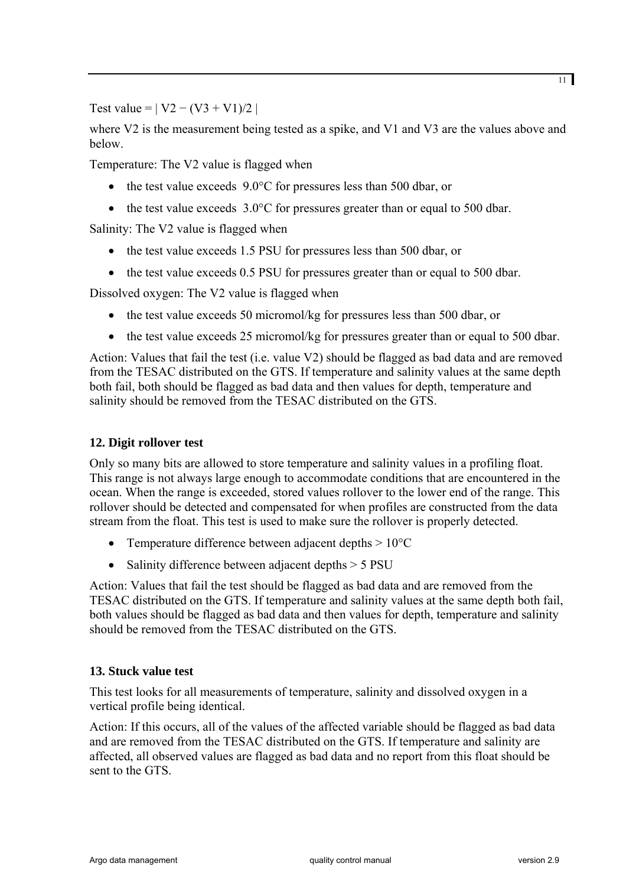Test value = $| V2 - (V3 + V1)/2 |$

where V2 is the measurement being tested as a spike, and V1 and V3 are the values above and below.

Temperature: The V2 value is flagged when

- the test value exceeds 9.0°C for pressures less than 500 dbar, or
- the test value exceeds 3.0°C for pressures greater than or equal to 500 dbar.

Salinity: The V2 value is flagged when

- the test value exceeds 1.5 PSU for pressures less than 500 dbar, or
- the test value exceeds 0.5 PSU for pressures greater than or equal to 500 dbar.

Dissolved oxygen: The V2 value is flagged when

- the test value exceeds 50 micromol/kg for pressures less than 500 dbar, or
- the test value exceeds 25 micromol/kg for pressures greater than or equal to 500 dbar.

Action: Values that fail the test (i.e. value V2) should be flagged as bad data and are removed from the TESAC distributed on the GTS. If temperature and salinity values at the same depth both fail, both should be flagged as bad data and then values for depth, temperature and salinity should be removed from the TESAC distributed on the GTS.

### 12. Digit rollover test

Only so many bits are allowed to store temperature and salinity values in a profiling float. This range is not always large enough to accommodate conditions that are encountered in the ocean. When the range is exceeded, stored values rollover to the lower end of the range. This rollover should be detected and compensated for when profiles are constructed from the data stream from the float. This test is used to make sure the rollover is properly detected.

- Temperature difference between adjacent depths > 10°C
- Salinity difference between adjacent depths > 5 PSU

Action: Values that fail the test should be flagged as bad data and are removed from the TESAC distributed on the GTS. If temperature and salinity values at the same depth both fail, both values should be flagged as bad data and then values for depth, temperature and salinity should be removed from the TESAC distributed on the GTS.

### 13. Stuck value test

This test looks for all measurements of temperature, salinity and dissolved oxygen in a vertical profile being identical.

Action: If this occurs, all of the values of the affected variable should be flagged as bad data and are removed from the TESAC distributed on the GTS. If temperature and salinity are affected, all observed values are flagged as bad data and no report from this float should be sent to the GTS.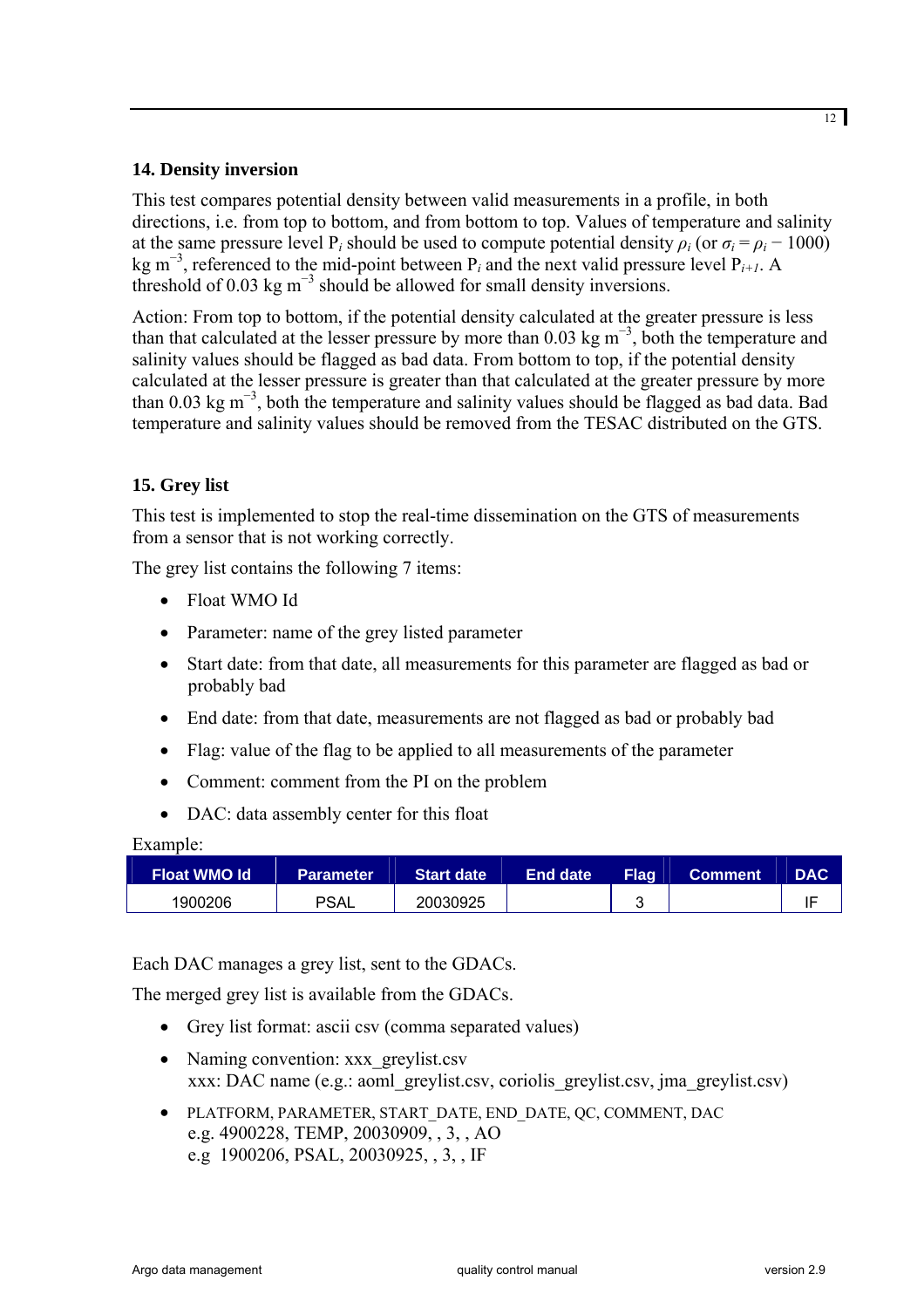## 14. Density inversion

This test compares potential density between valid measurements in a profile, in both directions, i.e. from top to bottom, and from bottom to top. Values of temperature and salinity at the same pressure level $P_i$ should be used to compute potential density $\rho_i$ (or $\sigma_i = \rho_i - 1000$) kg $m^{-3}$, referenced to the mid-point between $P_i$ and the next valid pressure level $P_{i+1}$. A threshold of 0.03 kg $m^{-3}$ should be allowed for small density inversions.

Action: From top to bottom, if the potential density calculated at the greater pressure is less than that calculated at the lesser pressure by more than 0.03 kg $m^{-3}$, both the temperature and salinity values should be flagged as bad data. From bottom to top, if the potential density calculated at the lesser pressure is greater than that calculated at the greater pressure by more than 0.03 kg $m^{-3}$, both the temperature and salinity values should be flagged as bad data. Bad temperature and salinity values should be removed from the TESAC distributed on the GTS.

## 15. Grey list

This test is implemented to stop the real-time dissemination on the GTS of measurements from a sensor that is not working correctly.

The grey list contains the following 7 items:

- Float WMO Id
- Parameter: name of the grey listed parameter
- Start date: from that date, all measurements for this parameter are flagged as bad or probably bad
- End date: from that date, measurements are not flagged as bad or probably bad
- Flag: value of the flag to be applied to all measurements of the parameter
- Comment: comment from the PI on the problem
- DAC: data assembly center for this float

Example:

| Float WMO Id | Parameter | Start date | End date | Flag | Comment | DAC |
|---|---|---|---|---|---|---|
| 1900206 | PSAL | 20030925 | | 3 | | IF |

Each DAC manages a grey list, sent to the GDACs.

The merged grey list is available from the GDACs.

- Grey list format: ascii csv (comma separated values)
- Naming convention: xxx_greylist.csv
  xxx: DAC name (e.g.: aoml_greylist.csv, coriolis_greylist.csv, jma_greylist.csv)
- PLATFORM, PARAMETER, START_DATE, END_DATE, QC, COMMENT, DAC
  e.g. 4900228, TEMP, 20030909, , 3, , AO
  e.g 1900206, PSAL, 20030925, , 3, , IF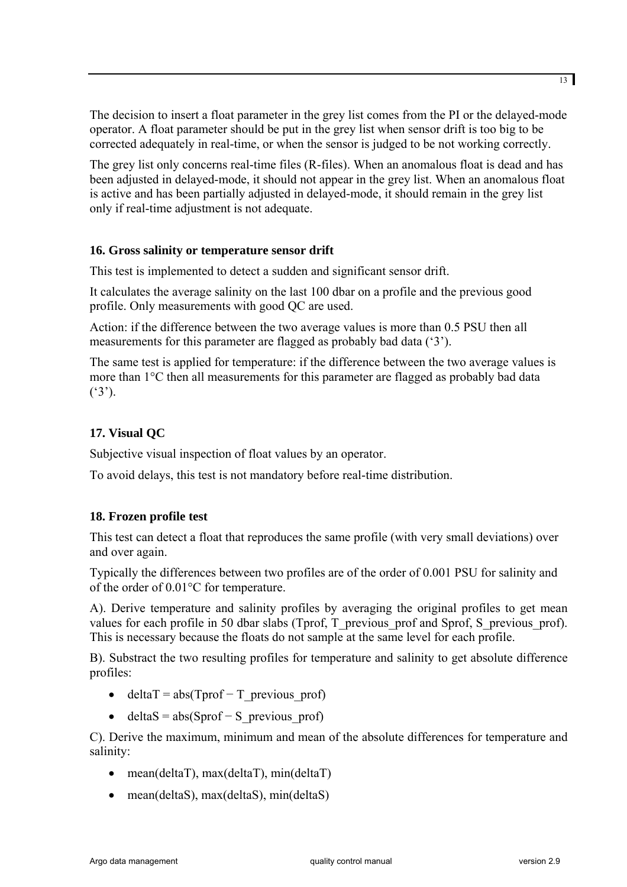The decision to insert a float parameter in the grey list comes from the PI or the delayed-mode operator. A float parameter should be put in the grey list when sensor drift is too big to be corrected adequately in real-time, or when the sensor is judged to be not working correctly.

The grey list only concerns real-time files (R-files). When an anomalous float is dead and has been adjusted in delayed-mode, it should not appear in the grey list. When an anomalous float is active and has been partially adjusted in delayed-mode, it should remain in the grey list only if real-time adjustment is not adequate.

### 16. Gross salinity or temperature sensor drift

This test is implemented to detect a sudden and significant sensor drift.

It calculates the average salinity on the last 100 dbar on a profile and the previous good profile. Only measurements with good QC are used.

Action: if the difference between the two average values is more than 0.5 PSU then all measurements for this parameter are flagged as probably bad data ('3').

The same test is applied for temperature: if the difference between the two average values is more than 1°C then all measurements for this parameter are flagged as probably bad data ('3').

### 17. Visual QC

Subjective visual inspection of float values by an operator.

To avoid delays, this test is not mandatory before real-time distribution.

### 18. Frozen profile test

This test can detect a float that reproduces the same profile (with very small deviations) over and over again.

Typically the differences between two profiles are of the order of 0.001 PSU for salinity and of the order of 0.01°C for temperature.

A). Derive temperature and salinity profiles by averaging the original profiles to get mean values for each profile in 50 dbar slabs (Tprof, T_previous_prof and Sprof, S_previous_prof). This is necessary because the floats do not sample at the same level for each profile.

B). Substract the two resulting profiles for temperature and salinity to get absolute difference profiles:

- deltaT = abs(Tprof − T_previous_prof)
- deltaS = abs(Sprof − S_previous_prof)

C). Derive the maximum, minimum and mean of the absolute differences for temperature and salinity:

- mean(deltaT), max(deltaT), min(deltaT)
- mean(deltaS), max(deltaS), min(deltaS)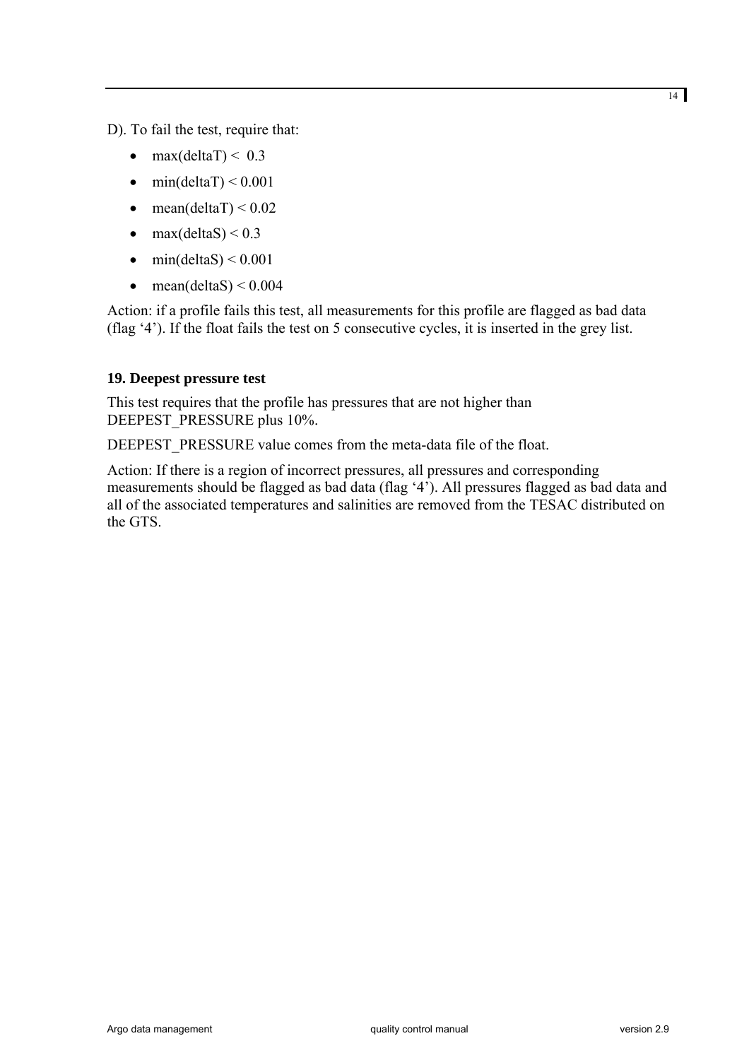D). To fail the test, require that:

- max(deltaT) < 0.3
- min(deltaT) < 0.001
- mean(deltaT) < 0.02
- max(deltaS) < 0.3
- min(deltaS) < 0.001
- mean(deltaS) < 0.004

Action: if a profile fails this test, all measurements for this profile are flagged as bad data (flag '4'). If the float fails the test on 5 consecutive cycles, it is inserted in the grey list.

**19. Deepest pressure test**

This test requires that the profile has pressures that are not higher than DEEPEST_PRESSURE plus 10%.

DEEPEST_PRESSURE value comes from the meta-data file of the float.

Action: If there is a region of incorrect pressures, all pressures and corresponding measurements should be flagged as bad data (flag '4'). All pressures flagged as bad data and all of the associated temperatures and salinities are removed from the TESAC distributed on the GTS.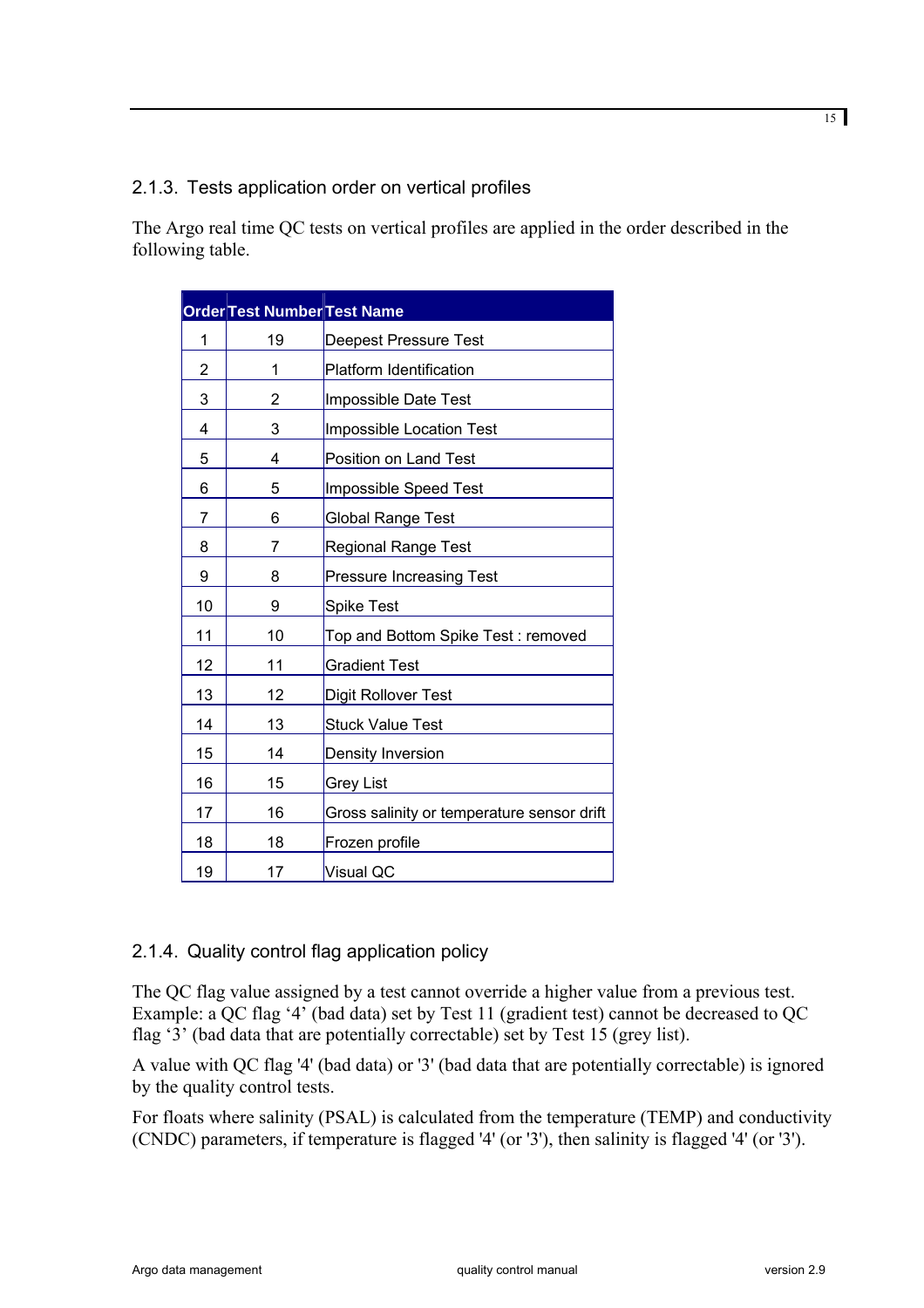### 2.1.3. Tests application order on vertical profiles

The Argo real time QC tests on vertical profiles are applied in the order described in the following table.

| Order | Test Number | Test Name |
| --- | --- | --- |
| 1 | 19 | Deepest Pressure Test |
| 2 | 1 | Platform Identification |
| 3 | 2 | Impossible Date Test |
| 4 | 3 | Impossible Location Test |
| 5 | 4 | Position on Land Test |
| 6 | 5 | Impossible Speed Test |
| 7 | 6 | Global Range Test |
| 8 | 7 | Regional Range Test |
| 9 | 8 | Pressure Increasing Test |
| 10 | 9 | Spike Test |
| 11 | 10 | Top and Bottom Spike Test : removed |
| 12 | 11 | Gradient Test |
| 13 | 12 | Digit Rollover Test |
| 14 | 13 | Stuck Value Test |
| 15 | 14 | Density Inversion |
| 16 | 15 | Grey List |
| 17 | 16 | Gross salinity or temperature sensor drift |
| 18 | 18 | Frozen profile |
| 19 | 17 | Visual QC |

### 2.1.4. Quality control flag application policy

The QC flag value assigned by a test cannot override a higher value from a previous test. Example: a QC flag '4' (bad data) set by Test 11 (gradient test) cannot be decreased to QC flag '3' (bad data that are potentially correctable) set by Test 15 (grey list).

A value with QC flag '4' (bad data) or '3' (bad data that are potentially correctable) is ignored by the quality control tests.

For floats where salinity (PSAL) is calculated from the temperature (TEMP) and conductivity (CNDC) parameters, if temperature is flagged '4' (or '3'), then salinity is flagged '4' (or '3').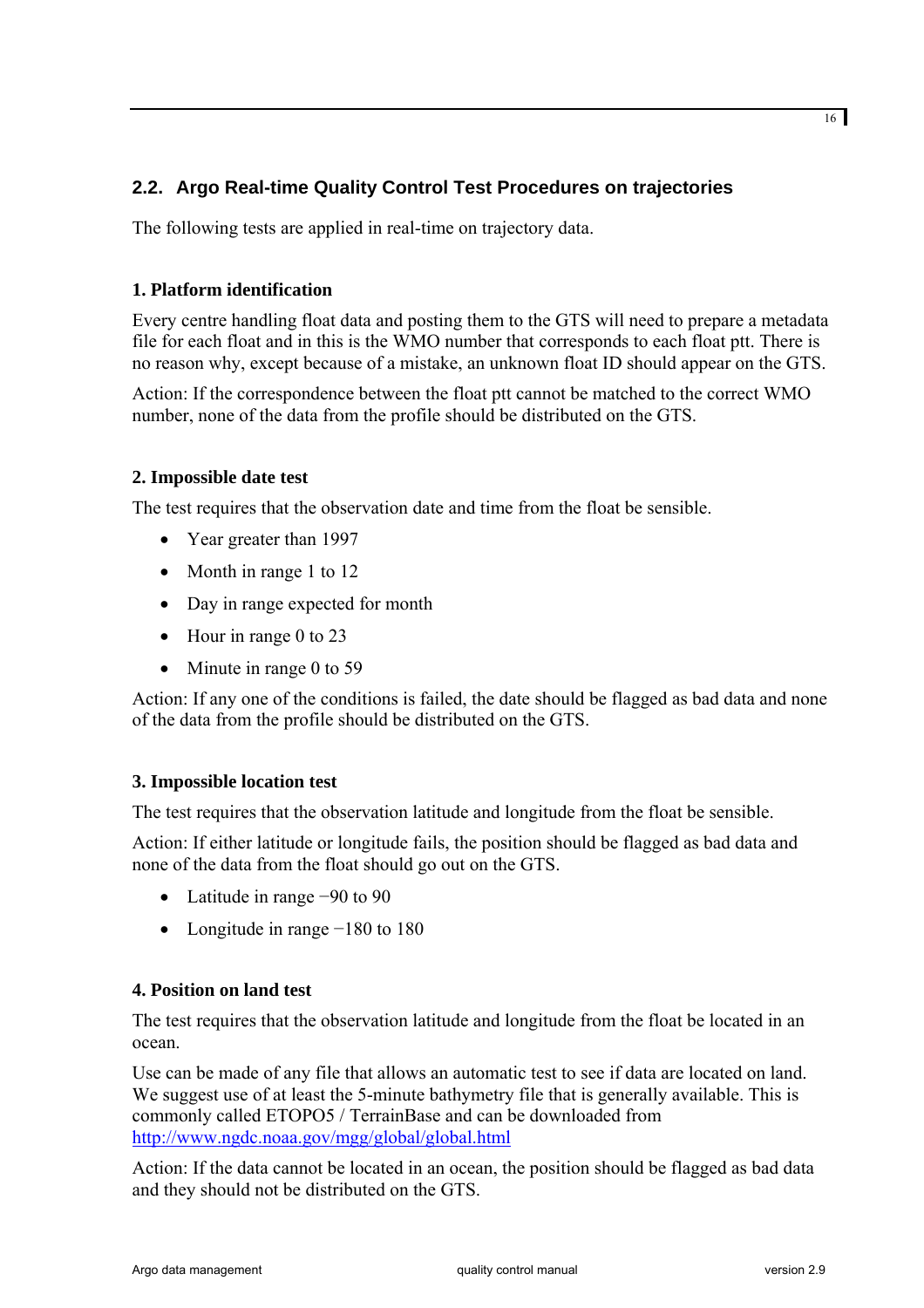## 2.2. Argo Real-time Quality Control Test Procedures on trajectories

The following tests are applied in real-time on trajectory data.

### 1. Platform identification

Every centre handling float data and posting them to the GTS will need to prepare a metadata file for each float and in this is the WMO number that corresponds to each float ptt. There is no reason why, except because of a mistake, an unknown float ID should appear on the GTS.

Action: If the correspondence between the float ptt cannot be matched to the correct WMO number, none of the data from the profile should be distributed on the GTS.

### 2. Impossible date test

The test requires that the observation date and time from the float be sensible.

- Year greater than 1997
- Month in range 1 to 12
- Day in range expected for month
- Hour in range 0 to 23
- Minute in range 0 to 59

Action: If any one of the conditions is failed, the date should be flagged as bad data and none of the data from the profile should be distributed on the GTS.

### 3. Impossible location test

The test requires that the observation latitude and longitude from the float be sensible.

Action: If either latitude or longitude fails, the position should be flagged as bad data and none of the data from the float should go out on the GTS.

- Latitude in range −90 to 90
- Longitude in range −180 to 180

### 4. Position on land test

The test requires that the observation latitude and longitude from the float be located in an ocean.

Use can be made of any file that allows an automatic test to see if data are located on land. We suggest use of at least the 5-minute bathymetry file that is generally available. This is commonly called ETOPO5 / TerrainBase and can be downloaded from http://www.ngdc.noaa.gov/mgg/global/global.html

Action: If the data cannot be located in an ocean, the position should be flagged as bad data and they should not be distributed on the GTS.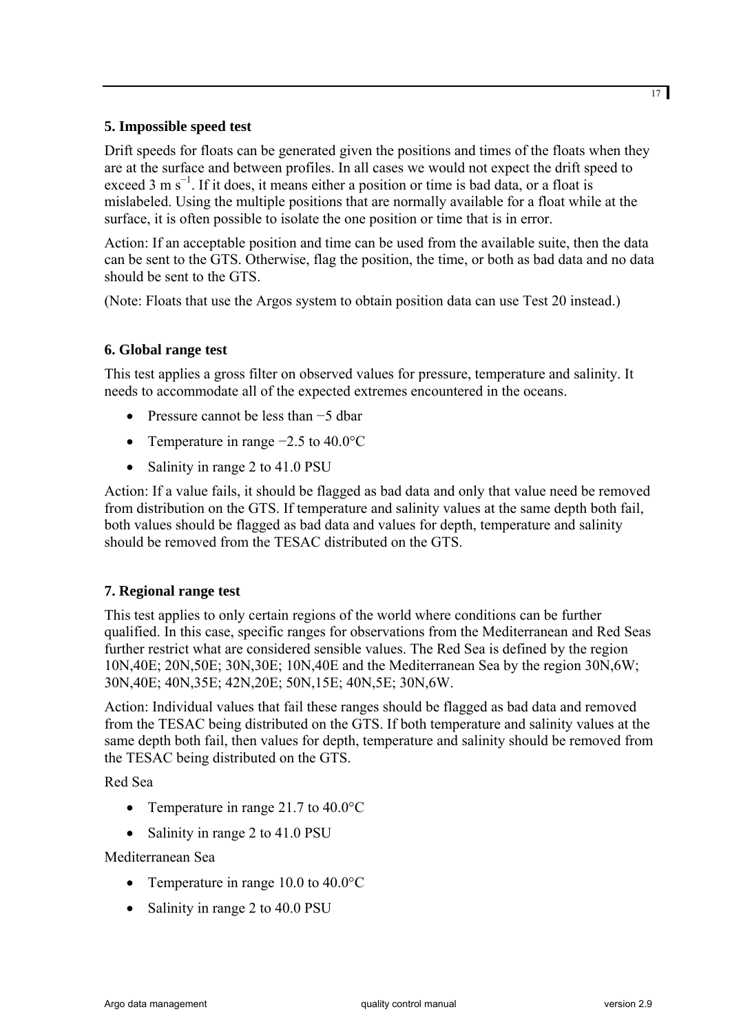### 5. Impossible speed test

Drift speeds for floats can be generated given the positions and times of the floats when they are at the surface and between profiles. In all cases we would not expect the drift speed to exceed 3 m $s^{-1}$. If it does, it means either a position or time is bad data, or a float is mislabeled. Using the multiple positions that are normally available for a float while at the surface, it is often possible to isolate the one position or time that is in error.

Action: If an acceptable position and time can be used from the available suite, then the data can be sent to the GTS. Otherwise, flag the position, the time, or both as bad data and no data should be sent to the GTS.

(Note: Floats that use the Argos system to obtain position data can use Test 20 instead.)

### 6. Global range test

This test applies a gross filter on observed values for pressure, temperature and salinity. It needs to accommodate all of the expected extremes encountered in the oceans.

- Pressure cannot be less than −5 dbar
- Temperature in range −2.5 to 40.0°C
- Salinity in range 2 to 41.0 PSU

Action: If a value fails, it should be flagged as bad data and only that value need be removed from distribution on the GTS. If temperature and salinity values at the same depth both fail, both values should be flagged as bad data and values for depth, temperature and salinity should be removed from the TESAC distributed on the GTS.

### 7. Regional range test

This test applies to only certain regions of the world where conditions can be further qualified. In this case, specific ranges for observations from the Mediterranean and Red Seas further restrict what are considered sensible values. The Red Sea is defined by the region 10N,40E; 20N,50E; 30N,30E; 10N,40E and the Mediterranean Sea by the region 30N,6W; 30N,40E; 40N,35E; 42N,20E; 50N,15E; 40N,5E; 30N,6W.

Action: Individual values that fail these ranges should be flagged as bad data and removed from the TESAC being distributed on the GTS. If both temperature and salinity values at the same depth both fail, then values for depth, temperature and salinity should be removed from the TESAC being distributed on the GTS.

Red Sea

- Temperature in range 21.7 to 40.0°C
- Salinity in range 2 to 41.0 PSU

Mediterranean Sea

- Temperature in range 10.0 to 40.0°C
- Salinity in range 2 to 40.0 PSU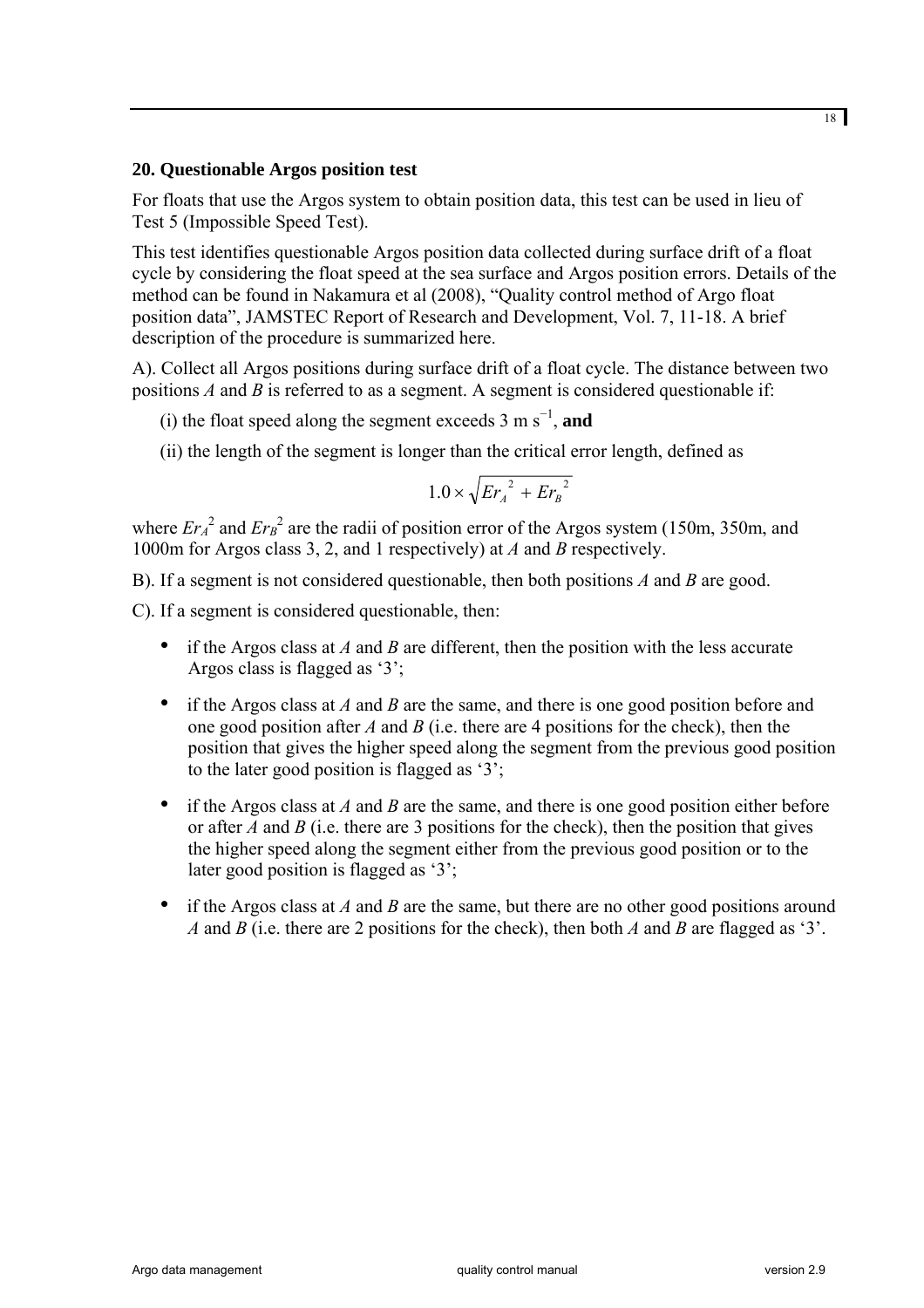## 20. Questionable Argos position test

For floats that use the Argos system to obtain position data, this test can be used in lieu of Test 5 (Impossible Speed Test).

This test identifies questionable Argos position data collected during surface drift of a float cycle by considering the float speed at the sea surface and Argos position errors. Details of the method can be found in Nakamura et al (2008), "Quality control method of Argo float position data", JAMSTEC Report of Research and Development, Vol. 7, 11-18. A brief description of the procedure is summarized here.

A). Collect all Argos positions during surface drift of a float cycle. The distance between two positions *A* and *B* is referred to as a segment. A segment is considered questionable if:

(i) the float speed along the segment exceeds 3 m $s^{-1}$, **and**

(ii) the length of the segment is longer than the critical error length, defined as

$$1.0 \times \sqrt{Er_A^{\ 2} + Er_B^{\ 2}}$$

where $Er_A^2$ and $Er_B^2$ are the radii of position error of the Argos system (150m, 350m, and 1000m for Argos class 3, 2, and 1 respectively) at *A* and *B* respectively.

B). If a segment is not considered questionable, then both positions *A* and *B* are good.

C). If a segment is considered questionable, then:

- if the Argos class at *A* and *B* are different, then the position with the less accurate Argos class is flagged as '3';
- if the Argos class at *A* and *B* are the same, and there is one good position before and one good position after *A* and *B* (i.e. there are 4 positions for the check), then the position that gives the higher speed along the segment from the previous good position to the later good position is flagged as '3';
- if the Argos class at *A* and *B* are the same, and there is one good position either before or after *A* and *B* (i.e. there are 3 positions for the check), then the position that gives the higher speed along the segment either from the previous good position or to the later good position is flagged as '3';
- if the Argos class at *A* and *B* are the same, but there are no other good positions around *A* and *B* (i.e. there are 2 positions for the check), then both *A* and *B* are flagged as '3'.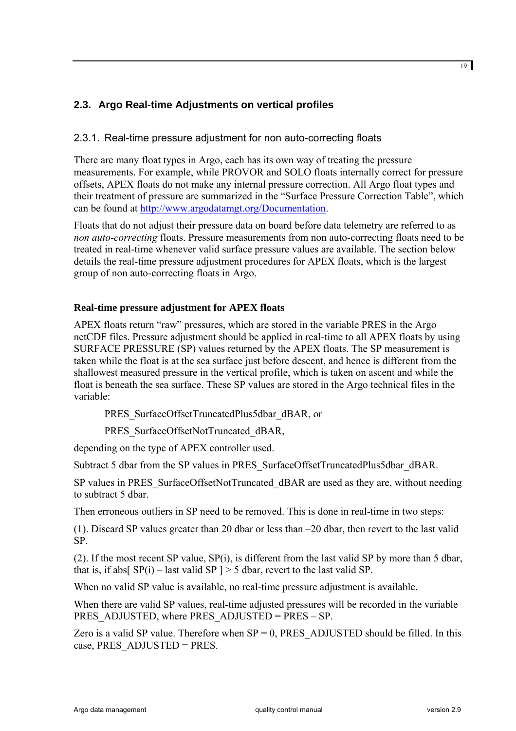## 2.3. Argo Real-time Adjustments on vertical profiles

### 2.3.1. Real-time pressure adjustment for non auto-correcting floats

There are many float types in Argo, each has its own way of treating the pressure measurements. For example, while PROVOR and SOLO floats internally correct for pressure offsets, APEX floats do not make any internal pressure correction. All Argo float types and their treatment of pressure are summarized in the "Surface Pressure Correction Table", which can be found at [http://www.argodatamgt.org/Documentation](http://www.argodatamgt.org/Documentation).

Floats that do not adjust their pressure data on board before data telemetry are referred to as *non auto-correcting* floats. Pressure measurements from non auto-correcting floats need to be treated in real-time whenever valid surface pressure values are available. The section below details the real-time pressure adjustment procedures for APEX floats, which is the largest group of non auto-correcting floats in Argo.

**Real-time pressure adjustment for APEX floats**

APEX floats return "raw" pressures, which are stored in the variable PRES in the Argo netCDF files. Pressure adjustment should be applied in real-time to all APEX floats by using SURFACE PRESSURE (SP) values returned by the APEX floats. The SP measurement is taken while the float is at the sea surface just before descent, and hence is different from the shallowest measured pressure in the vertical profile, which is taken on ascent and while the float is beneath the sea surface. These SP values are stored in the Argo technical files in the variable:

PRES_SurfaceOffsetTruncatedPlus5dbar_dBAR, or

PRES_SurfaceOffsetNotTruncated_dBAR,

depending on the type of APEX controller used.

Subtract 5 dbar from the SP values in PRES_SurfaceOffsetTruncatedPlus5dbar_dBAR.

SP values in PRES_SurfaceOffsetNotTruncated_dBAR are used as they are, without needing to subtract 5 dbar.

Then erroneous outliers in SP need to be removed. This is done in real-time in two steps:

(1). Discard SP values greater than 20 dbar or less than –20 dbar, then revert to the last valid SP.

(2). If the most recent SP value, SP(i), is different from the last valid SP by more than 5 dbar, that is, if abs[ SP(i) – last valid SP ] > 5 dbar, revert to the last valid SP.

When no valid SP value is available, no real-time pressure adjustment is available.

When there are valid SP values, real-time adjusted pressures will be recorded in the variable PRES_ADJUSTED, where PRES_ADJUSTED = PRES – SP.

Zero is a valid SP value. Therefore when SP = 0, PRES_ADJUSTED should be filled. In this case, PRES_ADJUSTED = PRES.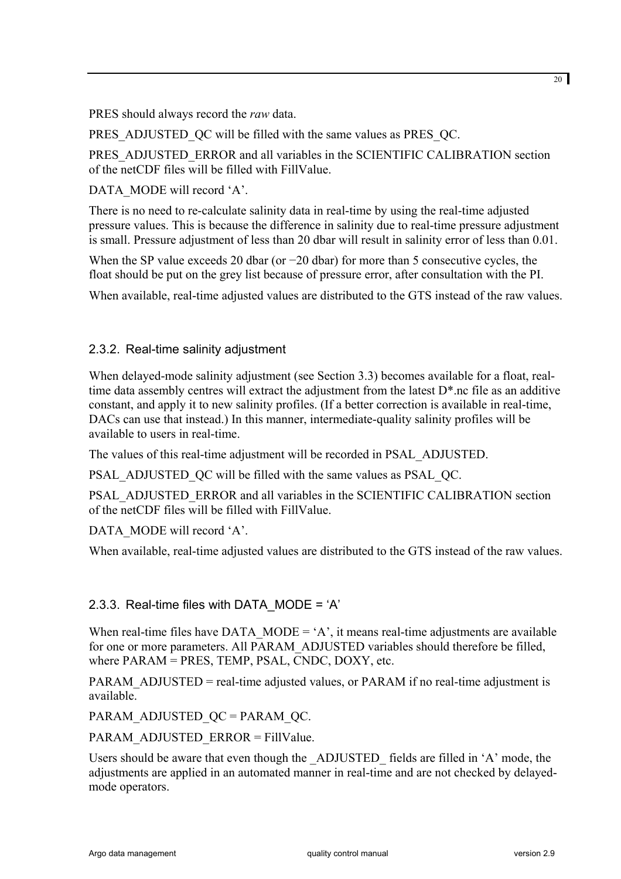PRES should always record the *raw* data.

PRES_ADJUSTED_QC will be filled with the same values as PRES_QC.

PRES_ADJUSTED_ERROR and all variables in the SCIENTIFIC CALIBRATION section of the netCDF files will be filled with FillValue.

DATA_MODE will record ‘A’.

There is no need to re-calculate salinity data in real-time by using the real-time adjusted pressure values. This is because the difference in salinity due to real-time pressure adjustment is small. Pressure adjustment of less than 20 dbar will result in salinity error of less than 0.01.

When the SP value exceeds 20 dbar (or −20 dbar) for more than 5 consecutive cycles, the float should be put on the grey list because of pressure error, after consultation with the PI.

When available, real-time adjusted values are distributed to the GTS instead of the raw values.

### 2.3.2. Real-time salinity adjustment

When delayed-mode salinity adjustment (see Section 3.3) becomes available for a float, real-time data assembly centres will extract the adjustment from the latest D*.nc file as an additive constant, and apply it to new salinity profiles. (If a better correction is available in real-time, DACs can use that instead.) In this manner, intermediate-quality salinity profiles will be available to users in real-time.

The values of this real-time adjustment will be recorded in PSAL_ADJUSTED.

PSAL_ADJUSTED_QC will be filled with the same values as PSAL_QC.

PSAL_ADJUSTED_ERROR and all variables in the SCIENTIFIC CALIBRATION section of the netCDF files will be filled with FillValue.

DATA_MODE will record ‘A’.

When available, real-time adjusted values are distributed to the GTS instead of the raw values.

### 2.3.3. Real-time files with DATA_MODE = ‘A’

When real-time files have DATA_MODE = ‘A’, it means real-time adjustments are available for one or more parameters. All PARAM_ADJUSTED variables should therefore be filled, where PARAM = PRES, TEMP, PSAL, CNDC, DOXY, etc.

PARAM_ADJUSTED = real-time adjusted values, or PARAM if no real-time adjustment is available.

PARAM_ADJUSTED_QC = PARAM_QC.

PARAM_ADJUSTED_ERROR = FillValue.

Users should be aware that even though the _ADJUSTED_ fields are filled in ‘A’ mode, the adjustments are applied in an automated manner in real-time and are not checked by delayed-mode operators.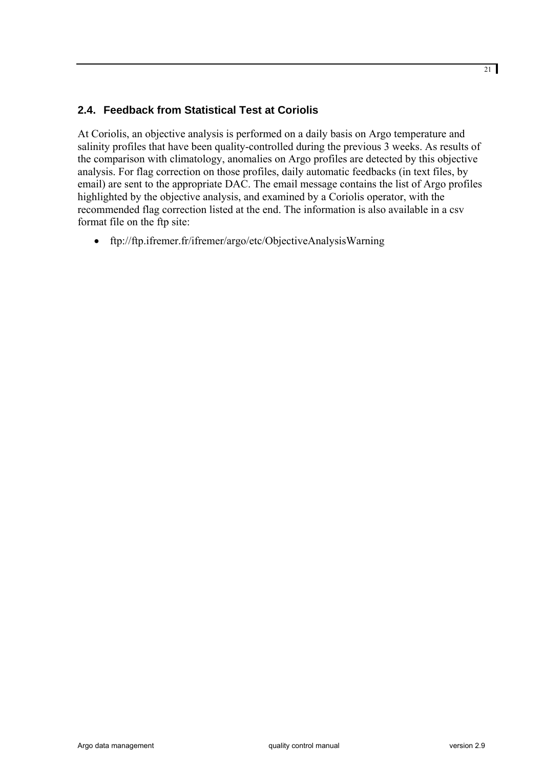## 2.4. Feedback from Statistical Test at Coriolis

At Coriolis, an objective analysis is performed on a daily basis on Argo temperature and salinity profiles that have been quality-controlled during the previous 3 weeks. As results of the comparison with climatology, anomalies on Argo profiles are detected by this objective analysis. For flag correction on those profiles, daily automatic feedbacks (in text files, by email) are sent to the appropriate DAC. The email message contains the list of Argo profiles highlighted by the objective analysis, and examined by a Coriolis operator, with the recommended flag correction listed at the end. The information is also available in a csv format file on the ftp site:

- ftp://ftp.ifremer.fr/ifremer/argo/etc/ObjectiveAnalysisWarning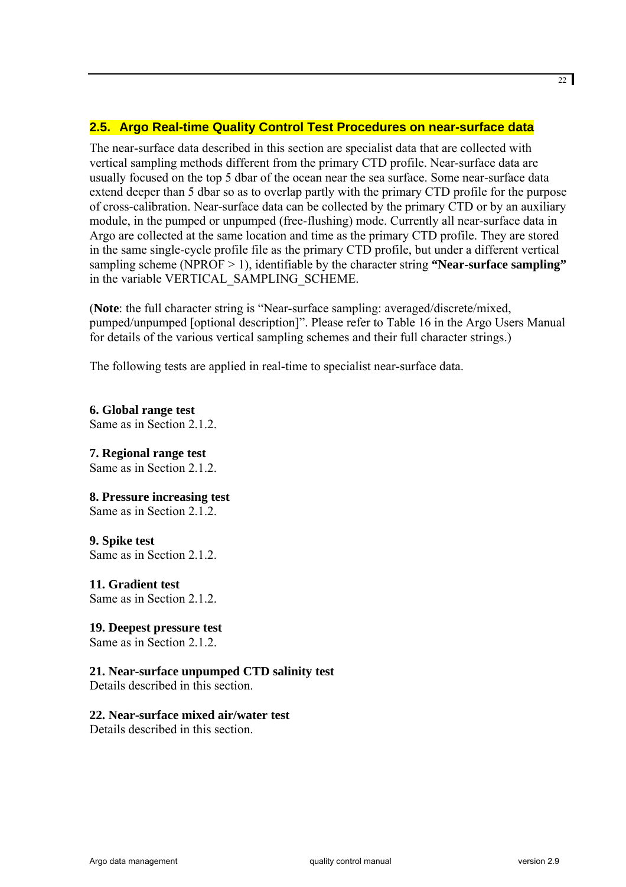## 2.5. Argo Real-time Quality Control Test Procedures on near-surface data

The near-surface data described in this section are specialist data that are collected with vertical sampling methods different from the primary CTD profile. Near-surface data are usually focused on the top 5 dbar of the ocean near the sea surface. Some near-surface data extend deeper than 5 dbar so as to overlap partly with the primary CTD profile for the purpose of cross-calibration. Near-surface data can be collected by the primary CTD or by an auxiliary module, in the pumped or unpumped (free-flushing) mode. Currently all near-surface data in Argo are collected at the same location and time as the primary CTD profile. They are stored in the same single-cycle profile file as the primary CTD profile, but under a different vertical sampling scheme (NPROF > 1), identifiable by the character string **"Near-surface sampling"** in the variable VERTICAL_SAMPLING_SCHEME.

(**Note**: the full character string is "Near-surface sampling: averaged/discrete/mixed, pumped/unpumped [optional description]". Please refer to Table 16 in the Argo Users Manual for details of the various vertical sampling schemes and their full character strings.)

The following tests are applied in real-time to specialist near-surface data.

**6. Global range test**
Same as in Section 2.1.2.

**7. Regional range test**
Same as in Section 2.1.2.

**8. Pressure increasing test**
Same as in Section 2.1.2.

**9. Spike test**
Same as in Section 2.1.2.

**11. Gradient test**
Same as in Section 2.1.2.

**19. Deepest pressure test**
Same as in Section 2.1.2.

**21. Near-surface unpumped CTD salinity test**
Details described in this section.

**22. Near-surface mixed air/water test**
Details described in this section.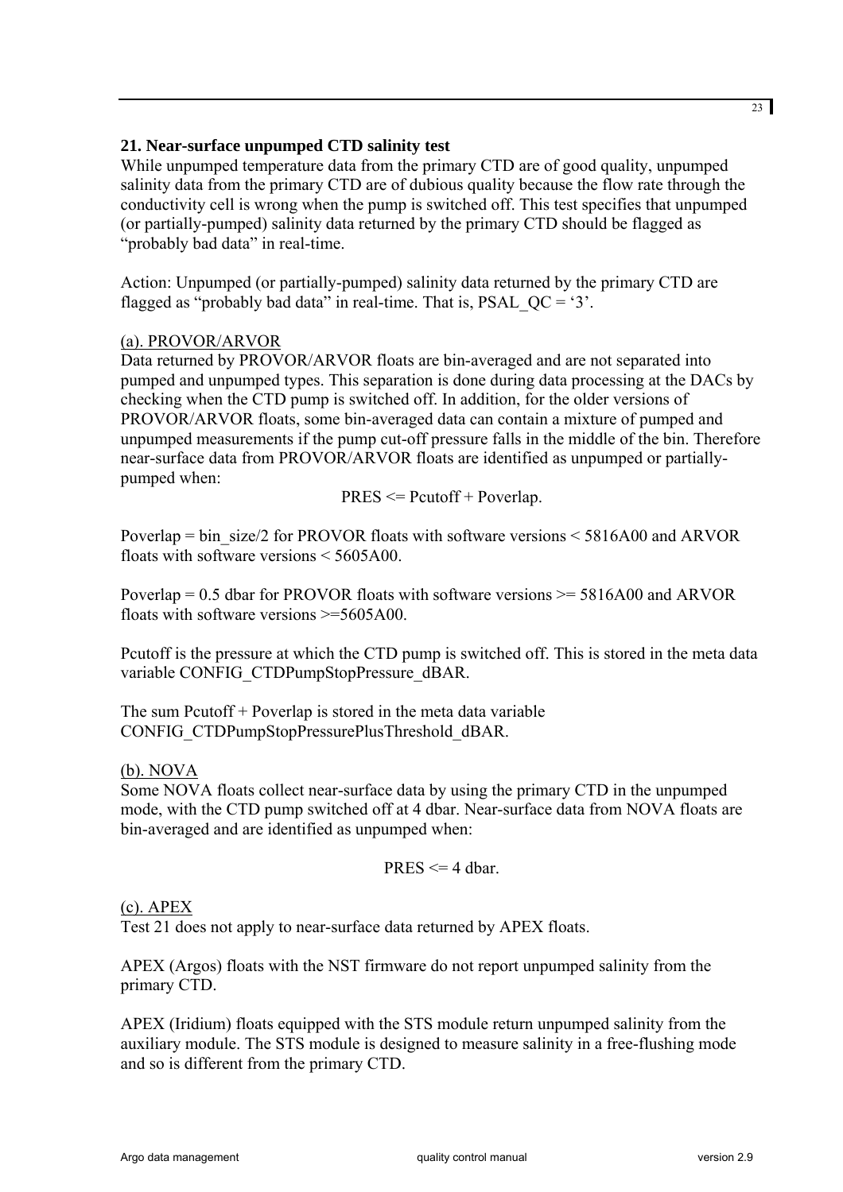### 21. Near-surface unpumped CTD salinity test

While unpumped temperature data from the primary CTD are of good quality, unpumped salinity data from the primary CTD are of dubious quality because the flow rate through the conductivity cell is wrong when the pump is switched off. This test specifies that unpumped (or partially-pumped) salinity data returned by the primary CTD should be flagged as "probably bad data" in real-time.

Action: Unpumped (or partially-pumped) salinity data returned by the primary CTD are flagged as "probably bad data" in real-time. That is, PSAL_QC = '3'.

<u>(a). PROVOR/ARVOR</u>

Data returned by PROVOR/ARVOR floats are bin-averaged and are not separated into pumped and unpumped types. This separation is done during data processing at the DACs by checking when the CTD pump is switched off. In addition, for the older versions of PROVOR/ARVOR floats, some bin-averaged data can contain a mixture of pumped and unpumped measurements if the pump cut-off pressure falls in the middle of the bin. Therefore near-surface data from PROVOR/ARVOR floats are identified as unpumped or partially-pumped when:

PRES <= Pcutoff + Poverlap.

Poverlap = bin_size/2 for PROVOR floats with software versions < 5816A00 and ARVOR floats with software versions < 5605A00.

Poverlap = 0.5 dbar for PROVOR floats with software versions >= 5816A00 and ARVOR floats with software versions >=5605A00.

Pcutoff is the pressure at which the CTD pump is switched off. This is stored in the meta data variable CONFIG_CTDPumpStopPressure_dBAR.

The sum Pcutoff + Poverlap is stored in the meta data variable CONFIG_CTDPumpStopPressurePlusThreshold_dBAR.

<u>(b). NOVA</u>

Some NOVA floats collect near-surface data by using the primary CTD in the unpumped mode, with the CTD pump switched off at 4 dbar. Near-surface data from NOVA floats are bin-averaged and are identified as unpumped when:

PRES <= 4 dbar.

<u>(c). APEX</u>

Test 21 does not apply to near-surface data returned by APEX floats.

APEX (Argos) floats with the NST firmware do not report unpumped salinity from the primary CTD.

APEX (Iridium) floats equipped with the STS module return unpumped salinity from the auxiliary module. The STS module is designed to measure salinity in a free-flushing mode and so is different from the primary CTD.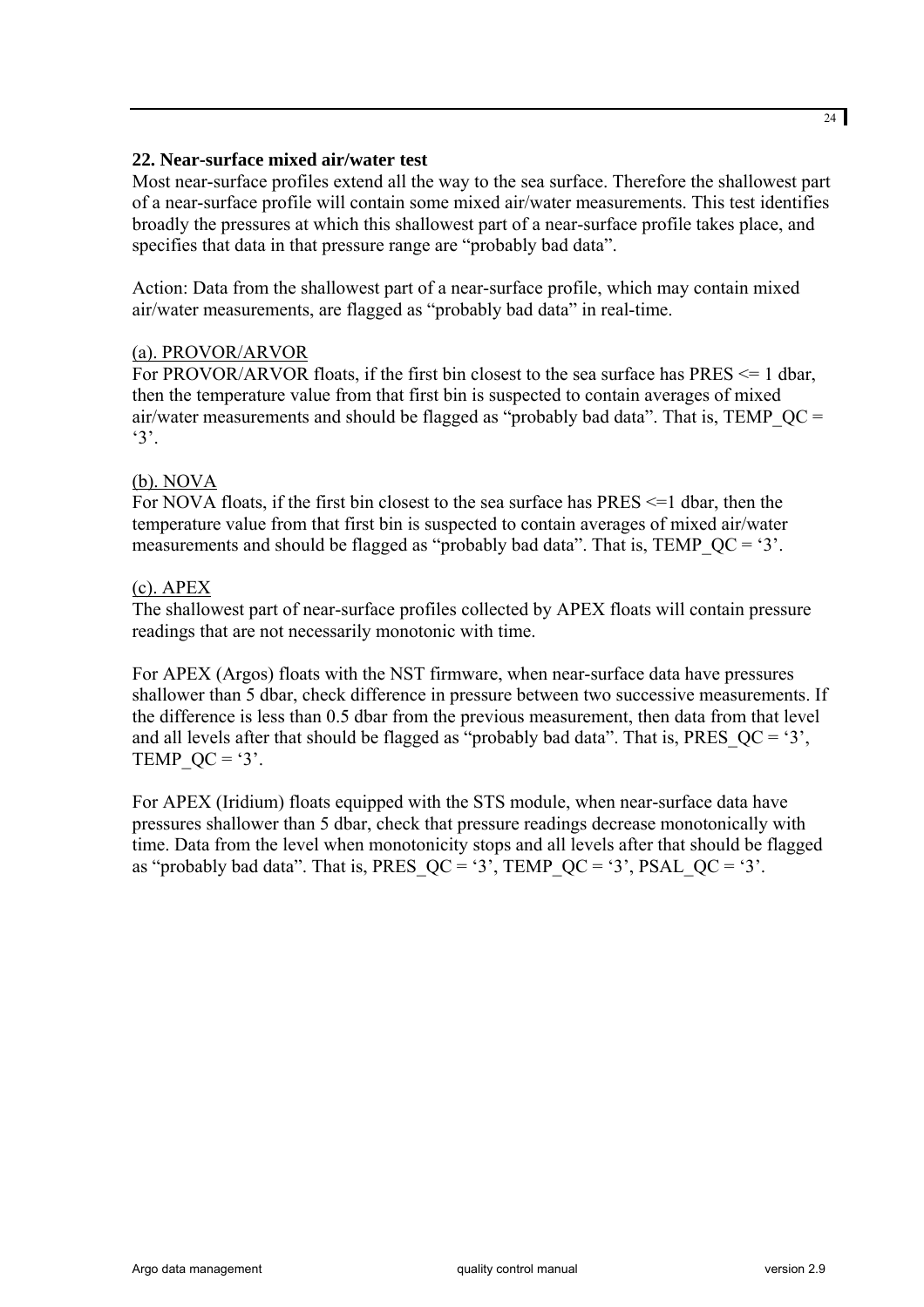### 22. Near-surface mixed air/water test

Most near-surface profiles extend all the way to the sea surface. Therefore the shallowest part of a near-surface profile will contain some mixed air/water measurements. This test identifies broadly the pressures at which this shallowest part of a near-surface profile takes place, and specifies that data in that pressure range are "probably bad data".

Action: Data from the shallowest part of a near-surface profile, which may contain mixed air/water measurements, are flagged as "probably bad data" in real-time.

<u>(a). PROVOR/ARVOR</u>

For PROVOR/ARVOR floats, if the first bin closest to the sea surface has PRES <= 1 dbar, then the temperature value from that first bin is suspected to contain averages of mixed air/water measurements and should be flagged as "probably bad data". That is, TEMP_QC = '3'.

<u>(b). NOVA</u>

For NOVA floats, if the first bin closest to the sea surface has PRES <=1 dbar, then the temperature value from that first bin is suspected to contain averages of mixed air/water measurements and should be flagged as "probably bad data". That is, TEMP_QC = '3'.

<u>(c). APEX</u>

The shallowest part of near-surface profiles collected by APEX floats will contain pressure readings that are not necessarily monotonic with time.

For APEX (Argos) floats with the NST firmware, when near-surface data have pressures shallower than 5 dbar, check difference in pressure between two successive measurements. If the difference is less than 0.5 dbar from the previous measurement, then data from that level and all levels after that should be flagged as "probably bad data". That is, PRES_QC = '3', TEMP_QC = '3'.

For APEX (Iridium) floats equipped with the STS module, when near-surface data have pressures shallower than 5 dbar, check that pressure readings decrease monotonically with time. Data from the level when monotonicity stops and all levels after that should be flagged as "probably bad data". That is, PRES_QC = '3', TEMP_QC = '3', PSAL_QC = '3'.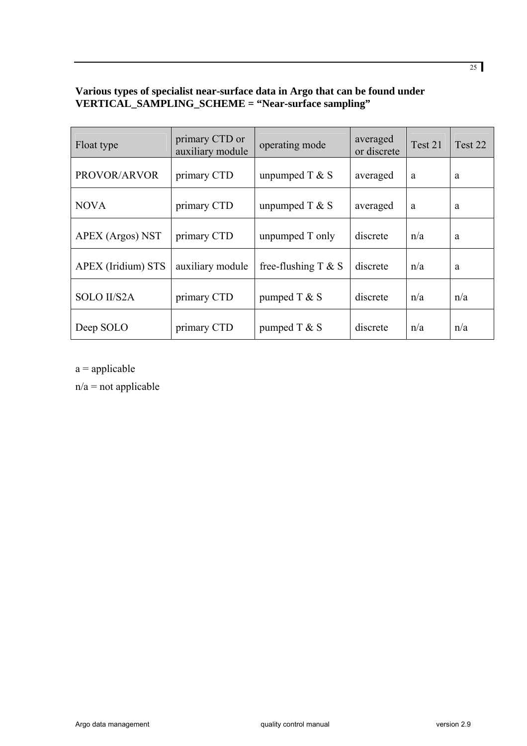**Various types of specialist near-surface data in Argo that can be found under VERTICAL_SAMPLING_SCHEME = "Near-surface sampling"**

| Float type | primary CTD or auxiliary module | operating mode | averaged or discrete | Test 21 | Test 22 |
|---|---|---|---|---|---|
| PROVOR/ARVOR | primary CTD | unpumped T & S | averaged | a | a |
| NOVA | primary CTD | unpumped T & S | averaged | a | a |
| APEX (Argos) NST | primary CTD | unpumped T only | discrete | n/a | a |
| APEX (Iridium) STS | auxiliary module | free-flushing T & S | discrete | n/a | a |
| SOLO II/S2A | primary CTD | pumped T & S | discrete | n/a | n/a |
| Deep SOLO | primary CTD | pumped T & S | discrete | n/a | n/a |

a = applicable

n/a = not applicable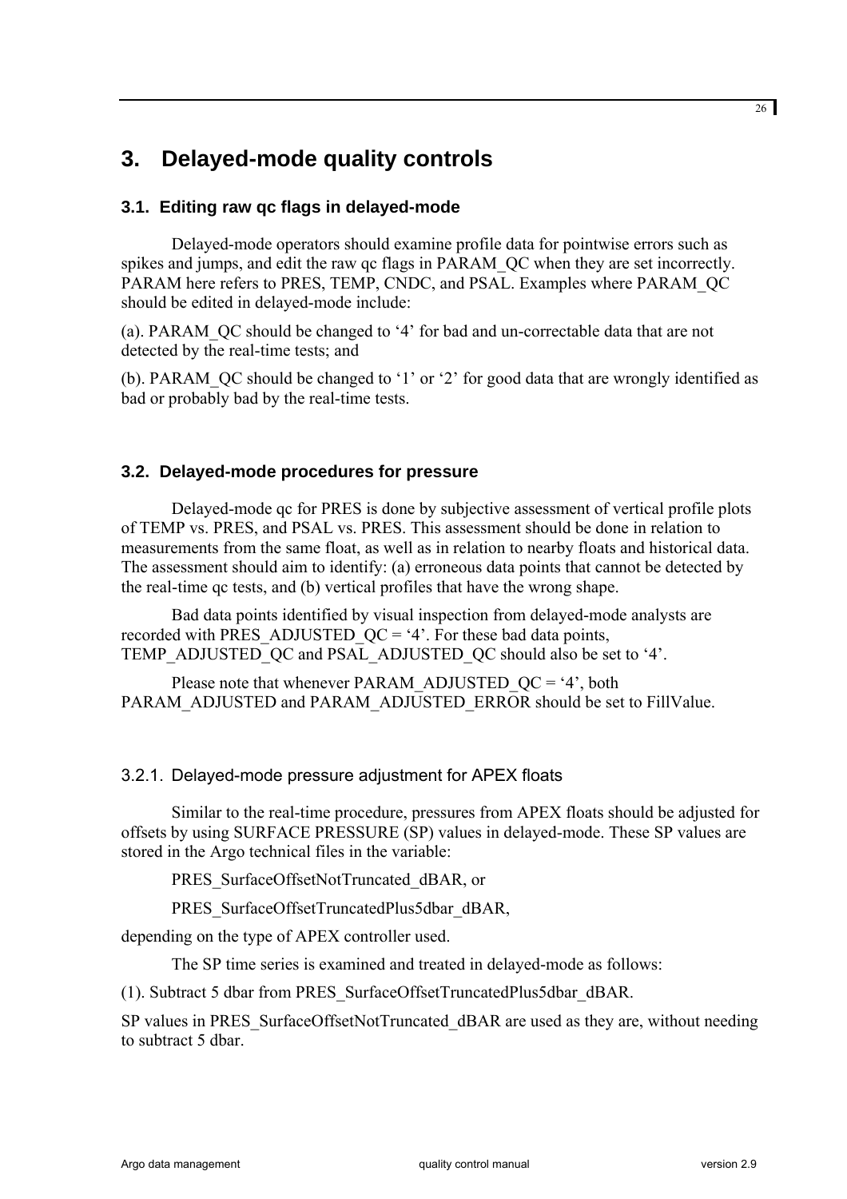# 3. Delayed-mode quality controls

## 3.1. Editing raw qc flags in delayed-mode

Delayed-mode operators should examine profile data for pointwise errors such as spikes and jumps, and edit the raw qc flags in PARAM_QC when they are set incorrectly. PARAM here refers to PRES, TEMP, CNDC, and PSAL. Examples where PARAM_QC should be edited in delayed-mode include:

(a). PARAM_QC should be changed to '4' for bad and un-correctable data that are not detected by the real-time tests; and

(b). PARAM_QC should be changed to '1' or '2' for good data that are wrongly identified as bad or probably bad by the real-time tests.

## 3.2. Delayed-mode procedures for pressure

Delayed-mode qc for PRES is done by subjective assessment of vertical profile plots of TEMP vs. PRES, and PSAL vs. PRES. This assessment should be done in relation to measurements from the same float, as well as in relation to nearby floats and historical data. The assessment should aim to identify: (a) erroneous data points that cannot be detected by the real-time qc tests, and (b) vertical profiles that have the wrong shape.

Bad data points identified by visual inspection from delayed-mode analysts are recorded with PRES_ADJUSTED_QC = '4'. For these bad data points, TEMP_ADJUSTED_QC and PSAL_ADJUSTED_QC should also be set to '4'.

Please note that whenever PARAM_ADJUSTED_QC = '4', both PARAM_ADJUSTED and PARAM_ADJUSTED_ERROR should be set to FillValue.

### 3.2.1. Delayed-mode pressure adjustment for APEX floats

Similar to the real-time procedure, pressures from APEX floats should be adjusted for offsets by using SURFACE PRESSURE (SP) values in delayed-mode. These SP values are stored in the Argo technical files in the variable:

PRES_SurfaceOffsetNotTruncated_dBAR, or

PRES_SurfaceOffsetTruncatedPlus5dbar_dBAR,

depending on the type of APEX controller used.

The SP time series is examined and treated in delayed-mode as follows:

(1). Subtract 5 dbar from PRES_SurfaceOffsetTruncatedPlus5dbar_dBAR.

SP values in PRES_SurfaceOffsetNotTruncated_dBAR are used as they are, without needing to subtract 5 dbar.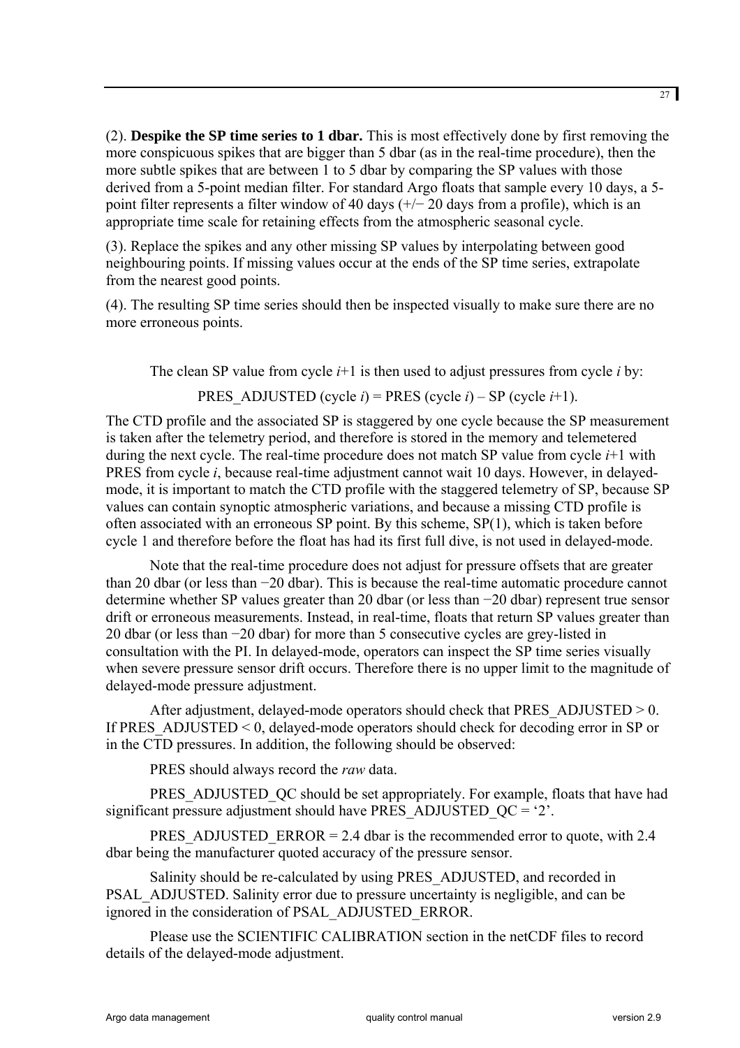(2). **Despike the SP time series to 1 dbar.** This is most effectively done by first removing the more conspicuous spikes that are bigger than 5 dbar (as in the real-time procedure), then the more subtle spikes that are between 1 to 5 dbar by comparing the SP values with those derived from a 5-point median filter. For standard Argo floats that sample every 10 days, a 5-point filter represents a filter window of 40 days (+/− 20 days from a profile), which is an appropriate time scale for retaining effects from the atmospheric seasonal cycle.

(3). Replace the spikes and any other missing SP values by interpolating between good neighbouring points. If missing values occur at the ends of the SP time series, extrapolate from the nearest good points.

(4). The resulting SP time series should then be inspected visually to make sure there are no more erroneous points.

The clean SP value from cycle $i$+1 is then used to adjust pressures from cycle $i$ by:

PRES_ADJUSTED (cycle $i$) = PRES (cycle $i$) – SP (cycle $i$+1).

The CTD profile and the associated SP is staggered by one cycle because the SP measurement is taken after the telemetry period, and therefore is stored in the memory and telemetered during the next cycle. The real-time procedure does not match SP value from cycle $i$+1 with PRES from cycle $i$, because real-time adjustment cannot wait 10 days. However, in delayed-mode, it is important to match the CTD profile with the staggered telemetry of SP, because SP values can contain synoptic atmospheric variations, and because a missing CTD profile is often associated with an erroneous SP point. By this scheme, SP(1), which is taken before cycle 1 and therefore before the float has had its first full dive, is not used in delayed-mode.

Note that the real-time procedure does not adjust for pressure offsets that are greater than 20 dbar (or less than −20 dbar). This is because the real-time automatic procedure cannot determine whether SP values greater than 20 dbar (or less than −20 dbar) represent true sensor drift or erroneous measurements. Instead, in real-time, floats that return SP values greater than 20 dbar (or less than −20 dbar) for more than 5 consecutive cycles are grey-listed in consultation with the PI. In delayed-mode, operators can inspect the SP time series visually when severe pressure sensor drift occurs. Therefore there is no upper limit to the magnitude of delayed-mode pressure adjustment.

After adjustment, delayed-mode operators should check that PRES_ADJUSTED > 0. If PRES_ADJUSTED < 0, delayed-mode operators should check for decoding error in SP or in the CTD pressures. In addition, the following should be observed:

PRES should always record the *raw* data.

PRES_ADJUSTED_QC should be set appropriately. For example, floats that have had significant pressure adjustment should have PRES_ADJUSTED_QC = '2'.

PRES_ADJUSTED_ERROR = 2.4 dbar is the recommended error to quote, with 2.4 dbar being the manufacturer quoted accuracy of the pressure sensor.

Salinity should be re-calculated by using PRES_ADJUSTED, and recorded in PSAL_ADJUSTED. Salinity error due to pressure uncertainty is negligible, and can be ignored in the consideration of PSAL_ADJUSTED_ERROR.

Please use the SCIENTIFIC CALIBRATION section in the netCDF files to record details of the delayed-mode adjustment.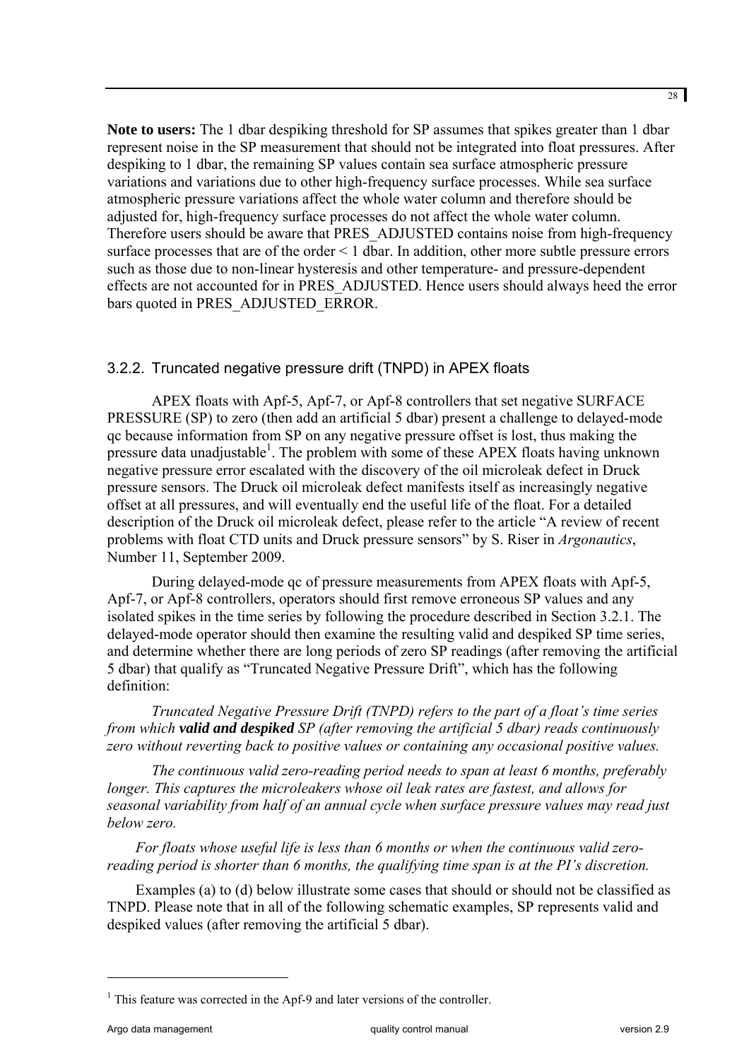**Note to users:** The 1 dbar despiking threshold for SP assumes that spikes greater than 1 dbar represent noise in the SP measurement that should not be integrated into float pressures. After despiking to 1 dbar, the remaining SP values contain sea surface atmospheric pressure variations and variations due to other high-frequency surface processes. While sea surface atmospheric pressure variations affect the whole water column and therefore should be adjusted for, high-frequency surface processes do not affect the whole water column. Therefore users should be aware that PRES_ADJUSTED contains noise from high-frequency surface processes that are of the order < 1 dbar. In addition, other more subtle pressure errors such as those due to non-linear hysteresis and other temperature- and pressure-dependent effects are not accounted for in PRES_ADJUSTED. Hence users should always heed the error bars quoted in PRES_ADJUSTED_ERROR.

### 3.2.2. Truncated negative pressure drift (TNPD) in APEX floats

APEX floats with Apf-5, Apf-7, or Apf-8 controllers that set negative SURFACE PRESSURE (SP) to zero (then add an artificial 5 dbar) present a challenge to delayed-mode qc because information from SP on any negative pressure offset is lost, thus making the pressure data unadjustable[1]. The problem with some of these APEX floats having unknown negative pressure error escalated with the discovery of the oil microleak defect in Druck pressure sensors. The Druck oil microleak defect manifests itself as increasingly negative offset at all pressures, and will eventually end the useful life of the float. For a detailed description of the Druck oil microleak defect, please refer to the article "A review of recent problems with float CTD units and Druck pressure sensors" by S. Riser in *Argonautics*, Number 11, September 2009.

During delayed-mode qc of pressure measurements from APEX floats with Apf-5, Apf-7, or Apf-8 controllers, operators should first remove erroneous SP values and any isolated spikes in the time series by following the procedure described in Section 3.2.1. The delayed-mode operator should then examine the resulting valid and despiked SP time series, and determine whether there are long periods of zero SP readings (after removing the artificial 5 dbar) that qualify as "Truncated Negative Pressure Drift", which has the following definition:

*Truncated Negative Pressure Drift (TNPD) refers to the part of a float's time series from which **valid and despiked** SP (after removing the artificial 5 dbar) reads continuously zero without reverting back to positive values or containing any occasional positive values.*

*The continuous valid zero-reading period needs to span at least 6 months, preferably longer. This captures the microleakers whose oil leak rates are fastest, and allows for seasonal variability from half of an annual cycle when surface pressure values may read just below zero.*

*For floats whose useful life is less than 6 months or when the continuous valid zero-reading period is shorter than 6 months, the qualifying time span is at the PI's discretion.*

Examples (a) to (d) below illustrate some cases that should or should not be classified as TNPD. Please note that in all of the following schematic examples, SP represents valid and despiked values (after removing the artificial 5 dbar).

[1] This feature was corrected in the Apf-9 and later versions of the controller.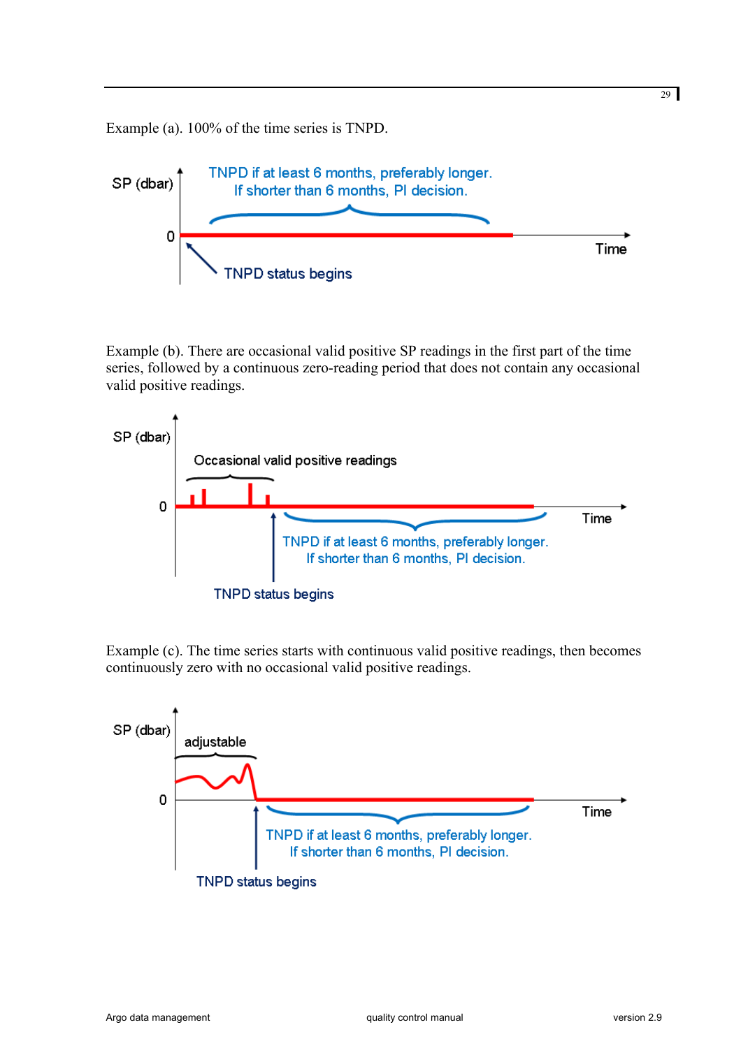Example (a). 100% of the time series is TNPD.

Example (b). There are occasional valid positive SP readings in the first part of the time series, followed by a continuous zero-reading period that does not contain any occasional valid positive readings.

Example (c). The time series starts with continuous valid positive readings, then becomes continuously zero with no occasional valid positive readings.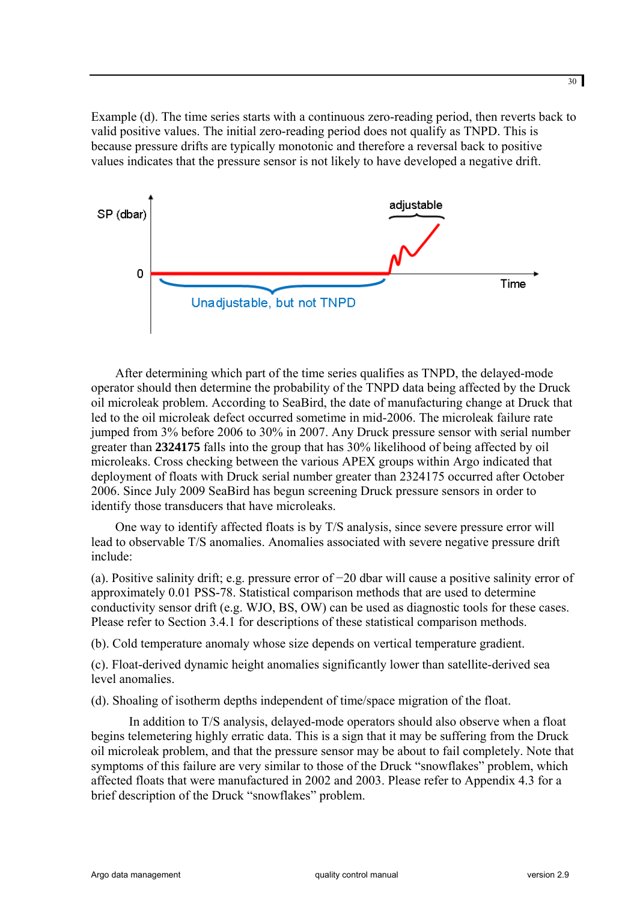Example (d). The time series starts with a continuous zero-reading period, then reverts back to valid positive values. The initial zero-reading period does not qualify as TNPD. This is because pressure drifts are typically monotonic and therefore a reversal back to positive values indicates that the pressure sensor is not likely to have developed a negative drift.

After determining which part of the time series qualifies as TNPD, the delayed-mode operator should then determine the probability of the TNPD data being affected by the Druck oil microleak problem. According to SeaBird, the date of manufacturing change at Druck that led to the oil microleak defect occurred sometime in mid-2006. The microleak failure rate jumped from 3% before 2006 to 30% in 2007. Any Druck pressure sensor with serial number greater than **2324175** falls into the group that has 30% likelihood of being affected by oil microleaks. Cross checking between the various APEX groups within Argo indicated that deployment of floats with Druck serial number greater than 2324175 occurred after October 2006. Since July 2009 SeaBird has begun screening Druck pressure sensors in order to identify those transducers that have microleaks.

One way to identify affected floats is by T/S analysis, since severe pressure error will lead to observable T/S anomalies. Anomalies associated with severe negative pressure drift include:

(a). Positive salinity drift; e.g. pressure error of −20 dbar will cause a positive salinity error of approximately 0.01 PSS-78. Statistical comparison methods that are used to determine conductivity sensor drift (e.g. WJO, BS, OW) can be used as diagnostic tools for these cases. Please refer to Section 3.4.1 for descriptions of these statistical comparison methods.

(b). Cold temperature anomaly whose size depends on vertical temperature gradient.

(c). Float-derived dynamic height anomalies significantly lower than satellite-derived sea level anomalies.

(d). Shoaling of isotherm depths independent of time/space migration of the float.

In addition to T/S analysis, delayed-mode operators should also observe when a float begins telemetering highly erratic data. This is a sign that it may be suffering from the Druck oil microleak problem, and that the pressure sensor may be about to fail completely. Note that symptoms of this failure are very similar to those of the Druck "snowflakes" problem, which affected floats that were manufactured in 2002 and 2003. Please refer to Appendix 4.3 for a brief description of the Druck "snowflakes" problem.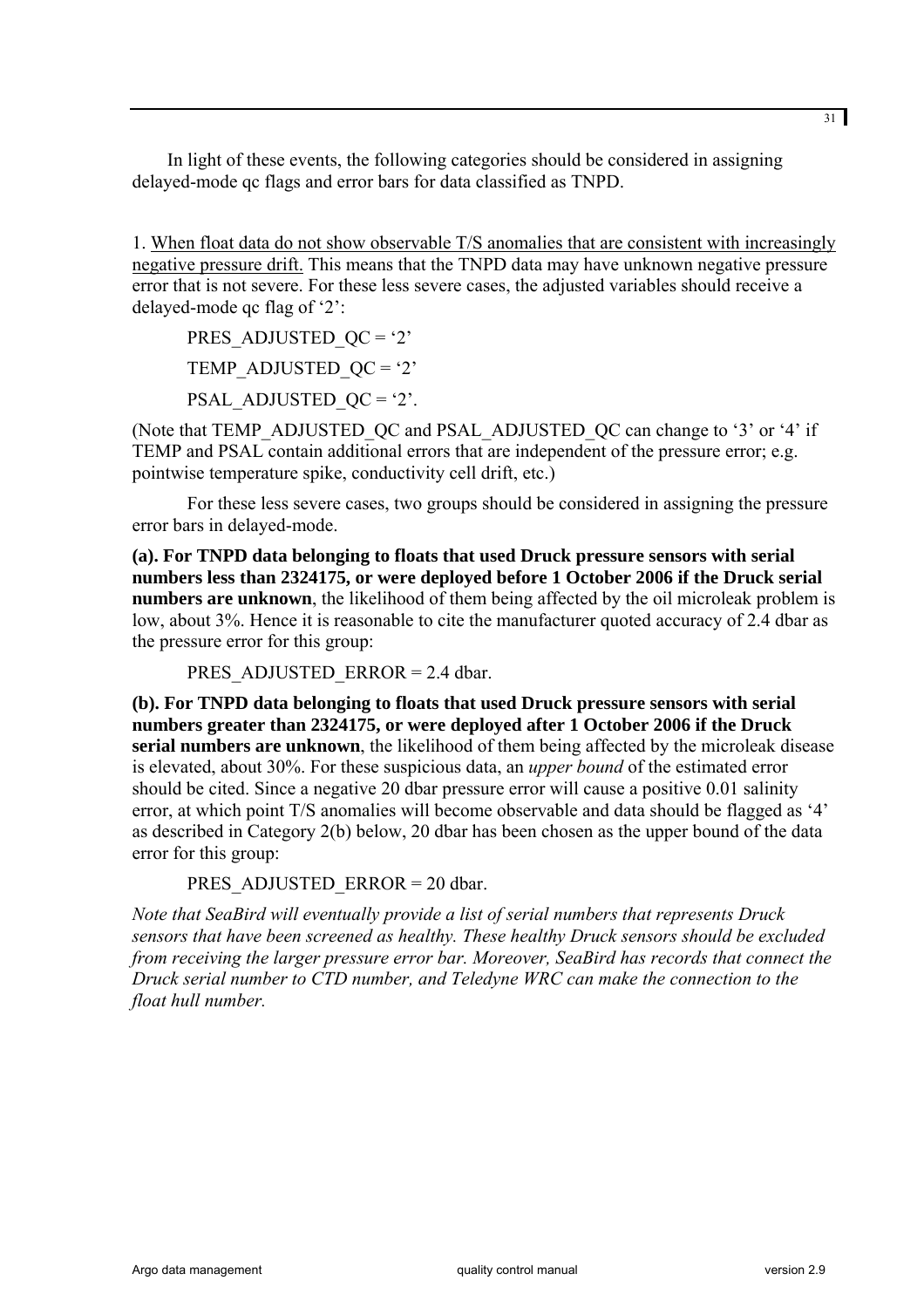In light of these events, the following categories should be considered in assigning delayed-mode qc flags and error bars for data classified as TNPD.

1. <u>When float data do not show observable T/S anomalies that are consistent with increasingly negative pressure drift.</u> This means that the TNPD data may have unknown negative pressure error that is not severe. For these less severe cases, the adjusted variables should receive a delayed-mode qc flag of ‘2’:

PRES_ADJUSTED_QC = ‘2’

TEMP_ADJUSTED_QC = ‘2’

PSAL_ADJUSTED_QC = ‘2’.

(Note that TEMP_ADJUSTED_QC and PSAL_ADJUSTED_QC can change to ‘3’ or ‘4’ if TEMP and PSAL contain additional errors that are independent of the pressure error; e.g. pointwise temperature spike, conductivity cell drift, etc.)

For these less severe cases, two groups should be considered in assigning the pressure error bars in delayed-mode.

**(a). For TNPD data belonging to floats that used Druck pressure sensors with serial numbers less than 2324175, or were deployed before 1 October 2006 if the Druck serial numbers are unknown**, the likelihood of them being affected by the oil microleak problem is low, about 3%. Hence it is reasonable to cite the manufacturer quoted accuracy of 2.4 dbar as the pressure error for this group:

PRES_ADJUSTED_ERROR = 2.4 dbar.

**(b). For TNPD data belonging to floats that used Druck pressure sensors with serial numbers greater than 2324175, or were deployed after 1 October 2006 if the Druck serial numbers are unknown**, the likelihood of them being affected by the microleak disease is elevated, about 30%. For these suspicious data, an *upper bound* of the estimated error should be cited. Since a negative 20 dbar pressure error will cause a positive 0.01 salinity error, at which point T/S anomalies will become observable and data should be flagged as ‘4’ as described in Category 2(b) below, 20 dbar has been chosen as the upper bound of the data error for this group:

PRES_ADJUSTED_ERROR = 20 dbar.

*Note that SeaBird will eventually provide a list of serial numbers that represents Druck sensors that have been screened as healthy. These healthy Druck sensors should be excluded from receiving the larger pressure error bar. Moreover, SeaBird has records that connect the Druck serial number to CTD number, and Teledyne WRC can make the connection to the float hull number.*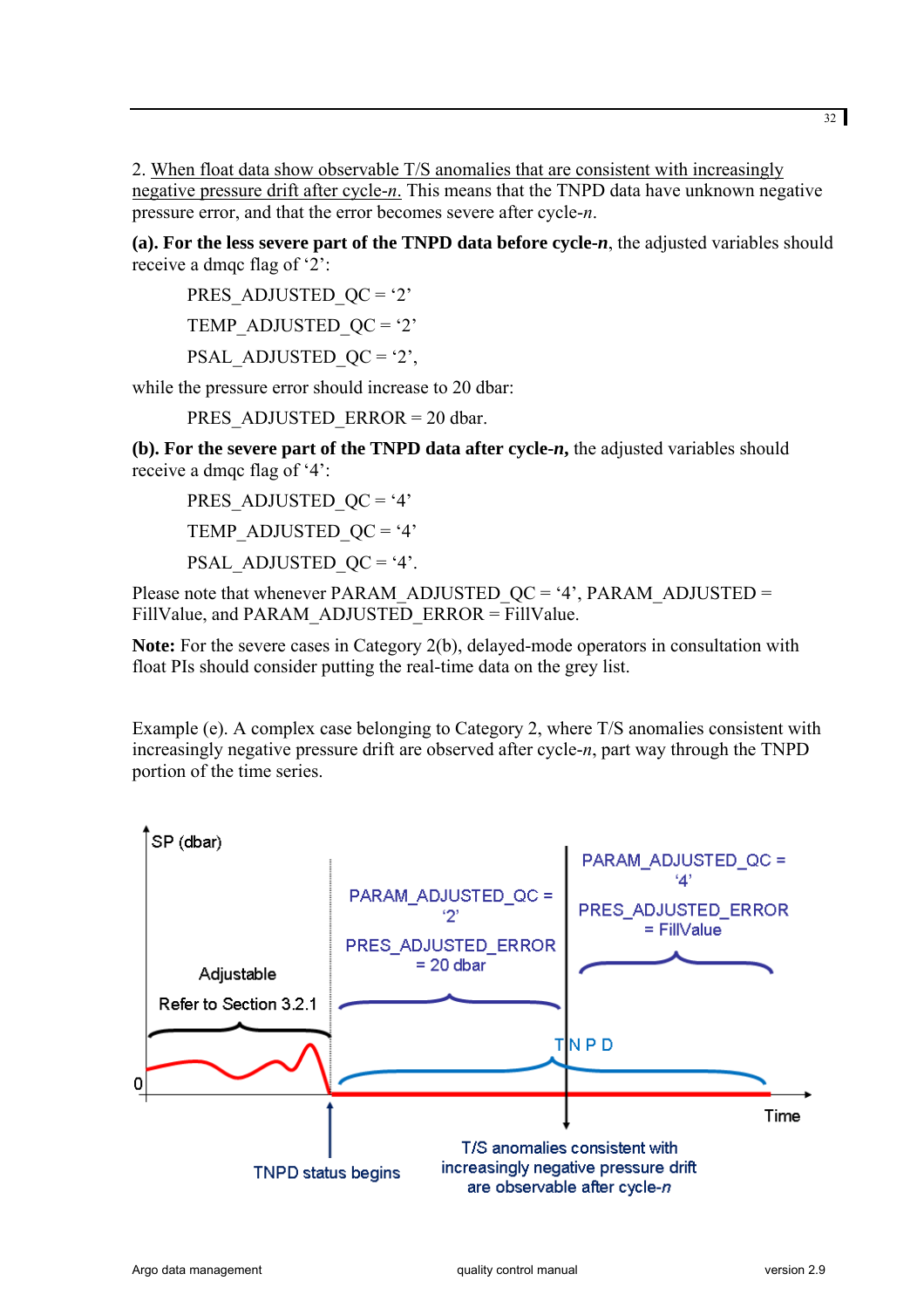2. <u>When float data show observable T/S anomalies that are consistent with increasingly negative pressure drift after cycle-*n*.</u> This means that the TNPD data have unknown negative pressure error, and that the error becomes severe after cycle-*n*.

**(a). For the less severe part of the TNPD data before cycle-*n***, the adjusted variables should receive a dmqc flag of '2':

PRES_ADJUSTED_QC = '2'

TEMP_ADJUSTED_QC = '2'

PSAL_ADJUSTED_QC = '2',

while the pressure error should increase to 20 dbar:

PRES_ADJUSTED_ERROR = 20 dbar.

**(b). For the severe part of the TNPD data after cycle-*n*,** the adjusted variables should receive a dmqc flag of '4':

PRES_ADJUSTED_QC = '4'

TEMP_ADJUSTED_QC = '4'

PSAL_ADJUSTED_QC = '4'.

Please note that whenever PARAM_ADJUSTED_QC = '4', PARAM_ADJUSTED = FillValue, and PARAM_ADJUSTED_ERROR = FillValue.

**Note:** For the severe cases in Category 2(b), delayed-mode operators in consultation with float PIs should consider putting the real-time data on the grey list.

Example (e). A complex case belonging to Category 2, where T/S anomalies consistent with increasingly negative pressure drift are observed after cycle-*n*, part way through the TNPD portion of the time series.

SP (dbar)

Adjustable

Refer to Section 3.2.1

PARAM_ADJUSTED_QC = '2'

PRES_ADJUSTED_ERROR = 20 dbar

PARAM_ADJUSTED_QC = '4'

PRES_ADJUSTED_ERROR = FillValue

TNPD

0

Time

TNPD status begins

T/S anomalies consistent with increasingly negative pressure drift are observable after cycle-*n*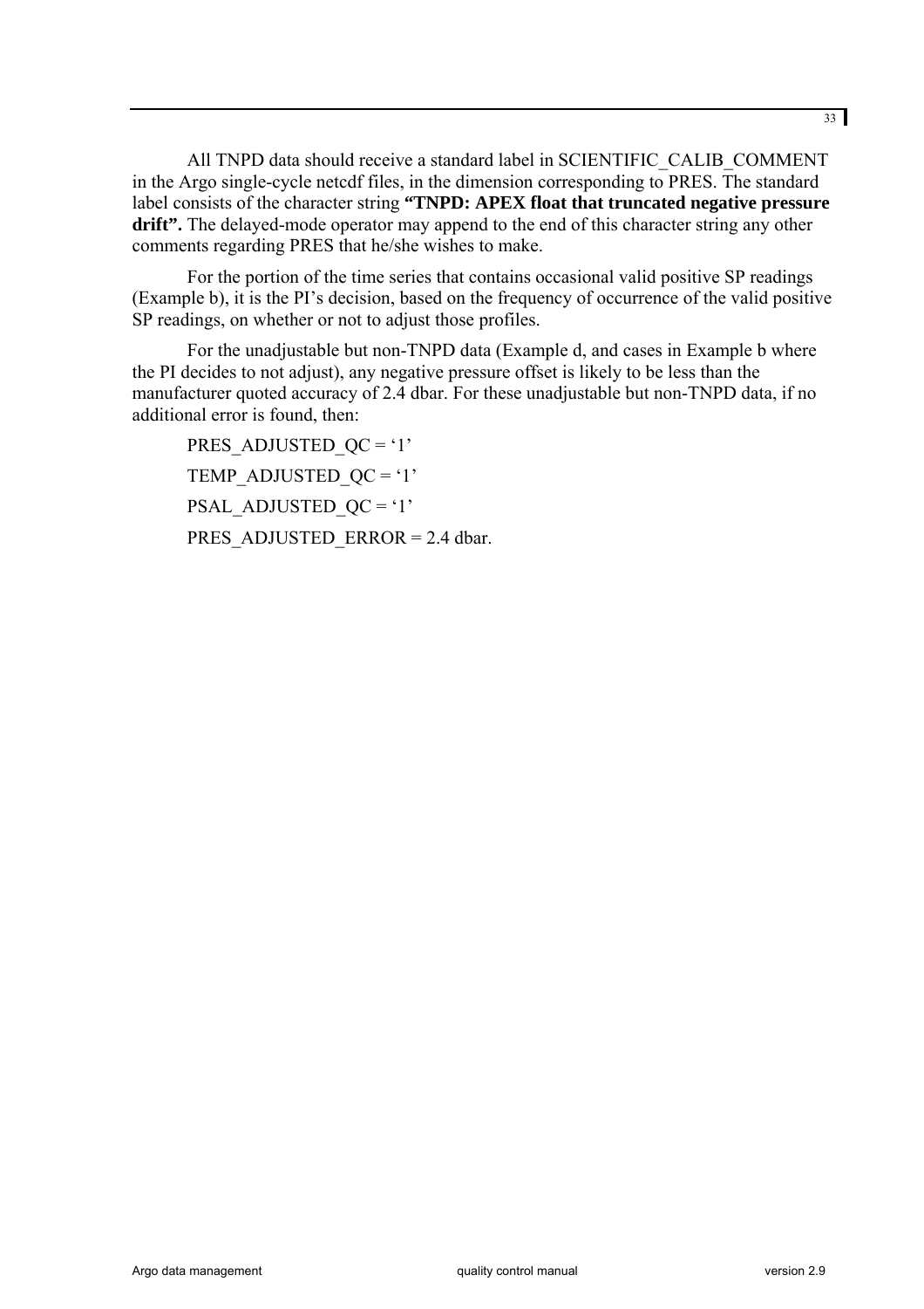All TNPD data should receive a standard label in SCIENTIFIC_CALIB_COMMENT in the Argo single-cycle netcdf files, in the dimension corresponding to PRES. The standard label consists of the character string **"TNPD: APEX float that truncated negative pressure drift".** The delayed-mode operator may append to the end of this character string any other comments regarding PRES that he/she wishes to make.

For the portion of the time series that contains occasional valid positive SP readings (Example b), it is the PI's decision, based on the frequency of occurrence of the valid positive SP readings, on whether or not to adjust those profiles.

For the unadjustable but non-TNPD data (Example d, and cases in Example b where the PI decides to not adjust), any negative pressure offset is likely to be less than the manufacturer quoted accuracy of 2.4 dbar. For these unadjustable but non-TNPD data, if no additional error is found, then:

PRES_ADJUSTED_QC = '1'

TEMP_ADJUSTED_QC = '1'

PSAL_ADJUSTED_QC = '1'

PRES_ADJUSTED_ERROR = 2.4 dbar.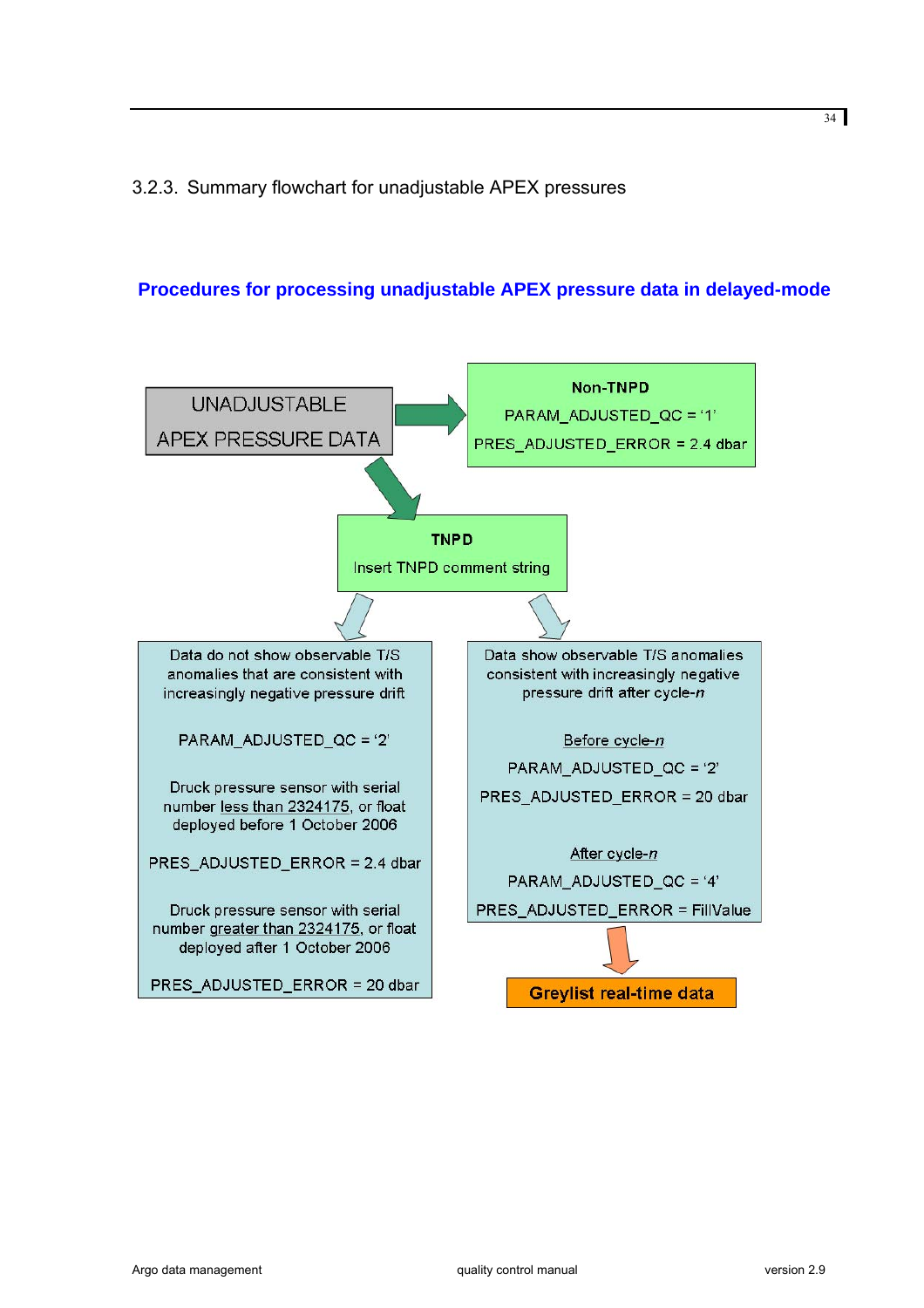### 3.2.3. Summary flowchart for unadjustable APEX pressures

**Procedures for processing unadjustable APEX pressure data in delayed-mode**

UNADJUSTABLE APEX PRESSURE DATA

**Non-TNPD**

PARAM_ADJUSTED_QC = '1'

PRES_ADJUSTED_ERROR = 2.4 dbar

**TNPD**

Insert TNPD comment string

Data do not show observable T/S anomalies that are consistent with increasingly negative pressure drift

PARAM_ADJUSTED_QC = '2'

Druck pressure sensor with serial number less than 2324175, or float deployed before 1 October 2006

PRES_ADJUSTED_ERROR = 2.4 dbar

Druck pressure sensor with serial number greater than 2324175, or float deployed after 1 October 2006

PRES_ADJUSTED_ERROR = 20 dbar

Data show observable T/S anomalies consistent with increasingly negative pressure drift after cycle-*n*

Before cycle-*n*

PARAM_ADJUSTED_QC = '2'

PRES_ADJUSTED_ERROR = 20 dbar

After cycle-*n*

PARAM_ADJUSTED_QC = '4'

PRES_ADJUSTED_ERROR = FillValue

**Greylist real-time data**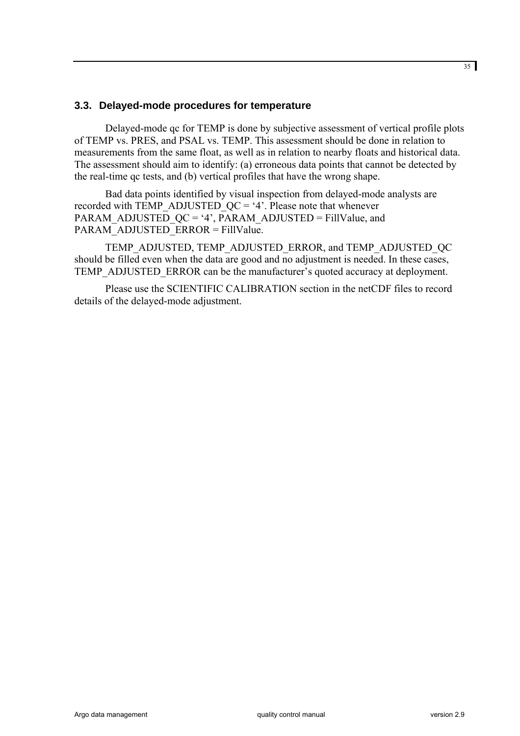## 3.3. Delayed-mode procedures for temperature

Delayed-mode qc for TEMP is done by subjective assessment of vertical profile plots of TEMP vs. PRES, and PSAL vs. TEMP. This assessment should be done in relation to measurements from the same float, as well as in relation to nearby floats and historical data. The assessment should aim to identify: (a) erroneous data points that cannot be detected by the real-time qc tests, and (b) vertical profiles that have the wrong shape.

Bad data points identified by visual inspection from delayed-mode analysts are recorded with TEMP_ADJUSTED_QC = '4'. Please note that whenever PARAM_ADJUSTED_QC = '4', PARAM_ADJUSTED = FillValue, and PARAM_ADJUSTED_ERROR = FillValue.

TEMP_ADJUSTED, TEMP_ADJUSTED_ERROR, and TEMP_ADJUSTED_QC should be filled even when the data are good and no adjustment is needed. In these cases, TEMP_ADJUSTED_ERROR can be the manufacturer's quoted accuracy at deployment.

Please use the SCIENTIFIC CALIBRATION section in the netCDF files to record details of the delayed-mode adjustment.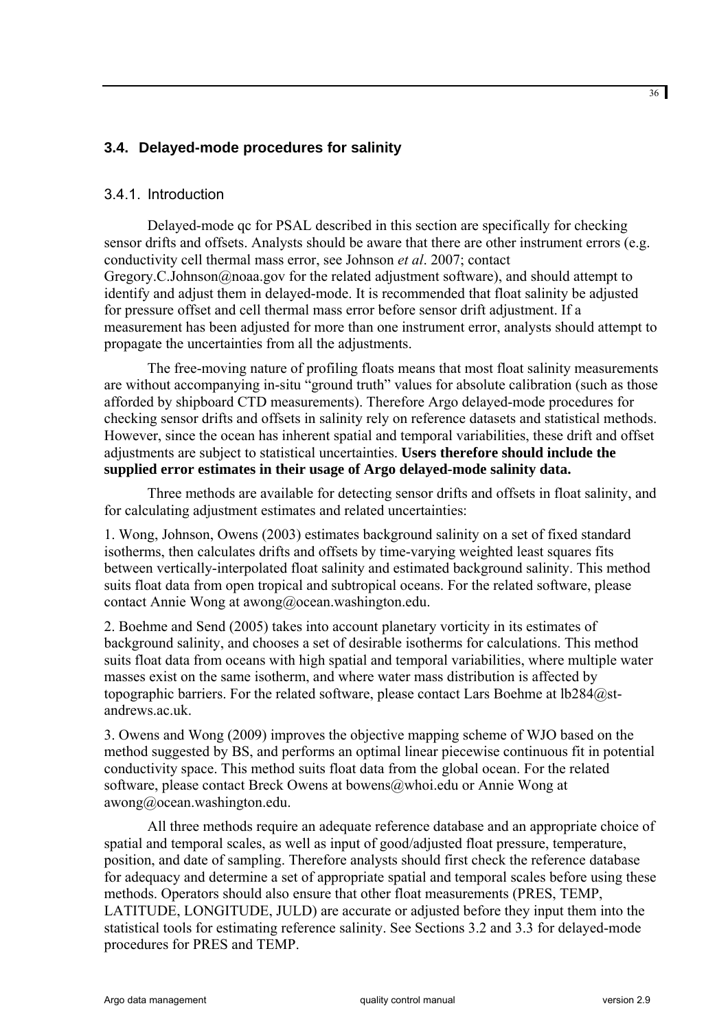## 3.4. Delayed-mode procedures for salinity

### 3.4.1. Introduction

Delayed-mode qc for PSAL described in this section are specifically for checking sensor drifts and offsets. Analysts should be aware that there are other instrument errors (e.g. conductivity cell thermal mass error, see Johnson *et al*. 2007; contact Gregory.C.Johnson@noaa.gov for the related adjustment software), and should attempt to identify and adjust them in delayed-mode. It is recommended that float salinity be adjusted for pressure offset and cell thermal mass error before sensor drift adjustment. If a measurement has been adjusted for more than one instrument error, analysts should attempt to propagate the uncertainties from all the adjustments.

The free-moving nature of profiling floats means that most float salinity measurements are without accompanying in-situ "ground truth" values for absolute calibration (such as those afforded by shipboard CTD measurements). Therefore Argo delayed-mode procedures for checking sensor drifts and offsets in salinity rely on reference datasets and statistical methods. However, since the ocean has inherent spatial and temporal variabilities, these drift and offset adjustments are subject to statistical uncertainties. **Users therefore should include the supplied error estimates in their usage of Argo delayed-mode salinity data.**

Three methods are available for detecting sensor drifts and offsets in float salinity, and for calculating adjustment estimates and related uncertainties:

1. Wong, Johnson, Owens (2003) estimates background salinity on a set of fixed standard isotherms, then calculates drifts and offsets by time-varying weighted least squares fits between vertically-interpolated float salinity and estimated background salinity. This method suits float data from open tropical and subtropical oceans. For the related software, please contact Annie Wong at awong@ocean.washington.edu.

2. Boehme and Send (2005) takes into account planetary vorticity in its estimates of background salinity, and chooses a set of desirable isotherms for calculations. This method suits float data from oceans with high spatial and temporal variabilities, where multiple water masses exist on the same isotherm, and where water mass distribution is affected by topographic barriers. For the related software, please contact Lars Boehme at lb284@st-andrews.ac.uk.

3. Owens and Wong (2009) improves the objective mapping scheme of WJO based on the method suggested by BS, and performs an optimal linear piecewise continuous fit in potential conductivity space. This method suits float data from the global ocean. For the related software, please contact Breck Owens at bowens@whoi.edu or Annie Wong at awong@ocean.washington.edu.

All three methods require an adequate reference database and an appropriate choice of spatial and temporal scales, as well as input of good/adjusted float pressure, temperature, position, and date of sampling. Therefore analysts should first check the reference database for adequacy and determine a set of appropriate spatial and temporal scales before using these methods. Operators should also ensure that other float measurements (PRES, TEMP, LATITUDE, LONGITUDE, JULD) are accurate or adjusted before they input them into the statistical tools for estimating reference salinity. See Sections 3.2 and 3.3 for delayed-mode procedures for PRES and TEMP.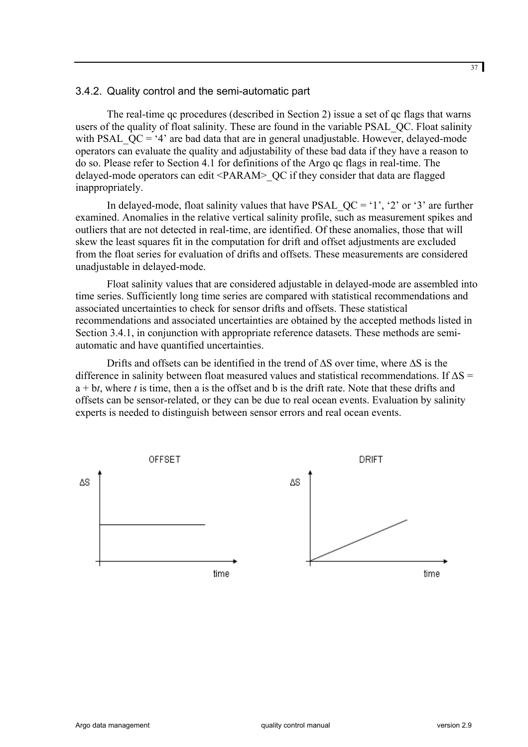### 3.4.2. Quality control and the semi-automatic part

The real-time qc procedures (described in Section 2) issue a set of qc flags that warns users of the quality of float salinity. These are found in the variable PSAL_QC. Float salinity with PSAL_QC = '4' are bad data that are in general unadjustable. However, delayed-mode operators can evaluate the quality and adjustability of these bad data if they have a reason to do so. Please refer to Section 4.1 for definitions of the Argo qc flags in real-time. The delayed-mode operators can edit <PARAM>_QC if they consider that data are flagged inappropriately.

In delayed-mode, float salinity values that have PSAL_QC = '1', '2' or '3' are further examined. Anomalies in the relative vertical salinity profile, such as measurement spikes and outliers that are not detected in real-time, are identified. Of these anomalies, those that will skew the least squares fit in the computation for drift and offset adjustments are excluded from the float series for evaluation of drifts and offsets. These measurements are considered unadjustable in delayed-mode.

Float salinity values that are considered adjustable in delayed-mode are assembled into time series. Sufficiently long time series are compared with statistical recommendations and associated uncertainties to check for sensor drifts and offsets. These statistical recommendations and associated uncertainties are obtained by the accepted methods listed in Section 3.4.1, in conjunction with appropriate reference datasets. These methods are semi-automatic and have quantified uncertainties.

Drifts and offsets can be identified in the trend of $\Delta S$ over time, where $\Delta S$ is the difference in salinity between float measured values and statistical recommendations. If $\Delta S = a + bt$, where $t$ is time, then a is the offset and b is the drift rate. Note that these drifts and offsets can be sensor-related, or they can be due to real ocean events. Evaluation by salinity experts is needed to distinguish between sensor errors and real ocean events.

OFFSET

DRIFT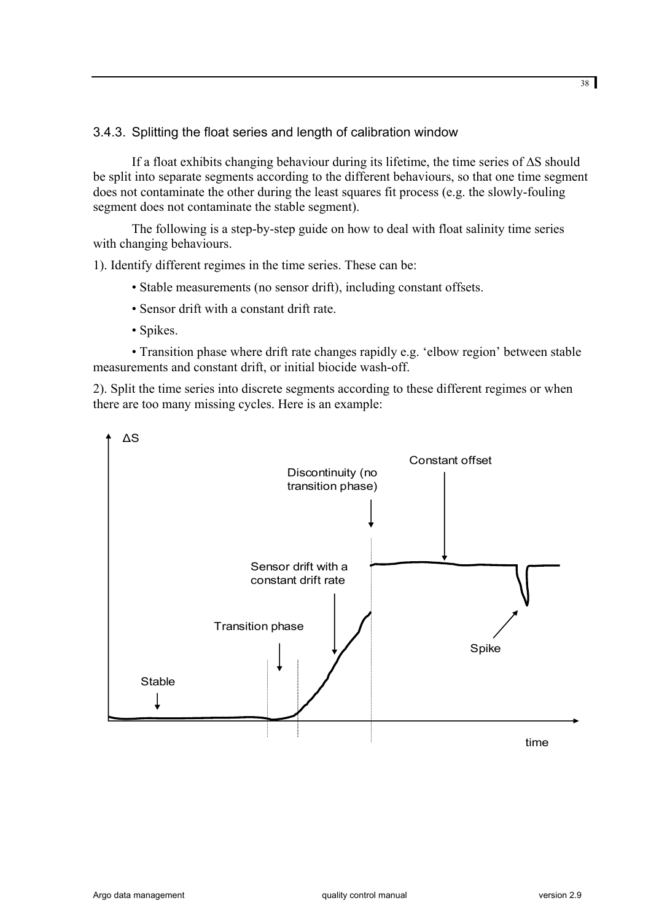### 3.4.3. Splitting the float series and length of calibration window

If a float exhibits changing behaviour during its lifetime, the time series of ΔS should be split into separate segments according to the different behaviours, so that one time segment does not contaminate the other during the least squares fit process (e.g. the slowly-fouling segment does not contaminate the stable segment).

The following is a step-by-step guide on how to deal with float salinity time series with changing behaviours.

1). Identify different regimes in the time series. These can be:

- Stable measurements (no sensor drift), including constant offsets.
- Sensor drift with a constant drift rate.
- Spikes.
- Transition phase where drift rate changes rapidly e.g. 'elbow region' between stable measurements and constant drift, or initial biocide wash-off.

2). Split the time series into discrete segments according to these different regimes or when there are too many missing cycles. Here is an example:

ΔS

Stable — Transition phase — Sensor drift with a constant drift rate — Discontinuity (no transition phase) — Constant offset — Spike

time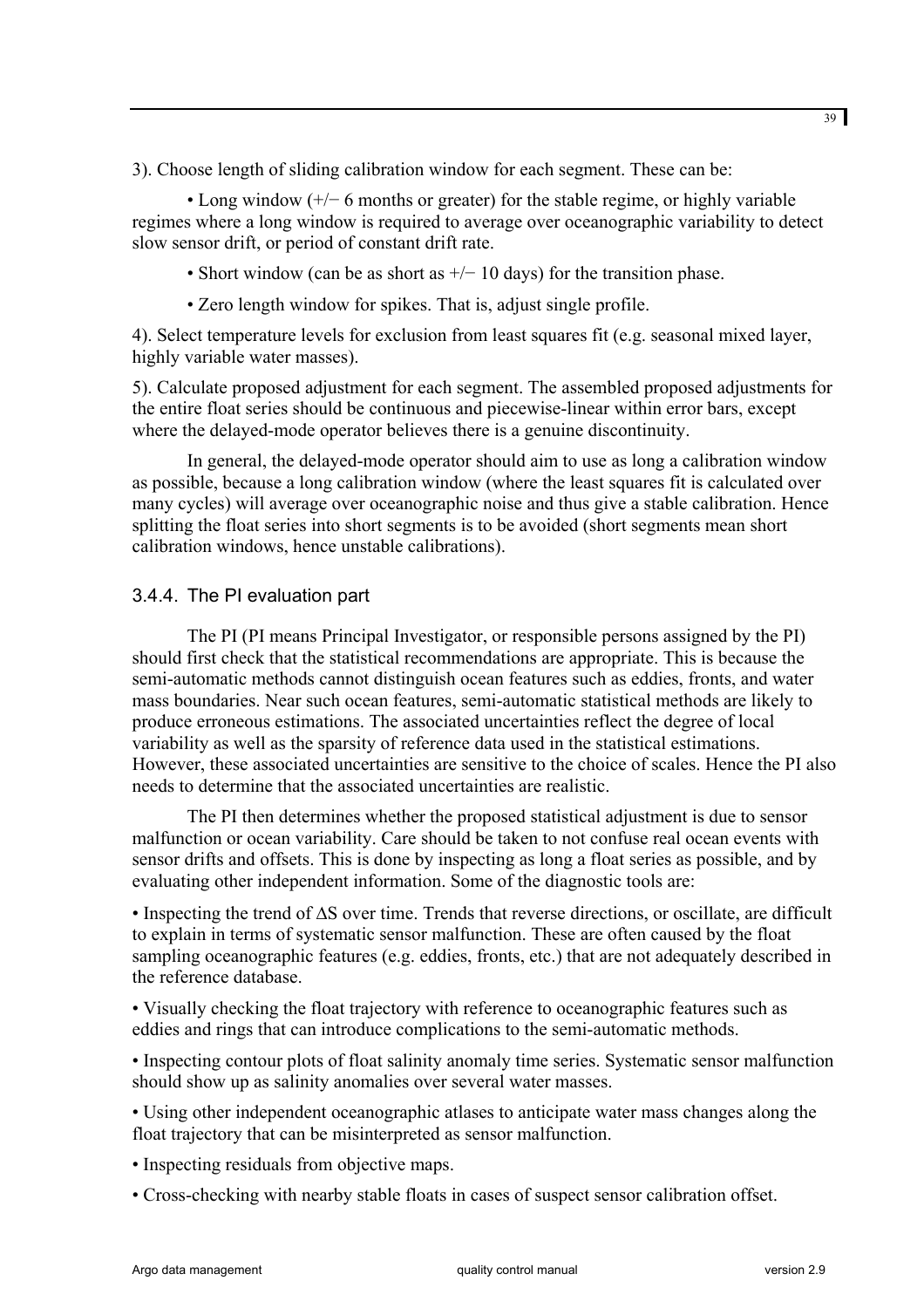3). Choose length of sliding calibration window for each segment. These can be:

• Long window (+/− 6 months or greater) for the stable regime, or highly variable regimes where a long window is required to average over oceanographic variability to detect slow sensor drift, or period of constant drift rate.

• Short window (can be as short as +/− 10 days) for the transition phase.

• Zero length window for spikes. That is, adjust single profile.

4). Select temperature levels for exclusion from least squares fit (e.g. seasonal mixed layer, highly variable water masses).

5). Calculate proposed adjustment for each segment. The assembled proposed adjustments for the entire float series should be continuous and piecewise-linear within error bars, except where the delayed-mode operator believes there is a genuine discontinuity.

In general, the delayed-mode operator should aim to use as long a calibration window as possible, because a long calibration window (where the least squares fit is calculated over many cycles) will average over oceanographic noise and thus give a stable calibration. Hence splitting the float series into short segments is to be avoided (short segments mean short calibration windows, hence unstable calibrations).

### 3.4.4. The PI evaluation part

The PI (PI means Principal Investigator, or responsible persons assigned by the PI) should first check that the statistical recommendations are appropriate. This is because the semi-automatic methods cannot distinguish ocean features such as eddies, fronts, and water mass boundaries. Near such ocean features, semi-automatic statistical methods are likely to produce erroneous estimations. The associated uncertainties reflect the degree of local variability as well as the sparsity of reference data used in the statistical estimations. However, these associated uncertainties are sensitive to the choice of scales. Hence the PI also needs to determine that the associated uncertainties are realistic.

The PI then determines whether the proposed statistical adjustment is due to sensor malfunction or ocean variability. Care should be taken to not confuse real ocean events with sensor drifts and offsets. This is done by inspecting as long a float series as possible, and by evaluating other independent information. Some of the diagnostic tools are:

• Inspecting the trend of $\Delta S$ over time. Trends that reverse directions, or oscillate, are difficult to explain in terms of systematic sensor malfunction. These are often caused by the float sampling oceanographic features (e.g. eddies, fronts, etc.) that are not adequately described in the reference database.

• Visually checking the float trajectory with reference to oceanographic features such as eddies and rings that can introduce complications to the semi-automatic methods.

• Inspecting contour plots of float salinity anomaly time series. Systematic sensor malfunction should show up as salinity anomalies over several water masses.

• Using other independent oceanographic atlases to anticipate water mass changes along the float trajectory that can be misinterpreted as sensor malfunction.

• Inspecting residuals from objective maps.

• Cross-checking with nearby stable floats in cases of suspect sensor calibration offset.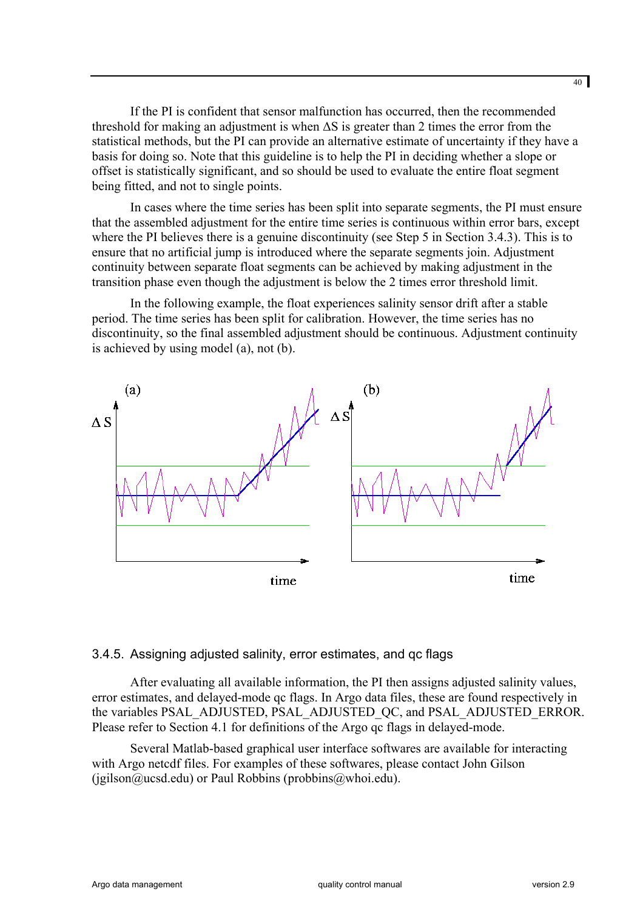If the PI is confident that sensor malfunction has occurred, then the recommended threshold for making an adjustment is when ΔS is greater than 2 times the error from the statistical methods, but the PI can provide an alternative estimate of uncertainty if they have a basis for doing so. Note that this guideline is to help the PI in deciding whether a slope or offset is statistically significant, and so should be used to evaluate the entire float segment being fitted, and not to single points.

In cases where the time series has been split into separate segments, the PI must ensure that the assembled adjustment for the entire time series is continuous within error bars, except where the PI believes there is a genuine discontinuity (see Step 5 in Section 3.4.3). This is to ensure that no artificial jump is introduced where the separate segments join. Adjustment continuity between separate float segments can be achieved by making adjustment in the transition phase even though the adjustment is below the 2 times error threshold limit.

In the following example, the float experiences salinity sensor drift after a stable period. The time series has been split for calibration. However, the time series has no discontinuity, so the final assembled adjustment should be continuous. Adjustment continuity is achieved by using model (a), not (b).

### 3.4.5. Assigning adjusted salinity, error estimates, and qc flags

After evaluating all available information, the PI then assigns adjusted salinity values, error estimates, and delayed-mode qc flags. In Argo data files, these are found respectively in the variables PSAL_ADJUSTED, PSAL_ADJUSTED_QC, and PSAL_ADJUSTED_ERROR. Please refer to Section 4.1 for definitions of the Argo qc flags in delayed-mode.

Several Matlab-based graphical user interface softwares are available for interacting with Argo netcdf files. For examples of these softwares, please contact John Gilson (jgilson@ucsd.edu) or Paul Robbins (probbins@whoi.edu).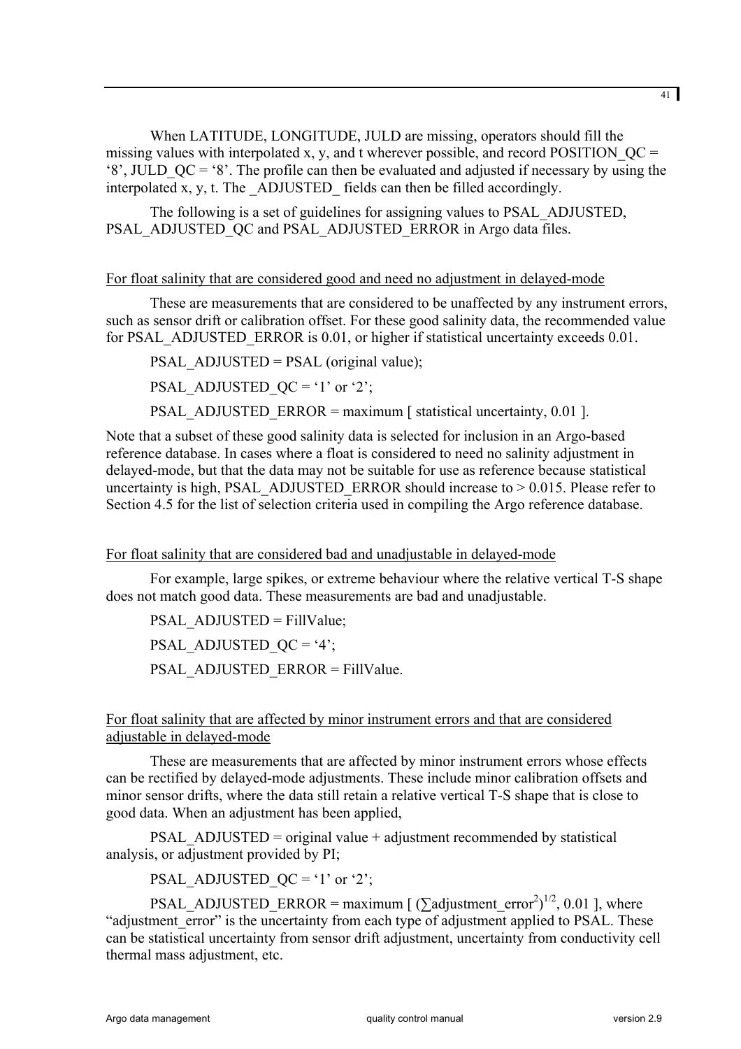When LATITUDE, LONGITUDE, JULD are missing, operators should fill the missing values with interpolated x, y, and t wherever possible, and record POSITION_QC = '8', JULD_QC = '8'. The profile can then be evaluated and adjusted if necessary by using the interpolated x, y, t. The _ADJUSTED_ fields can then be filled accordingly.

The following is a set of guidelines for assigning values to PSAL_ADJUSTED, PSAL_ADJUSTED_QC and PSAL_ADJUSTED_ERROR in Argo data files.

<u>For float salinity that are considered good and need no adjustment in delayed-mode</u>

These are measurements that are considered to be unaffected by any instrument errors, such as sensor drift or calibration offset. For these good salinity data, the recommended value for PSAL_ADJUSTED_ERROR is 0.01, or higher if statistical uncertainty exceeds 0.01.

PSAL_ADJUSTED = PSAL (original value);

PSAL_ADJUSTED_QC = '1' or '2';

PSAL_ADJUSTED_ERROR = maximum [ statistical uncertainty, 0.01 ].

Note that a subset of these good salinity data is selected for inclusion in an Argo-based reference database. In cases where a float is considered to need no salinity adjustment in delayed-mode, but that the data may not be suitable for use as reference because statistical uncertainty is high, PSAL_ADJUSTED_ERROR should increase to > 0.015. Please refer to Section 4.5 for the list of selection criteria used in compiling the Argo reference database.

<u>For float salinity that are considered bad and unadjustable in delayed-mode</u>

For example, large spikes, or extreme behaviour where the relative vertical T-S shape does not match good data. These measurements are bad and unadjustable.

PSAL_ADJUSTED = FillValue;

PSAL_ADJUSTED_QC = '4';

PSAL_ADJUSTED_ERROR = FillValue.

<u>For float salinity that are affected by minor instrument errors and that are considered adjustable in delayed-mode</u>

These are measurements that are affected by minor instrument errors whose effects can be rectified by delayed-mode adjustments. These include minor calibration offsets and minor sensor drifts, where the data still retain a relative vertical T-S shape that is close to good data. When an adjustment has been applied,

PSAL_ADJUSTED = original value + adjustment recommended by statistical analysis, or adjustment provided by PI;

PSAL_ADJUSTED_QC = '1' or '2';

PSAL_ADJUSTED_ERROR = maximum [ $(\sum \text{adjustment\_error}^2)^{1/2}$, 0.01 ], where "adjustment_error" is the uncertainty from each type of adjustment applied to PSAL. These can be statistical uncertainty from sensor drift adjustment, uncertainty from conductivity cell thermal mass adjustment, etc.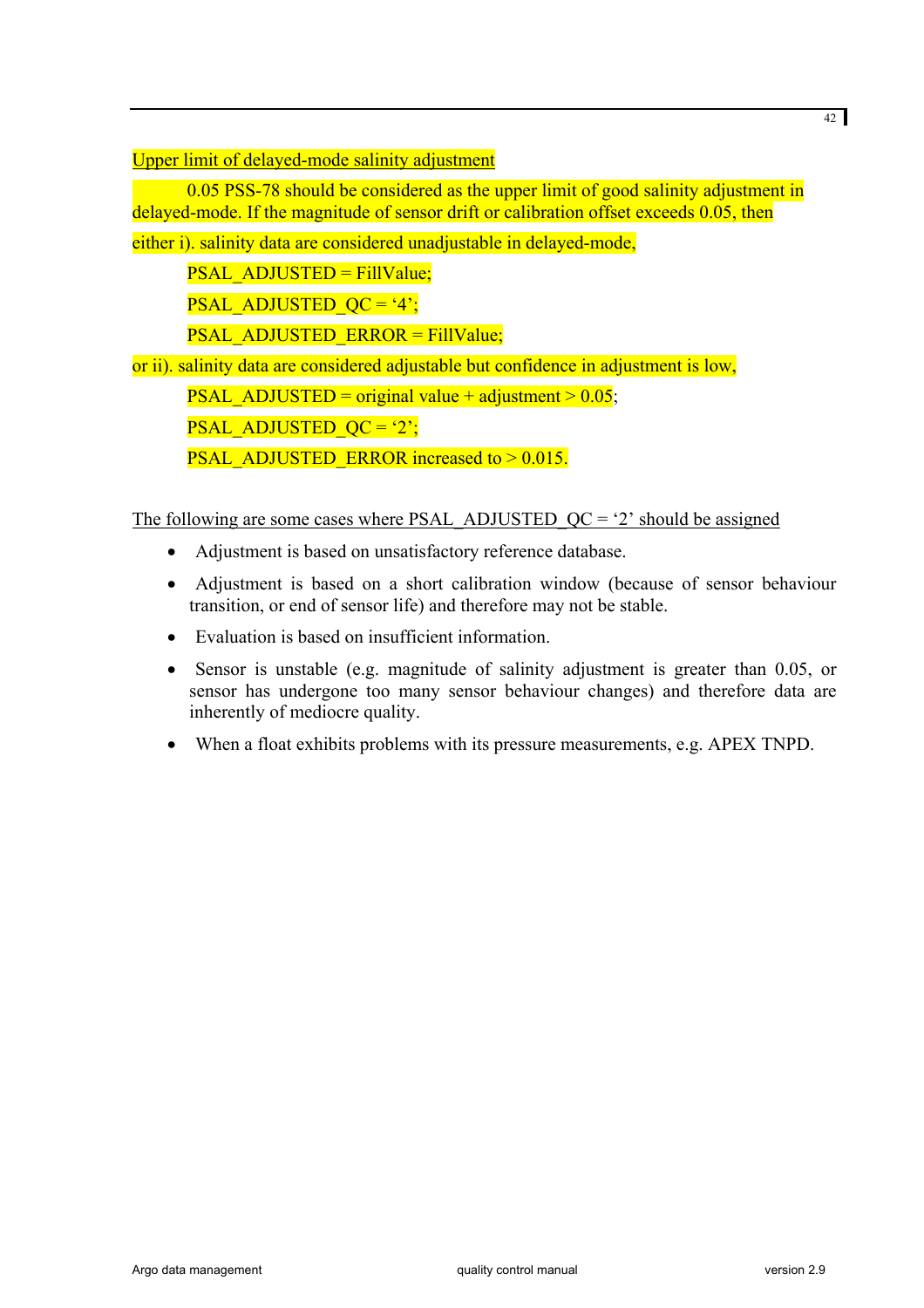Upper limit of delayed-mode salinity adjustment

0.05 PSS-78 should be considered as the upper limit of good salinity adjustment in delayed-mode. If the magnitude of sensor drift or calibration offset exceeds 0.05, then

either i). salinity data are considered unadjustable in delayed-mode,

PSAL_ADJUSTED = FillValue;

PSAL_ADJUSTED_QC = '4';

PSAL_ADJUSTED_ERROR = FillValue;

or ii). salinity data are considered adjustable but confidence in adjustment is low,

PSAL_ADJUSTED = original value + adjustment > 0.05;

PSAL_ADJUSTED_QC = '2';

PSAL_ADJUSTED_ERROR increased to > 0.015.

The following are some cases where PSAL_ADJUSTED_QC = '2' should be assigned

- Adjustment is based on unsatisfactory reference database.
- Adjustment is based on a short calibration window (because of sensor behaviour transition, or end of sensor life) and therefore may not be stable.
- Evaluation is based on insufficient information.
- Sensor is unstable (e.g. magnitude of salinity adjustment is greater than 0.05, or sensor has undergone too many sensor behaviour changes) and therefore data are inherently of mediocre quality.
- When a float exhibits problems with its pressure measurements, e.g. APEX TNPD.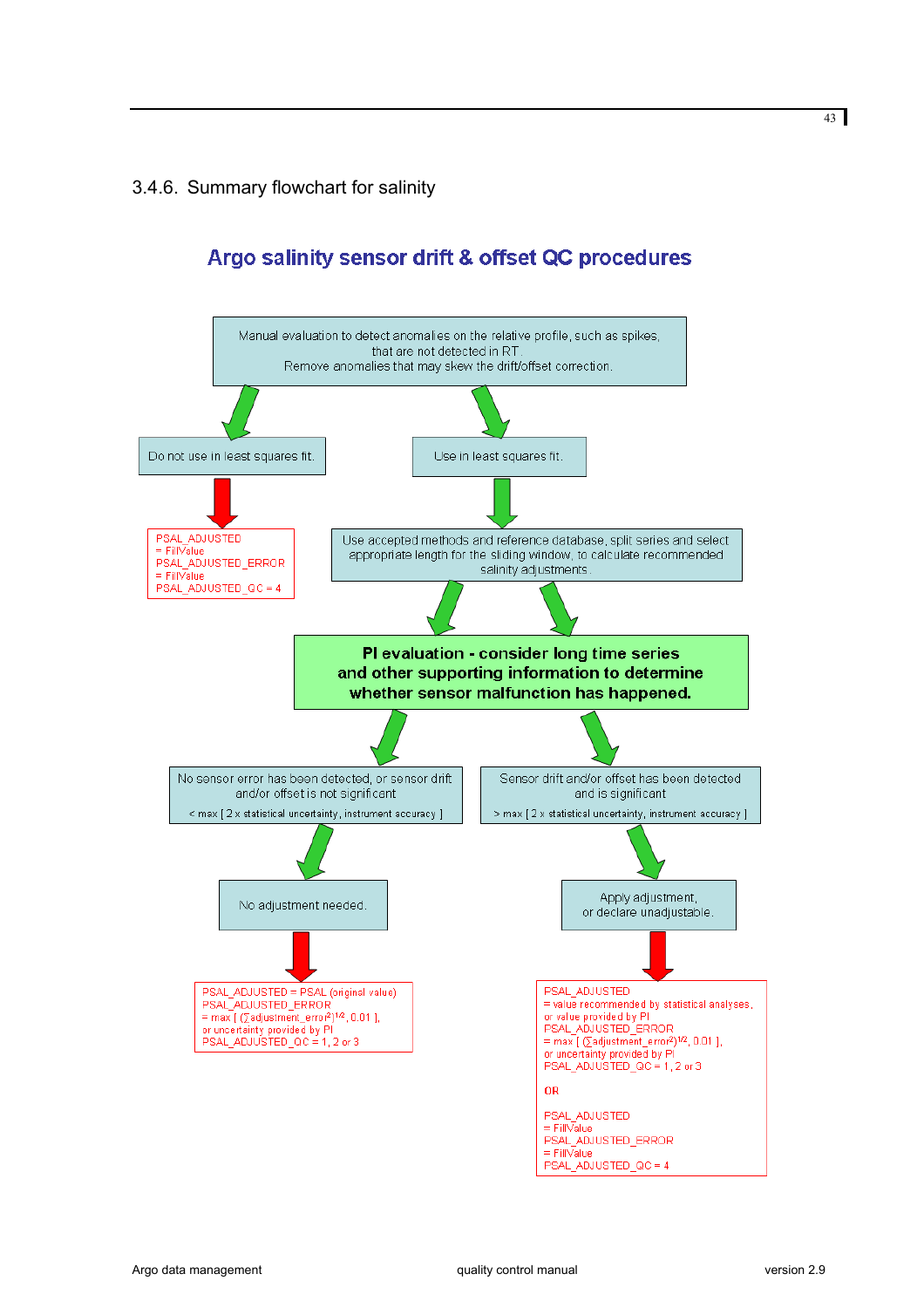### 3.4.6. Summary flowchart for salinity

## Argo salinity sensor drift & offset QC procedures

Manual evaluation to detect anomalies on the relative profile, such as spikes, that are not detected in RT.
Remove anomalies that may skew the drift/offset correction.

Do not use in least squares fit.

PSAL_ADJUSTED
= FillValue
PSAL_ADJUSTED_ERROR
= FillValue
PSAL_ADJUSTED_QC = 4

Use in least squares fit.

Use accepted methods and reference database, split series and select appropriate length for the sliding window, to calculate recommended salinity adjustments.

**PI evaluation - consider long time series and other supporting information to determine whether sensor malfunction has happened.**

No sensor error has been detected, or sensor drift and/or offset is not significant

< max [ 2 x statistical uncertainty, instrument accuracy ]

No adjustment needed.

PSAL_ADJUSTED = PSAL (original value)
PSAL_ADJUSTED_ERROR
= max [ $(\sum adjustment\_error^2)^{1/2}$, 0.01 ],
or uncertainty provided by PI
PSAL_ADJUSTED_QC = 1, 2 or 3

Sensor drift and/or offset has been detected and is significant

> max [ 2 x statistical uncertainty, instrument accuracy ]

Apply adjustment,
or declare unadjustable.

PSAL_ADJUSTED
= value recommended by statistical analyses,
or value provided by PI
PSAL_ADJUSTED_ERROR
= max [ $(\sum adjustment\_error^2)^{1/2}$, 0.01 ],
or uncertainty provided by PI
PSAL_ADJUSTED_QC = 1, 2 or 3

OR

PSAL_ADJUSTED
= FillValue
PSAL_ADJUSTED_ERROR
= FillValue
PSAL_ADJUSTED_QC = 4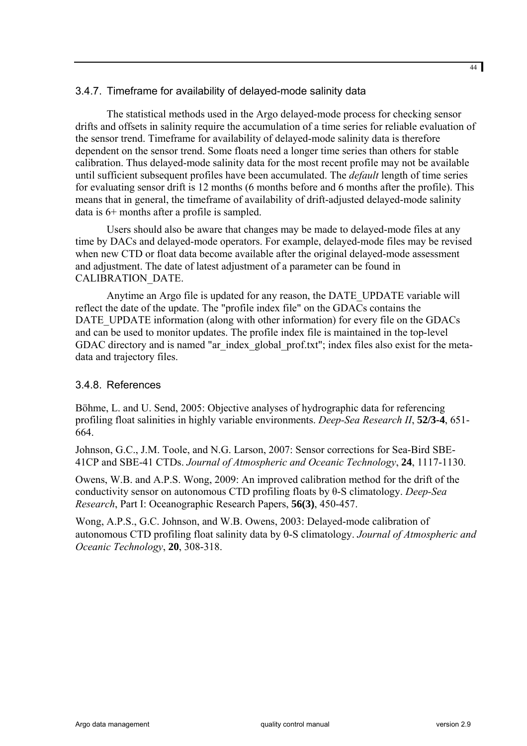### 3.4.7. Timeframe for availability of delayed-mode salinity data

The statistical methods used in the Argo delayed-mode process for checking sensor drifts and offsets in salinity require the accumulation of a time series for reliable evaluation of the sensor trend. Timeframe for availability of delayed-mode salinity data is therefore dependent on the sensor trend. Some floats need a longer time series than others for stable calibration. Thus delayed-mode salinity data for the most recent profile may not be available until sufficient subsequent profiles have been accumulated. The *default* length of time series for evaluating sensor drift is 12 months (6 months before and 6 months after the profile). This means that in general, the timeframe of availability of drift-adjusted delayed-mode salinity data is 6+ months after a profile is sampled.

Users should also be aware that changes may be made to delayed-mode files at any time by DACs and delayed-mode operators. For example, delayed-mode files may be revised when new CTD or float data become available after the original delayed-mode assessment and adjustment. The date of latest adjustment of a parameter can be found in CALIBRATION_DATE.

Anytime an Argo file is updated for any reason, the DATE_UPDATE variable will reflect the date of the update. The "profile index file" on the GDACs contains the DATE_UPDATE information (along with other information) for every file on the GDACs and can be used to monitor updates. The profile index file is maintained in the top-level GDAC directory and is named "ar_index_global_prof.txt"; index files also exist for the meta-data and trajectory files.

### 3.4.8. References

Böhme, L. and U. Send, 2005: Objective analyses of hydrographic data for referencing profiling float salinities in highly variable environments. *Deep-Sea Research II*, **52/3-4**, 651-664.

Johnson, G.C., J.M. Toole, and N.G. Larson, 2007: Sensor corrections for Sea-Bird SBE-41CP and SBE-41 CTDs. *Journal of Atmospheric and Oceanic Technology*, **24**, 1117-1130.

Owens, W.B. and A.P.S. Wong, 2009: An improved calibration method for the drift of the conductivity sensor on autonomous CTD profiling floats by θ-S climatology. *Deep-Sea Research*, Part I: Oceanographic Research Papers, **56(3)**, 450-457.

Wong, A.P.S., G.C. Johnson, and W.B. Owens, 2003: Delayed-mode calibration of autonomous CTD profiling float salinity data by θ-S climatology. *Journal of Atmospheric and Oceanic Technology*, **20**, 308-318.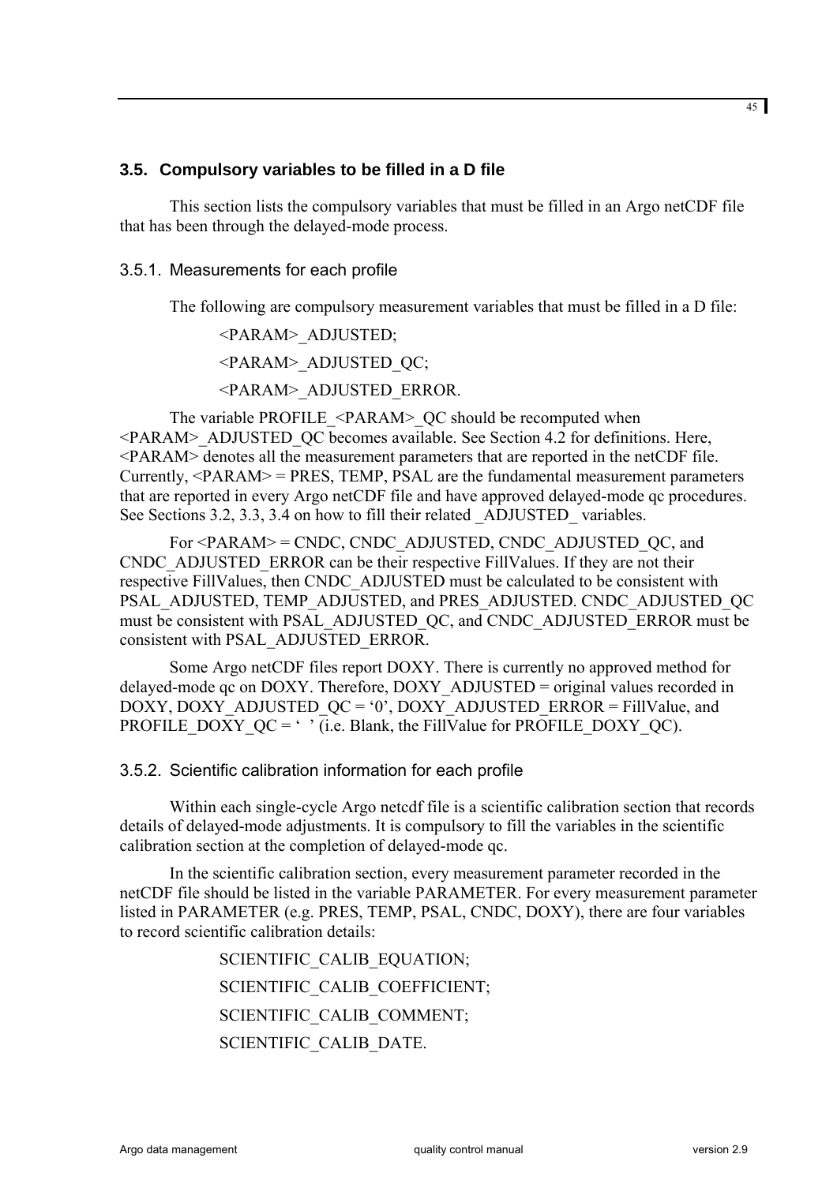## 3.5. Compulsory variables to be filled in a D file

This section lists the compulsory variables that must be filled in an Argo netCDF file that has been through the delayed-mode process.

### 3.5.1. Measurements for each profile

The following are compulsory measurement variables that must be filled in a D file:

<PARAM>_ADJUSTED;

<PARAM>_ADJUSTED_QC;

<PARAM>_ADJUSTED_ERROR.

The variable PROFILE_<PARAM>_QC should be recomputed when <PARAM>_ADJUSTED_QC becomes available. See Section 4.2 for definitions. Here, <PARAM> denotes all the measurement parameters that are reported in the netCDF file. Currently, <PARAM> = PRES, TEMP, PSAL are the fundamental measurement parameters that are reported in every Argo netCDF file and have approved delayed-mode qc procedures. See Sections 3.2, 3.3, 3.4 on how to fill their related _ADJUSTED_ variables.

For <PARAM> = CNDC, CNDC_ADJUSTED, CNDC_ADJUSTED_QC, and CNDC_ADJUSTED_ERROR can be their respective FillValues. If they are not their respective FillValues, then CNDC_ADJUSTED must be calculated to be consistent with PSAL_ADJUSTED, TEMP_ADJUSTED, and PRES_ADJUSTED. CNDC_ADJUSTED_QC must be consistent with PSAL_ADJUSTED_QC, and CNDC_ADJUSTED_ERROR must be consistent with PSAL_ADJUSTED_ERROR.

Some Argo netCDF files report DOXY. There is currently no approved method for delayed-mode qc on DOXY. Therefore, DOXY_ADJUSTED = original values recorded in DOXY, DOXY_ADJUSTED_QC = '0', DOXY_ADJUSTED_ERROR = FillValue, and PROFILE_DOXY_QC = '  ' (i.e. Blank, the FillValue for PROFILE_DOXY_QC).

### 3.5.2. Scientific calibration information for each profile

Within each single-cycle Argo netcdf file is a scientific calibration section that records details of delayed-mode adjustments. It is compulsory to fill the variables in the scientific calibration section at the completion of delayed-mode qc.

In the scientific calibration section, every measurement parameter recorded in the netCDF file should be listed in the variable PARAMETER. For every measurement parameter listed in PARAMETER (e.g. PRES, TEMP, PSAL, CNDC, DOXY), there are four variables to record scientific calibration details:

SCIENTIFIC_CALIB_EQUATION;

SCIENTIFIC_CALIB_COEFFICIENT;

SCIENTIFIC_CALIB_COMMENT;

SCIENTIFIC_CALIB_DATE.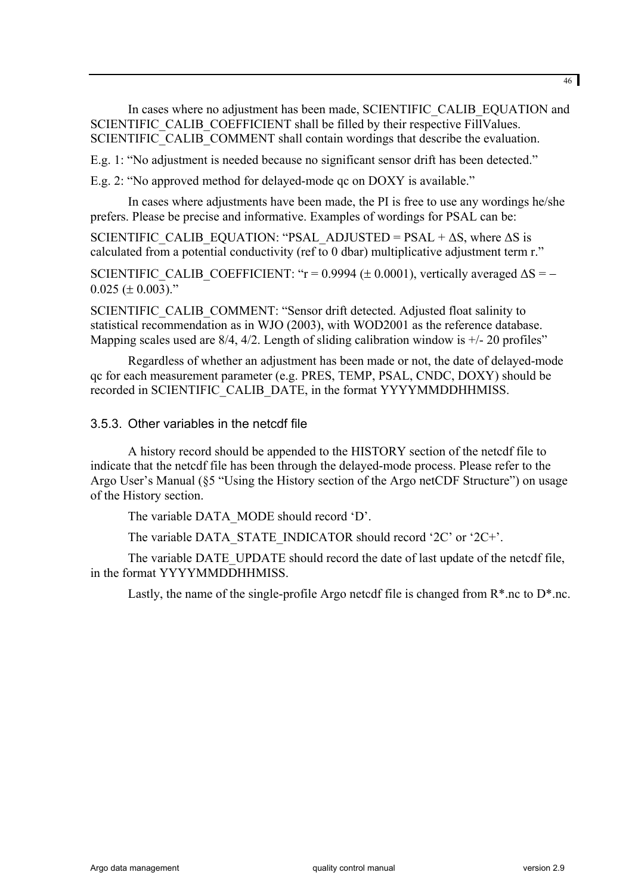In cases where no adjustment has been made, SCIENTIFIC_CALIB_EQUATION and SCIENTIFIC_CALIB_COEFFICIENT shall be filled by their respective FillValues. SCIENTIFIC_CALIB_COMMENT shall contain wordings that describe the evaluation.

E.g. 1: "No adjustment is needed because no significant sensor drift has been detected."

E.g. 2: "No approved method for delayed-mode qc on DOXY is available."

In cases where adjustments have been made, the PI is free to use any wordings he/she prefers. Please be precise and informative. Examples of wordings for PSAL can be:

SCIENTIFIC_CALIB_EQUATION: "PSAL_ADJUSTED = PSAL + ΔS, where ΔS is calculated from a potential conductivity (ref to 0 dbar) multiplicative adjustment term r."

SCIENTIFIC_CALIB_COEFFICIENT: "r = 0.9994 (± 0.0001), vertically averaged ΔS = − 0.025 (± 0.003)."

SCIENTIFIC_CALIB_COMMENT: "Sensor drift detected. Adjusted float salinity to statistical recommendation as in WJO (2003), with WOD2001 as the reference database. Mapping scales used are 8/4, 4/2. Length of sliding calibration window is +/- 20 profiles"

Regardless of whether an adjustment has been made or not, the date of delayed-mode qc for each measurement parameter (e.g. PRES, TEMP, PSAL, CNDC, DOXY) should be recorded in SCIENTIFIC_CALIB_DATE, in the format YYYYMMDDHHMISS.

### 3.5.3. Other variables in the netcdf file

A history record should be appended to the HISTORY section of the netcdf file to indicate that the netcdf file has been through the delayed-mode process. Please refer to the Argo User's Manual (§5 "Using the History section of the Argo netCDF Structure") on usage of the History section.

The variable DATA_MODE should record 'D'.

The variable DATA_STATE_INDICATOR should record '2C' or '2C+'.

The variable DATE_UPDATE should record the date of last update of the netcdf file, in the format YYYYMMDDHHMISS.

Lastly, the name of the single-profile Argo netcdf file is changed from R*.nc to D*.nc.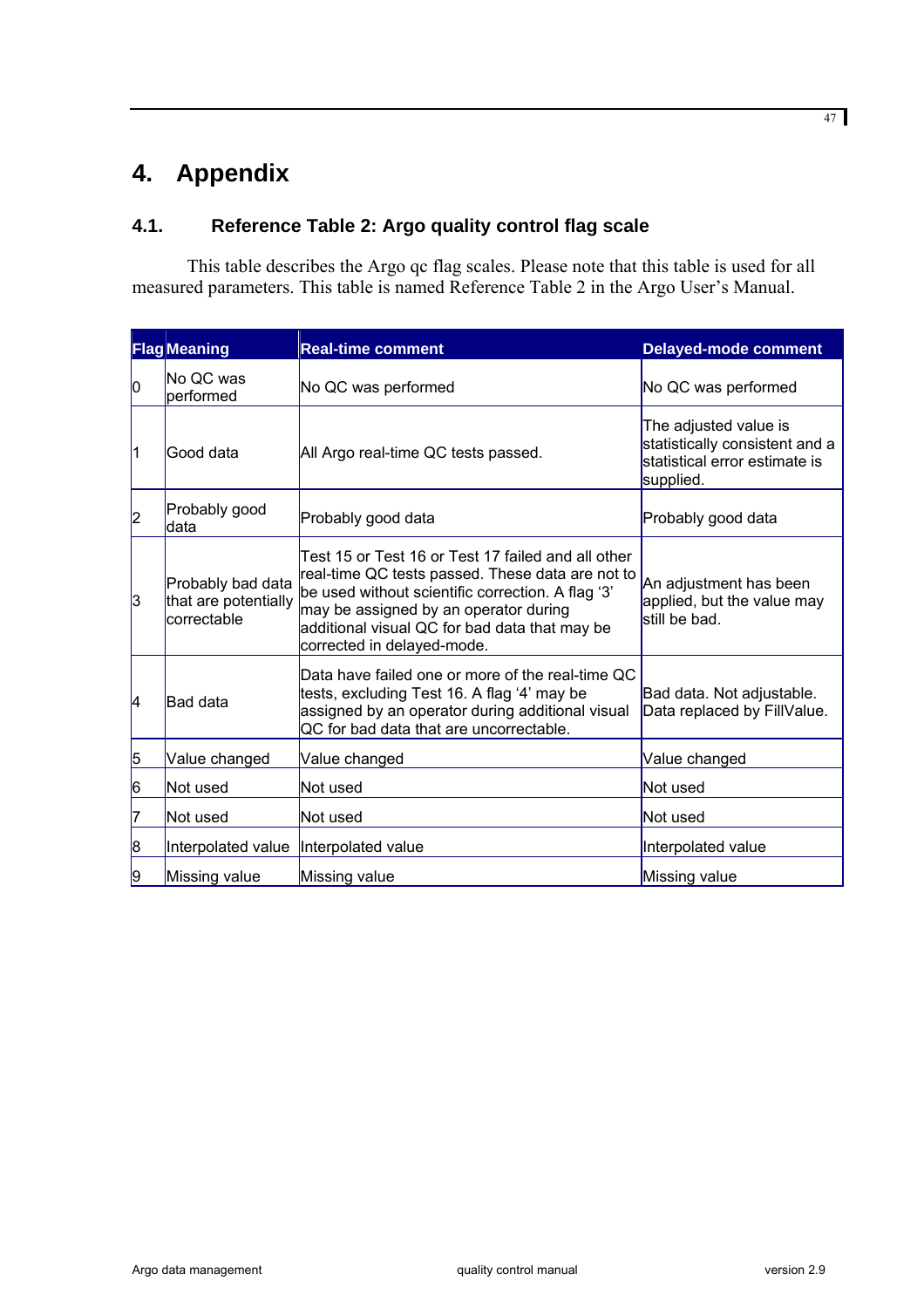# 4. Appendix

## 4.1. Reference Table 2: Argo quality control flag scale

This table describes the Argo qc flag scales. Please note that this table is used for all measured parameters. This table is named Reference Table 2 in the Argo User's Manual.

| Flag | Meaning | Real-time comment | Delayed-mode comment |
|---|---|---|---|
| 0 | No QC was performed | No QC was performed | No QC was performed |
| 1 | Good data | All Argo real-time QC tests passed. | The adjusted value is statistically consistent and a statistical error estimate is supplied. |
| 2 | Probably good data | Probably good data | Probably good data |
| 3 | Probably bad data that are potentially correctable | Test 15 or Test 16 or Test 17 failed and all other real-time QC tests passed. These data are not to be used without scientific correction. A flag '3' may be assigned by an operator during additional visual QC for bad data that may be corrected in delayed-mode. | An adjustment has been applied, but the value may still be bad. |
| 4 | Bad data | Data have failed one or more of the real-time QC tests, excluding Test 16. A flag '4' may be assigned by an operator during additional visual QC for bad data that are uncorrectable. | Bad data. Not adjustable. Data replaced by FillValue. |
| 5 | Value changed | Value changed | Value changed |
| 6 | Not used | Not used | Not used |
| 7 | Not used | Not used | Not used |
| 8 | Interpolated value | Interpolated value | Interpolated value |
| 9 | Missing value | Missing value | Missing value |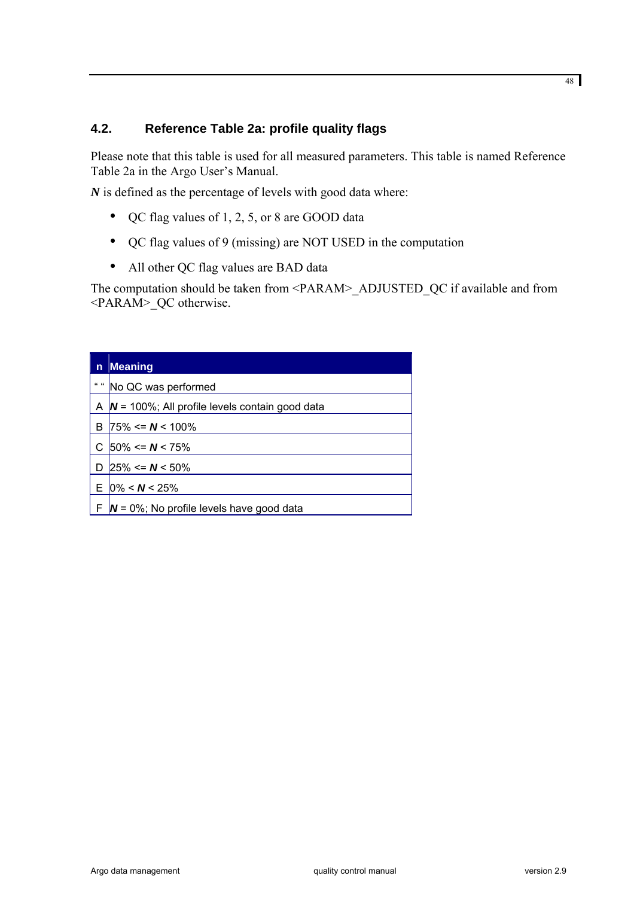## 4.2. Reference Table 2a: profile quality flags

Please note that this table is used for all measured parameters. This table is named Reference Table 2a in the Argo User's Manual.

***N*** is defined as the percentage of levels with good data where:

- QC flag values of 1, 2, 5, or 8 are GOOD data
- QC flag values of 9 (missing) are NOT USED in the computation
- All other QC flag values are BAD data

The computation should be taken from <PARAM>_ADJUSTED_QC if available and from <PARAM>_QC otherwise.

| n | Meaning |
|---|---|
| " " | No QC was performed |
| A | ***N*** = 100%; All profile levels contain good data |
| B | 75% <= ***N*** < 100% |
| C | 50% <= ***N*** < 75% |
| D | 25% <= ***N*** < 50% |
| E | 0% < ***N*** < 25% |
| F | ***N*** = 0%; No profile levels have good data |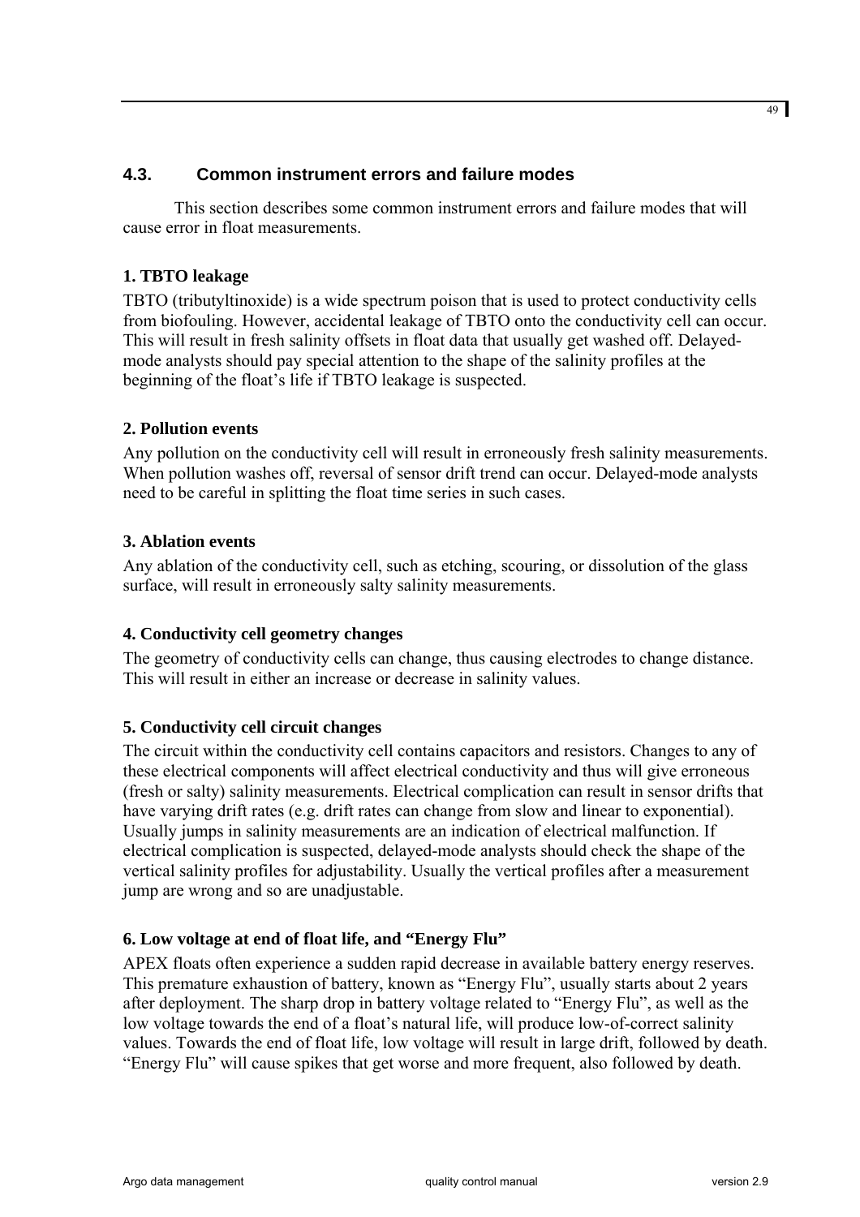## 4.3. Common instrument errors and failure modes

This section describes some common instrument errors and failure modes that will cause error in float measurements.

**1. TBTO leakage**

TBTO (tributyltinoxide) is a wide spectrum poison that is used to protect conductivity cells from biofouling. However, accidental leakage of TBTO onto the conductivity cell can occur. This will result in fresh salinity offsets in float data that usually get washed off. Delayed-mode analysts should pay special attention to the shape of the salinity profiles at the beginning of the float's life if TBTO leakage is suspected.

**2. Pollution events**

Any pollution on the conductivity cell will result in erroneously fresh salinity measurements. When pollution washes off, reversal of sensor drift trend can occur. Delayed-mode analysts need to be careful in splitting the float time series in such cases.

**3. Ablation events**

Any ablation of the conductivity cell, such as etching, scouring, or dissolution of the glass surface, will result in erroneously salty salinity measurements.

**4. Conductivity cell geometry changes**

The geometry of conductivity cells can change, thus causing electrodes to change distance. This will result in either an increase or decrease in salinity values.

**5. Conductivity cell circuit changes**

The circuit within the conductivity cell contains capacitors and resistors. Changes to any of these electrical components will affect electrical conductivity and thus will give erroneous (fresh or salty) salinity measurements. Electrical complication can result in sensor drifts that have varying drift rates (e.g. drift rates can change from slow and linear to exponential). Usually jumps in salinity measurements are an indication of electrical malfunction. If electrical complication is suspected, delayed-mode analysts should check the shape of the vertical salinity profiles for adjustability. Usually the vertical profiles after a measurement jump are wrong and so are unadjustable.

**6. Low voltage at end of float life, and "Energy Flu"**

APEX floats often experience a sudden rapid decrease in available battery energy reserves. This premature exhaustion of battery, known as "Energy Flu", usually starts about 2 years after deployment. The sharp drop in battery voltage related to "Energy Flu", as well as the low voltage towards the end of a float's natural life, will produce low-of-correct salinity values. Towards the end of float life, low voltage will result in large drift, followed by death. "Energy Flu" will cause spikes that get worse and more frequent, also followed by death.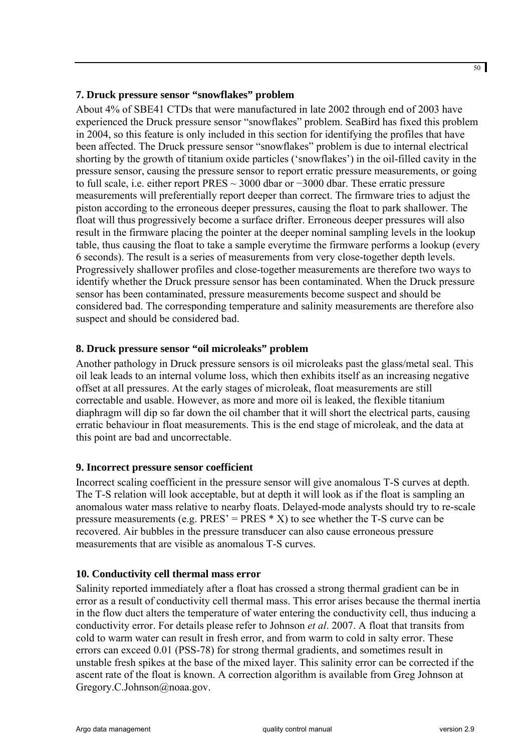### 7. Druck pressure sensor "snowflakes" problem

About 4% of SBE41 CTDs that were manufactured in late 2002 through end of 2003 have experienced the Druck pressure sensor "snowflakes" problem. SeaBird has fixed this problem in 2004, so this feature is only included in this section for identifying the profiles that have been affected. The Druck pressure sensor "snowflakes" problem is due to internal electrical shorting by the growth of titanium oxide particles ('snowflakes') in the oil-filled cavity in the pressure sensor, causing the pressure sensor to report erratic pressure measurements, or going to full scale, i.e. either report PRES ~ 3000 dbar or −3000 dbar. These erratic pressure measurements will preferentially report deeper than correct. The firmware tries to adjust the piston according to the erroneous deeper pressures, causing the float to park shallower. The float will thus progressively become a surface drifter. Erroneous deeper pressures will also result in the firmware placing the pointer at the deeper nominal sampling levels in the lookup table, thus causing the float to take a sample everytime the firmware performs a lookup (every 6 seconds). The result is a series of measurements from very close-together depth levels. Progressively shallower profiles and close-together measurements are therefore two ways to identify whether the Druck pressure sensor has been contaminated. When the Druck pressure sensor has been contaminated, pressure measurements become suspect and should be considered bad. The corresponding temperature and salinity measurements are therefore also suspect and should be considered bad.

### 8. Druck pressure sensor "oil microleaks" problem

Another pathology in Druck pressure sensors is oil microleaks past the glass/metal seal. This oil leak leads to an internal volume loss, which then exhibits itself as an increasing negative offset at all pressures. At the early stages of microleak, float measurements are still correctable and usable. However, as more and more oil is leaked, the flexible titanium diaphragm will dip so far down the oil chamber that it will short the electrical parts, causing erratic behaviour in float measurements. This is the end stage of microleak, and the data at this point are bad and uncorrectable.

### 9. Incorrect pressure sensor coefficient

Incorrect scaling coefficient in the pressure sensor will give anomalous T-S curves at depth. The T-S relation will look acceptable, but at depth it will look as if the float is sampling an anomalous water mass relative to nearby floats. Delayed-mode analysts should try to re-scale pressure measurements (e.g. PRES' = PRES * X) to see whether the T-S curve can be recovered. Air bubbles in the pressure transducer can also cause erroneous pressure measurements that are visible as anomalous T-S curves.

### 10. Conductivity cell thermal mass error

Salinity reported immediately after a float has crossed a strong thermal gradient can be in error as a result of conductivity cell thermal mass. This error arises because the thermal inertia in the flow duct alters the temperature of water entering the conductivity cell, thus inducing a conductivity error. For details please refer to Johnson *et al*. 2007. A float that transits from cold to warm water can result in fresh error, and from warm to cold in salty error. These errors can exceed 0.01 (PSS-78) for strong thermal gradients, and sometimes result in unstable fresh spikes at the base of the mixed layer. This salinity error can be corrected if the ascent rate of the float is known. A correction algorithm is available from Greg Johnson at Gregory.C.Johnson@noaa.gov.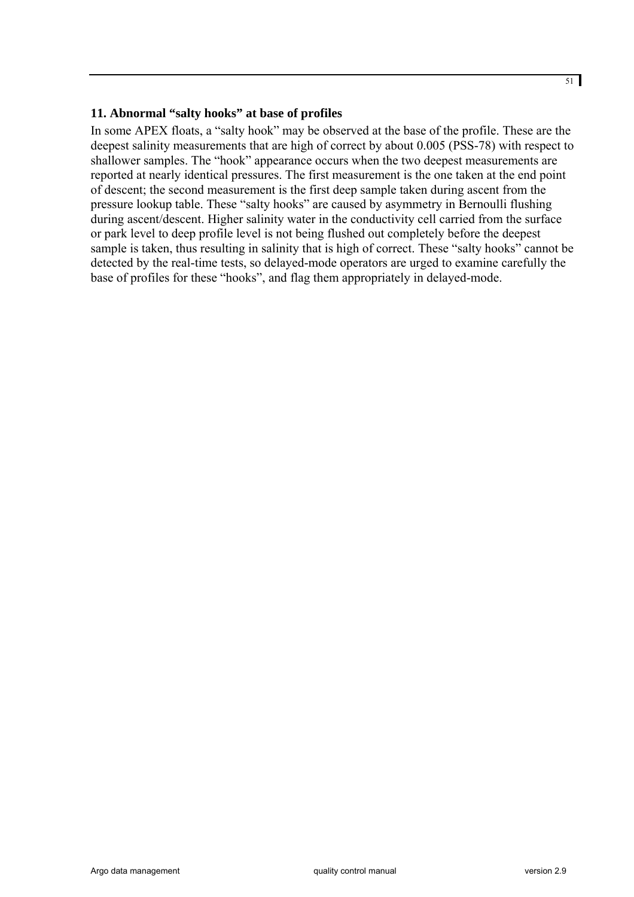## 11. Abnormal "salty hooks" at base of profiles

In some APEX floats, a "salty hook" may be observed at the base of the profile. These are the deepest salinity measurements that are high of correct by about 0.005 (PSS-78) with respect to shallower samples. The "hook" appearance occurs when the two deepest measurements are reported at nearly identical pressures. The first measurement is the one taken at the end point of descent; the second measurement is the first deep sample taken during ascent from the pressure lookup table. These "salty hooks" are caused by asymmetry in Bernoulli flushing during ascent/descent. Higher salinity water in the conductivity cell carried from the surface or park level to deep profile level is not being flushed out completely before the deepest sample is taken, thus resulting in salinity that is high of correct. These "salty hooks" cannot be detected by the real-time tests, so delayed-mode operators are urged to examine carefully the base of profiles for these "hooks", and flag them appropriately in delayed-mode.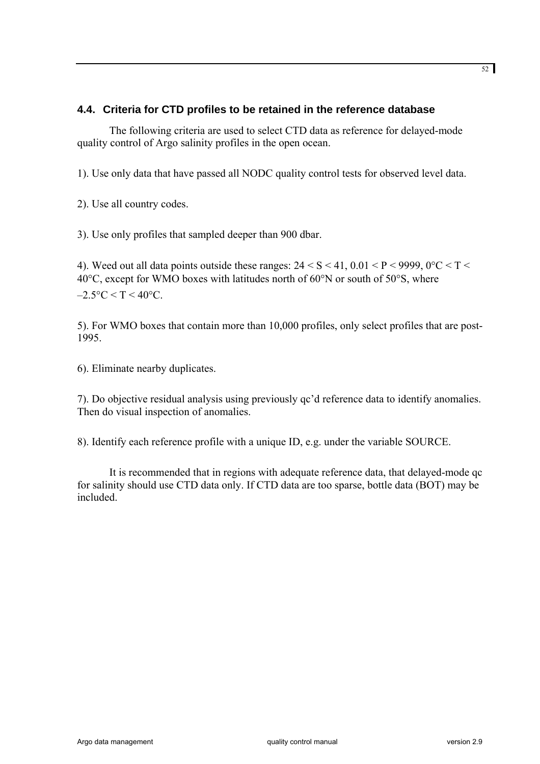### 4.4. Criteria for CTD profiles to be retained in the reference database

The following criteria are used to select CTD data as reference for delayed-mode quality control of Argo salinity profiles in the open ocean.

1). Use only data that have passed all NODC quality control tests for observed level data.

2). Use all country codes.

3). Use only profiles that sampled deeper than 900 dbar.

4). Weed out all data points outside these ranges: $24 < S < 41$, $0.01 < P < 9999$, $0°C < T < 40°C$, except for WMO boxes with latitudes north of 60°N or south of 50°S, where $-2.5°C < T < 40°C$.

5). For WMO boxes that contain more than 10,000 profiles, only select profiles that are post-1995.

6). Eliminate nearby duplicates.

7). Do objective residual analysis using previously qc'd reference data to identify anomalies. Then do visual inspection of anomalies.

8). Identify each reference profile with a unique ID, e.g. under the variable SOURCE.

It is recommended that in regions with adequate reference data, that delayed-mode qc for salinity should use CTD data only. If CTD data are too sparse, bottle data (BOT) may be included.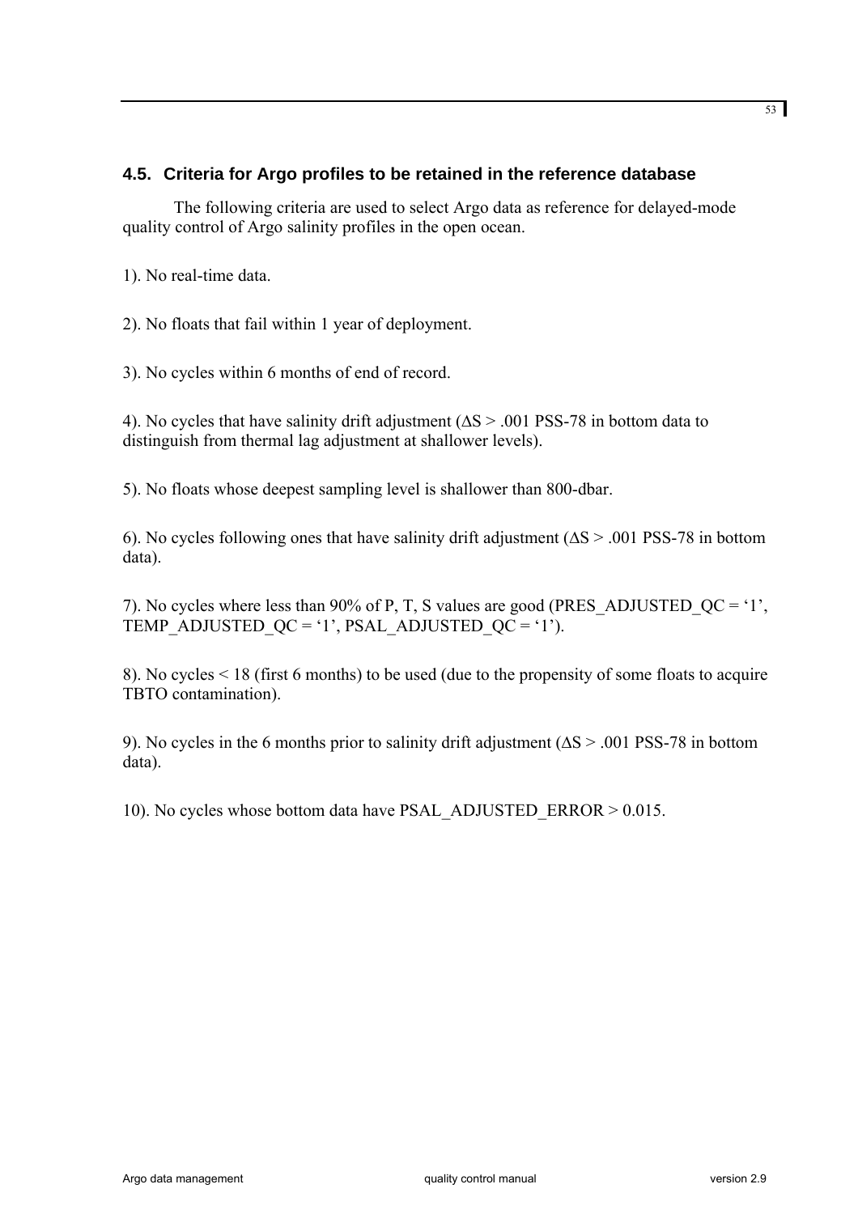## 4.5. Criteria for Argo profiles to be retained in the reference database

The following criteria are used to select Argo data as reference for delayed-mode quality control of Argo salinity profiles in the open ocean.

1). No real-time data.

2). No floats that fail within 1 year of deployment.

3). No cycles within 6 months of end of record.

4). No cycles that have salinity drift adjustment ($\Delta S > .001$ PSS-78 in bottom data to distinguish from thermal lag adjustment at shallower levels).

5). No floats whose deepest sampling level is shallower than 800-dbar.

6). No cycles following ones that have salinity drift adjustment ($\Delta S > .001$ PSS-78 in bottom data).

7). No cycles where less than 90% of P, T, S values are good (PRES_ADJUSTED_QC = '1', TEMP_ADJUSTED_QC = '1', PSAL_ADJUSTED_QC = '1').

8). No cycles < 18 (first 6 months) to be used (due to the propensity of some floats to acquire TBTO contamination).

9). No cycles in the 6 months prior to salinity drift adjustment ($\Delta S > .001$ PSS-78 in bottom data).

10). No cycles whose bottom data have PSAL_ADJUSTED_ERROR > 0.015.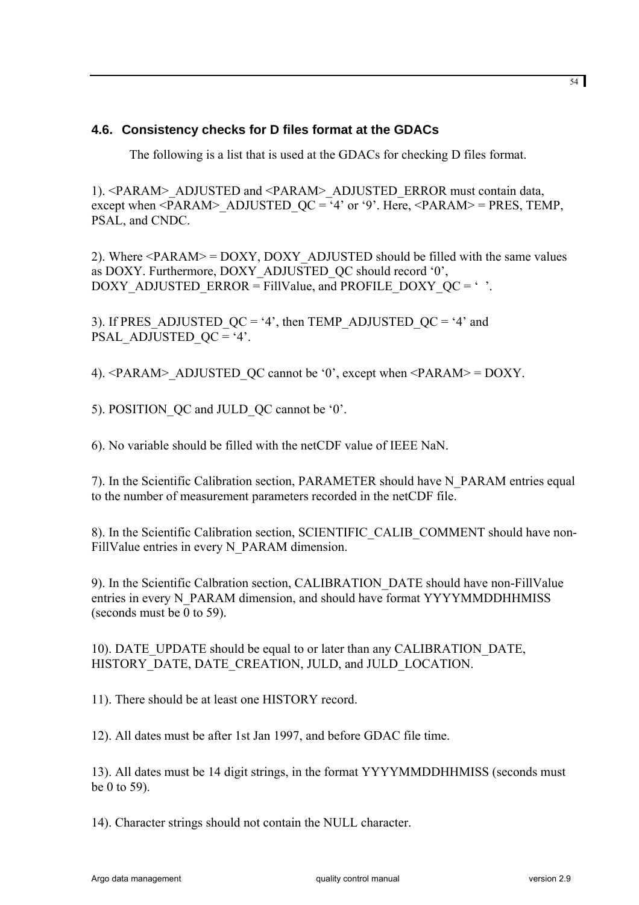## 4.6. Consistency checks for D files format at the GDACs

The following is a list that is used at the GDACs for checking D files format.

1). <PARAM>_ADJUSTED and <PARAM>_ADJUSTED_ERROR must contain data, except when <PARAM>_ADJUSTED_QC = '4' or '9'. Here, <PARAM> = PRES, TEMP, PSAL, and CNDC.

2). Where <PARAM> = DOXY, DOXY_ADJUSTED should be filled with the same values as DOXY. Furthermore, DOXY_ADJUSTED_QC should record '0', DOXY_ADJUSTED_ERROR = FillValue, and PROFILE_DOXY_QC = ' '.

3). If PRES_ADJUSTED_QC = '4', then TEMP_ADJUSTED_QC = '4' and PSAL_ADJUSTED_QC = '4'.

4). <PARAM>_ADJUSTED_QC cannot be '0', except when <PARAM> = DOXY.

5). POSITION_QC and JULD_QC cannot be '0'.

6). No variable should be filled with the netCDF value of IEEE NaN.

7). In the Scientific Calibration section, PARAMETER should have N_PARAM entries equal to the number of measurement parameters recorded in the netCDF file.

8). In the Scientific Calibration section, SCIENTIFIC_CALIB_COMMENT should have non-FillValue entries in every N_PARAM dimension.

9). In the Scientific Calbration section, CALIBRATION_DATE should have non-FillValue entries in every N_PARAM dimension, and should have format YYYYMMDDHHMISS (seconds must be 0 to 59).

10). DATE_UPDATE should be equal to or later than any CALIBRATION_DATE, HISTORY_DATE, DATE_CREATION, JULD, and JULD_LOCATION.

11). There should be at least one HISTORY record.

12). All dates must be after 1st Jan 1997, and before GDAC file time.

13). All dates must be 14 digit strings, in the format YYYYMMDDHHMISS (seconds must be 0 to 59).

14). Character strings should not contain the NULL character.